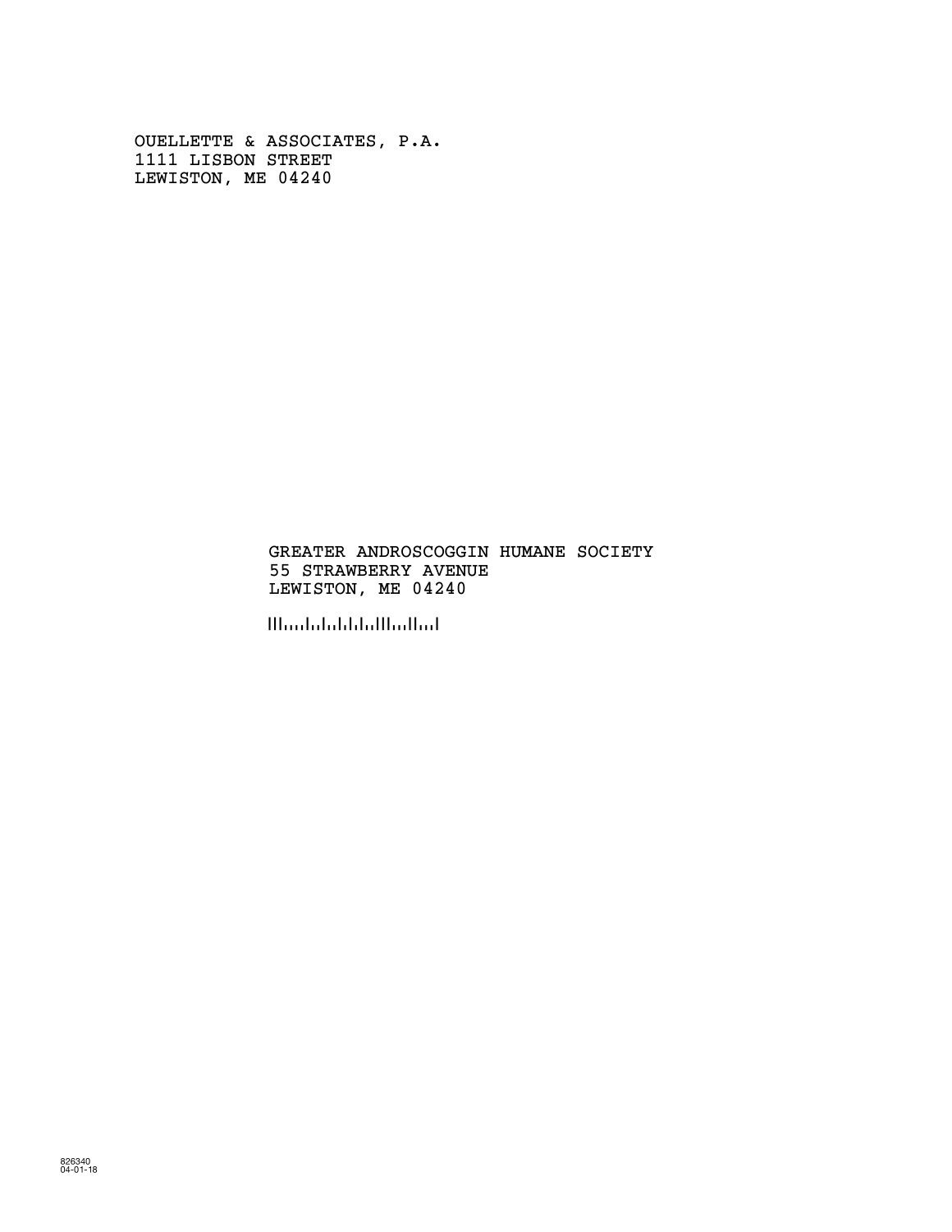OUELLETTE & ASSOCIATES, P.A.
1111 LISBON STREET
LEWISTON, ME 04240

GREATER ANDROSCOGGIN HUMANE SOCIETY
55 STRAWBERRY AVENUE
LEWISTON, ME 04240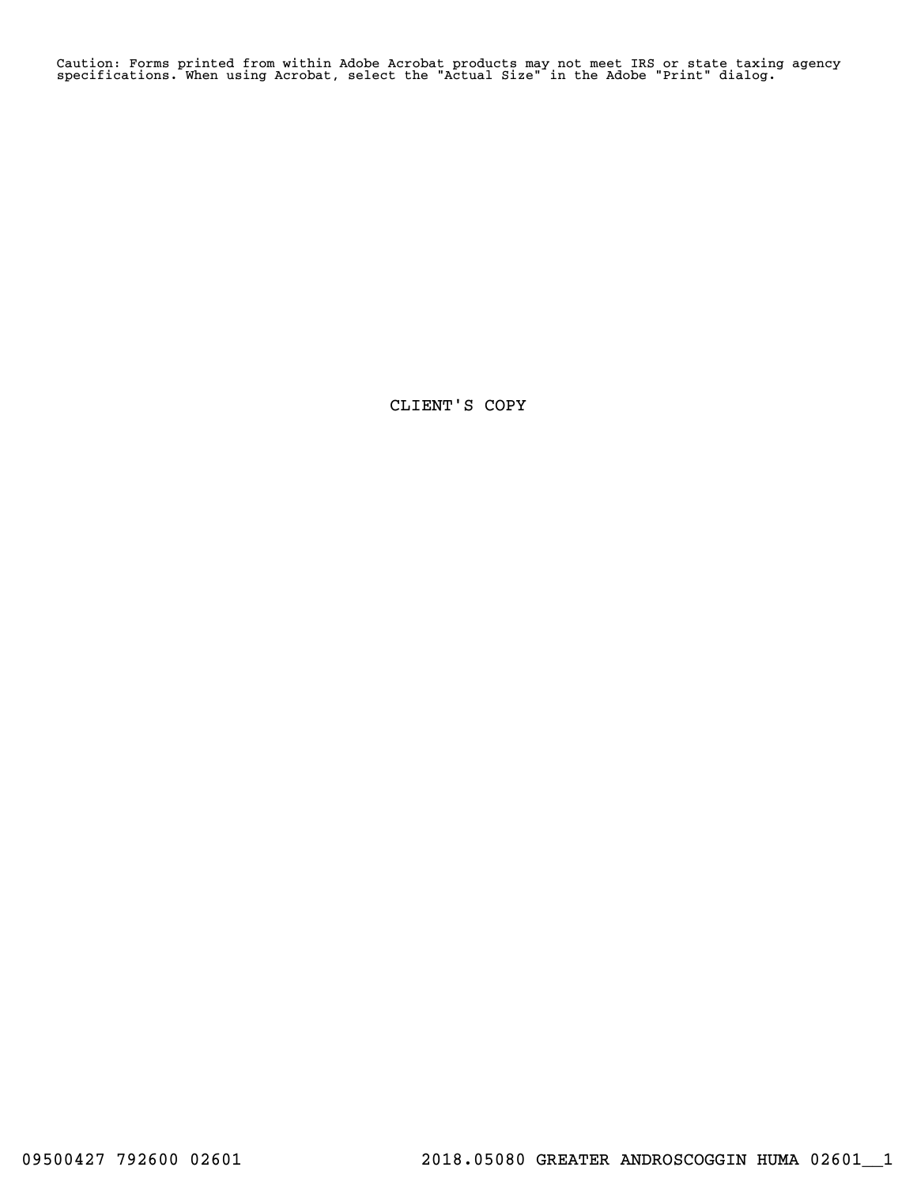Caution: Forms printed from within Adobe Acrobat products may not meet IRS or state taxing agency specifications. When using Acrobat, select the "Actual Size" in the Adobe "Print" dialog.

CLIENT'S COPY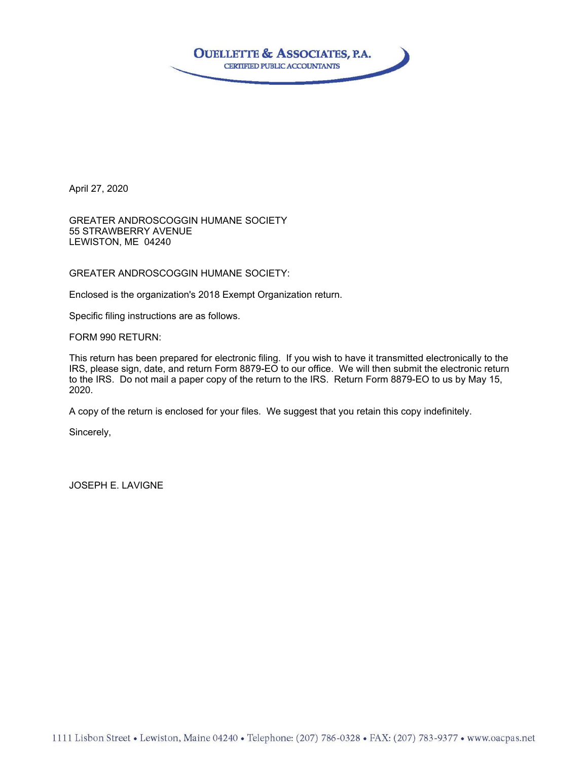**OUELLETTE & ASSOCIATES, P.A.**
CERTIFIED PUBLIC ACCOUNTANTS

April 27, 2020

GREATER ANDROSCOGGIN HUMANE SOCIETY
55 STRAWBERRY AVENUE
LEWISTON, ME 04240

GREATER ANDROSCOGGIN HUMANE SOCIETY:

Enclosed is the organization's 2018 Exempt Organization return.

Specific filing instructions are as follows.

FORM 990 RETURN:

This return has been prepared for electronic filing. If you wish to have it transmitted electronically to the IRS, please sign, date, and return Form 8879-EO to our office. We will then submit the electronic return to the IRS. Do not mail a paper copy of the return to the IRS. Return Form 8879-EO to us by May 15, 2020.

A copy of the return is enclosed for your files. We suggest that you retain this copy indefinitely.

Sincerely,

JOSEPH E. LAVIGNE

1111 Lisbon Street • Lewiston, Maine 04240 • Telephone: (207) 786-0328 • FAX: (207) 783-9377 • www.oacpas.net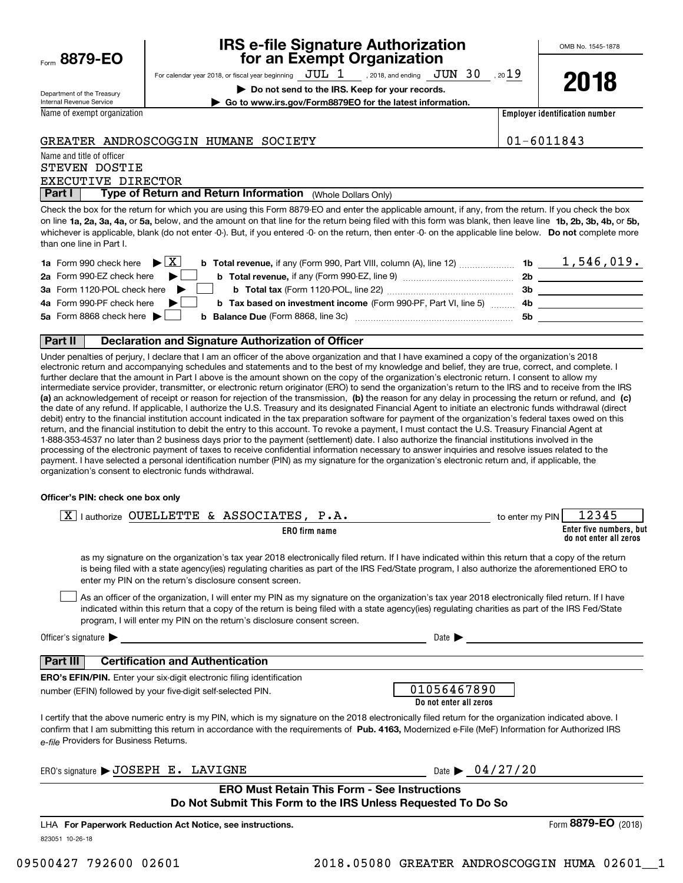Form **8879-EO**

Department of the Treasury
Internal Revenue Service

# IRS e-file Signature Authorization for an Exempt Organization

For calendar year 2018, or fiscal year beginning JUL 1 , 2018, and ending JUN 30 , 2019

▶ **Do not send to the IRS. Keep for your records.**

▶ **Go to www.irs.gov/Form8879EO for the latest information.**

OMB No. 1545-1878

**2018**

| Name of exempt organization | Employer identification number |
| --- | --- |
| GREATER ANDROSCOGGIN HUMANE SOCIETY | 01-6011843 |

Name and title of officer
STEVEN DOSTIE
EXECUTIVE DIRECTOR

## Part I Type of Return and Return Information (Whole Dollars Only)

Check the box for the return for which you are using this Form 8879-EO and enter the applicable amount, if any, from the return. If you check the box on line **1a, 2a, 3a, 4a,** or **5a,** below, and the amount on that line for the return being filed with this form was blank, then leave line **1b, 2b, 3b, 4b,** or **5b,** whichever is applicable, blank (do not enter -0-). But, if you entered -0- on the return, then enter -0- on the applicable line below. **Do not** complete more than one line in Part I.

| | | | | |
| --- | --- | --- | --- | --- |
| **1a** Form 990 check here | ▶ [X] | **b Total revenue,** if any (Form 990, Part VIII, column (A), line 12) | **1b** | 1,546,019. |
| **2a** Form 990-EZ check here | ▶ [ ] | **b Total revenue,** if any (Form 990-EZ, line 9) | **2b** | |
| **3a** Form 1120-POL check here | ▶ [ ] | **b Total tax** (Form 1120-POL, line 22) | **3b** | |
| **4a** Form 990-PF check here | ▶ [ ] | **b Tax based on investment income** (Form 990-PF, Part VI, line 5) | **4b** | |
| **5a** Form 8868 check here | ▶ [ ] | **b Balance Due** (Form 8868, line 3c) | **5b** | |

## Part II Declaration and Signature Authorization of Officer

Under penalties of perjury, I declare that I am an officer of the above organization and that I have examined a copy of the organization's 2018 electronic return and accompanying schedules and statements and to the best of my knowledge and belief, they are true, correct, and complete. I further declare that the amount in Part I above is the amount shown on the copy of the organization's electronic return. I consent to allow my intermediate service provider, transmitter, or electronic return originator (ERO) to send the organization's return to the IRS and to receive from the IRS **(a)** an acknowledgement of receipt or reason for rejection of the transmission, **(b)** the reason for any delay in processing the return or refund, and **(c)** the date of any refund. If applicable, I authorize the U.S. Treasury and its designated Financial Agent to initiate an electronic funds withdrawal (direct debit) entry to the financial institution account indicated in the tax preparation software for payment of the organization's federal taxes owed on this return, and the financial institution to debit the entry to this account. To revoke a payment, I must contact the U.S. Treasury Financial Agent at 1-888-353-4537 no later than 2 business days prior to the payment (settlement) date. I also authorize the financial institutions involved in the processing of the electronic payment of taxes to receive confidential information necessary to answer inquiries and resolve issues related to the payment. I have selected a personal identification number (PIN) as my signature for the organization's electronic return and, if applicable, the organization's consent to electronic funds withdrawal.

**Officer's PIN: check one box only**

[X] I authorize OUELLETTE & ASSOCIATES, P.A. (**ERO firm name**) to enter my PIN 12345 (**Enter five numbers, but do not enter all zeros**)

as my signature on the organization's tax year 2018 electronically filed return. If I have indicated within this return that a copy of the return is being filed with a state agency(ies) regulating charities as part of the IRS Fed/State program, I also authorize the aforementioned ERO to enter my PIN on the return's disclosure consent screen.

[ ] As an officer of the organization, I will enter my PIN as my signature on the organization's tax year 2018 electronically filed return. If I have indicated within this return that a copy of the return is being filed with a state agency(ies) regulating charities as part of the IRS Fed/State program, I will enter my PIN on the return's disclosure consent screen.

Officer's signature ▶ ______________________ Date ▶ ____________

## Part III Certification and Authentication

**ERO's EFIN/PIN.** Enter your six-digit electronic filing identification number (EFIN) followed by your five-digit self-selected PIN.

01056467890
**Do not enter all zeros**

I certify that the above numeric entry is my PIN, which is my signature on the 2018 electronically filed return for the organization indicated above. I confirm that I am submitting this return in accordance with the requirements of **Pub. 4163,** Modernized e-File (MeF) Information for Authorized IRS *e-file* Providers for Business Returns.

ERO's signature ▶ JOSEPH E. LAVIGNE Date ▶ 04/27/20

**ERO Must Retain This Form - See Instructions**
**Do Not Submit This Form to the IRS Unless Requested To Do So**

LHA **For Paperwork Reduction Act Notice, see instructions.** Form **8879-EO** (2018)

823051 10-26-18

09500427 792600 02601 2018.05080 GREATER ANDROSCOGGIN HUMA 02601__1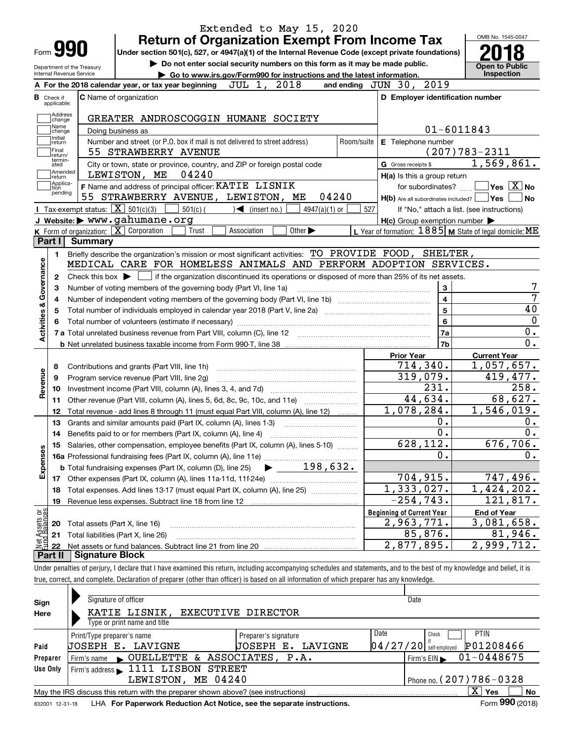Extended to May 15, 2020

# Form 990 Return of Organization Exempt From Income Tax

OMB No. 1545-0047

**2018**

Under section 501(c), 527, or 4947(a)(1) of the Internal Revenue Code (except private foundations)

▶ Do not enter social security numbers on this form as it may be made public.

▶ Go to www.irs.gov/Form990 for instructions and the latest information.

Department of the Treasury
Internal Revenue Service

**Open to Public Inspection**

**A** For the 2018 calendar year, or tax year beginning JUL 1, 2018 and ending JUN 30, 2019

**B** Check if applicable: Address change, Name change, Initial return, Final return/terminated, Amended return, Application pending

**C** Name of organization: GREATER ANDROSCOGGIN HUMANE SOCIETY

Doing business as

Number and street (or P.O. box if mail is not delivered to street address): 55 STRAWBERRY AVENUE | Room/suite

City or town, state or province, country, and ZIP or foreign postal code: LEWISTON, ME 04240

**D** Employer identification number: 01-6011843

**E** Telephone number: (207)783-2311

**G** Gross receipts $ 1,569,861.

**F** Name and address of principal officer: KATIE LISNIK, 55 STRAWBERRY AVENUE, LEWISTON, ME 04240

**H(a)** Is this a group return for subordinates? Yes [ ] No [X]

**H(b)** Are all subordinates included? Yes [ ] No [ ]
If "No," attach a list. (see instructions)

**H(c)** Group exemption number ▶

**I** Tax-exempt status: [X] 501(c)(3) [ ] 501(c)( ) ◀ (insert no.) [ ] 4947(a)(1) or [ ] 527

**J** Website: ▶ www.gahumane.org

**K** Form of organization: [X] Corporation [ ] Trust [ ] Association [ ] Other ▶

**L** Year of formation: 1885 **M** State of legal domicile: ME

## Part I Summary

**Activities & Governance**

1. Briefly describe the organization's mission or most significant activities: TO PROVIDE FOOD, SHELTER, MEDICAL CARE FOR HOMELESS ANIMALS AND PERFORM ADOPTION SERVICES.
2. Check this box ▶ [ ] if the organization discontinued its operations or disposed of more than 25% of its net assets.

| | | | |
|---|---|---|---|
| 3 | Number of voting members of the governing body (Part VI, line 1a) | 3 | 7 |
| 4 | Number of independent voting members of the governing body (Part VI, line 1b) | 4 | 7 |
| 5 | Total number of individuals employed in calendar year 2018 (Part V, line 2a) | 5 | 40 |
| 6 | Total number of volunteers (estimate if necessary) | 6 | 0 |
| 7a | Total unrelated business revenue from Part VIII, column (C), line 12 | 7a | 0. |
| b | Net unrelated business taxable income from Form 990-T, line 38 | 7b | 0. |

| | | Prior Year | Current Year |
|---|---|---|---|
| **Revenue** | | | |
| 8 | Contributions and grants (Part VIII, line 1h) | 714,340. | 1,057,657. |
| 9 | Program service revenue (Part VIII, line 2g) | 319,079. | 419,477. |
| 10 | Investment income (Part VIII, column (A), lines 3, 4, and 7d) | 231. | 258. |
| 11 | Other revenue (Part VIII, column (A), lines 5, 6d, 8c, 9c, 10c, and 11e) | 44,634. | 68,627. |
| 12 | Total revenue - add lines 8 through 11 (must equal Part VIII, column (A), line 12) | 1,078,284. | 1,546,019. |
| **Expenses** | | | |
| 13 | Grants and similar amounts paid (Part IX, column (A), lines 1-3) | 0. | 0. |
| 14 | Benefits paid to or for members (Part IX, column (A), line 4) | 0. | 0. |
| 15 | Salaries, other compensation, employee benefits (Part IX, column (A), lines 5-10) | 628,112. | 676,706. |
| 16a | Professional fundraising fees (Part IX, column (A), line 11e) | 0. | 0. |
| b | Total fundraising expenses (Part IX, column (D), line 25) ▶ 198,632. | | |
| 17 | Other expenses (Part IX, column (A), lines 11a-11d, 11f-24e) | 704,915. | 747,496. |
| 18 | Total expenses. Add lines 13-17 (must equal Part IX, column (A), line 25) | 1,333,027. | 1,424,202. |
| 19 | Revenue less expenses. Subtract line 18 from line 12 | -254,743. | 121,817. |

| **Net Assets or Fund Balances** | | Beginning of Current Year | End of Year |
|---|---|---|---|
| 20 | Total assets (Part X, line 16) | 2,963,771. | 3,081,658. |
| 21 | Total liabilities (Part X, line 26) | 85,876. | 81,946. |
| 22 | Net assets or fund balances. Subtract line 21 from line 20 | 2,877,895. | 2,999,712. |

## Part II Signature Block

Under penalties of perjury, I declare that I have examined this return, including accompanying schedules and statements, and to the best of my knowledge and belief, it is true, correct, and complete. Declaration of preparer (other than officer) is based on all information of which preparer has any knowledge.

**Sign Here**

Signature of officer | Date

KATIE LISNIK, EXECUTIVE DIRECTOR
Type or print name and title

**Paid Preparer Use Only**

| Print/Type preparer's name | Preparer's signature | Date | Check [ ] if self-employed | PTIN |
|---|---|---|---|---|
| JOSEPH E. LAVIGNE | JOSEPH E. LAVIGNE | 04/27/20 | | P01208466 |

Firm's name ▶ OUELLETTE & ASSOCIATES, P.A. | Firm's EIN ▶ 01-0448675

Firm's address ▶ 1111 LISBON STREET, LEWISTON, ME 04240 | Phone no. (207)786-0328

May the IRS discuss this return with the preparer shown above? (see instructions) [X] Yes [ ] No

832001 12-31-18 LHA For Paperwork Reduction Act Notice, see the separate instructions. Form **990** (2018)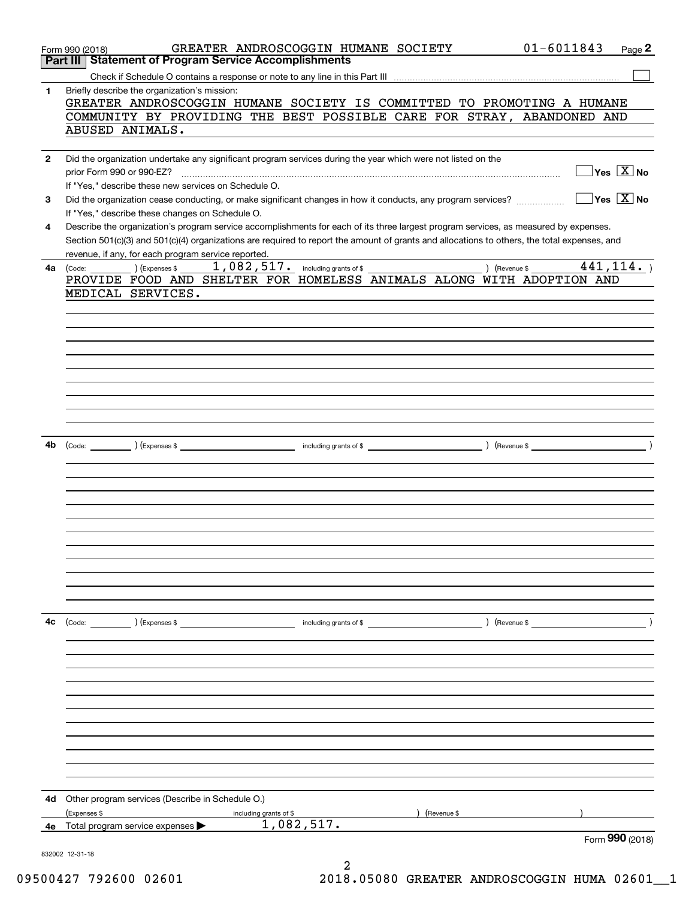Form 990 (2018) GREATER ANDROSCOGGIN HUMANE SOCIETY 01-6011843 Page 2

## Part III Statement of Program Service Accomplishments

Check if Schedule O contains a response or note to any line in this Part III [ ]

**1** Briefly describe the organization's mission:

GREATER ANDROSCOGGIN HUMANE SOCIETY IS COMMITTED TO PROMOTING A HUMANE COMMUNITY BY PROVIDING THE BEST POSSIBLE CARE FOR STRAY, ABANDONED AND ABUSED ANIMALS.

**2** Did the organization undertake any significant program services during the year which were not listed on the prior Form 990 or 990-EZ? [ ] Yes [X] No

If "Yes," describe these new services on Schedule O.

**3** Did the organization cease conducting, or make significant changes in how it conducts, any program services? [ ] Yes [X] No

If "Yes," describe these changes on Schedule O.

**4** Describe the organization's program service accomplishments for each of its three largest program services, as measured by expenses. Section 501(c)(3) and 501(c)(4) organizations are required to report the amount of grants and allocations to others, the total expenses, and revenue, if any, for each program service reported.

**4a** (Code: ) (Expenses $ 1,082,517. including grants of $ ) (Revenue $ 441,114. )

PROVIDE FOOD AND SHELTER FOR HOMELESS ANIMALS ALONG WITH ADOPTION AND MEDICAL SERVICES.

**4b** (Code: ) (Expenses $ including grants of $ ) (Revenue $ )

**4c** (Code: ) (Expenses $ including grants of $ ) (Revenue $ )

**4d** Other program services (Describe in Schedule O.)

(Expenses $ including grants of $ ) (Revenue $ )

**4e** Total program service expenses ▶ 1,082,517.

Form **990** (2018)

832002 12-31-18

09500427 792600 02601 2018.05080 GREATER ANDROSCOGGIN HUMA 02601__1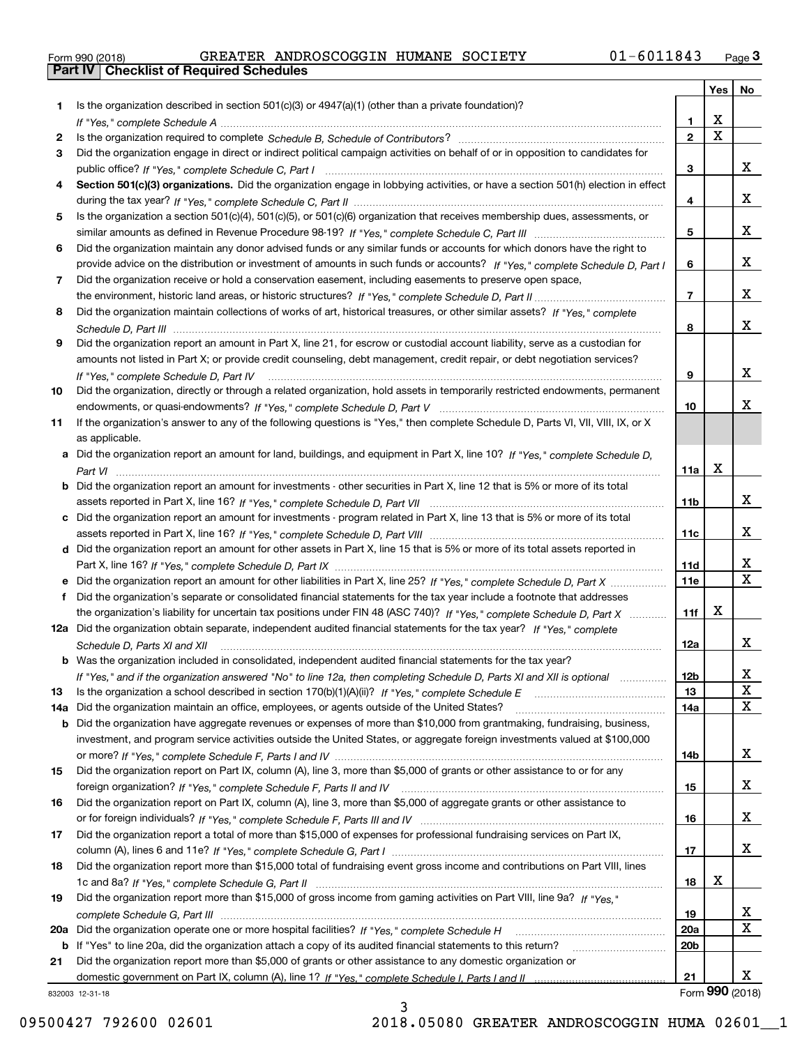Form 990 (2018) GREATER ANDROSCOGGIN HUMANE SOCIETY 01-6011843 Page 3

## Part IV Checklist of Required Schedules

| | | | Yes | No |
|---|---|---|---|---|
| 1 | Is the organization described in section 501(c)(3) or 4947(a)(1) (other than a private foundation)? *If "Yes," complete Schedule A* | 1 | X | |
| 2 | Is the organization required to complete *Schedule B, Schedule of Contributors*? | 2 | X | |
| 3 | Did the organization engage in direct or indirect political campaign activities on behalf of or in opposition to candidates for public office? *If "Yes," complete Schedule C, Part I* | 3 | | X |
| 4 | **Section 501(c)(3) organizations.** Did the organization engage in lobbying activities, or have a section 501(h) election in effect during the tax year? *If "Yes," complete Schedule C, Part II* | 4 | | X |
| 5 | Is the organization a section 501(c)(4), 501(c)(5), or 501(c)(6) organization that receives membership dues, assessments, or similar amounts as defined in Revenue Procedure 98-19? *If "Yes," complete Schedule C, Part III* | 5 | | X |
| 6 | Did the organization maintain any donor advised funds or any similar funds or accounts for which donors have the right to provide advice on the distribution or investment of amounts in such funds or accounts? *If "Yes," complete Schedule D, Part I* | 6 | | X |
| 7 | Did the organization receive or hold a conservation easement, including easements to preserve open space, the environment, historic land areas, or historic structures? *If "Yes," complete Schedule D, Part II* | 7 | | X |
| 8 | Did the organization maintain collections of works of art, historical treasures, or other similar assets? *If "Yes," complete Schedule D, Part III* | 8 | | X |
| 9 | Did the organization report an amount in Part X, line 21, for escrow or custodial account liability, serve as a custodian for amounts not listed in Part X; or provide credit counseling, debt management, credit repair, or debt negotiation services? *If "Yes," complete Schedule D, Part IV* | 9 | | X |
| 10 | Did the organization, directly or through a related organization, hold assets in temporarily restricted endowments, permanent endowments, or quasi-endowments? *If "Yes," complete Schedule D, Part V* | 10 | | X |
| 11 | If the organization's answer to any of the following questions is "Yes," then complete Schedule D, Parts VI, VII, VIII, IX, or X as applicable. | | | |
| a | Did the organization report an amount for land, buildings, and equipment in Part X, line 10? *If "Yes," complete Schedule D, Part VI* | 11a | X | |
| b | Did the organization report an amount for investments - other securities in Part X, line 12 that is 5% or more of its total assets reported in Part X, line 16? *If "Yes," complete Schedule D, Part VII* | 11b | | X |
| c | Did the organization report an amount for investments - program related in Part X, line 13 that is 5% or more of its total assets reported in Part X, line 16? *If "Yes," complete Schedule D, Part VIII* | 11c | | X |
| d | Did the organization report an amount for other assets in Part X, line 15 that is 5% or more of its total assets reported in Part X, line 16? *If "Yes," complete Schedule D, Part IX* | 11d | | X |
| e | Did the organization report an amount for other liabilities in Part X, line 25? *If "Yes," complete Schedule D, Part X* | 11e | | X |
| f | Did the organization's separate or consolidated financial statements for the tax year include a footnote that addresses the organization's liability for uncertain tax positions under FIN 48 (ASC 740)? *If "Yes," complete Schedule D, Part X* | 11f | X | |
| 12a | Did the organization obtain separate, independent audited financial statements for the tax year? *If "Yes," complete Schedule D, Parts XI and XII* | 12a | | X |
| b | Was the organization included in consolidated, independent audited financial statements for the tax year? *If "Yes," and if the organization answered "No" to line 12a, then completing Schedule D, Parts XI and XII is optional* | 12b | | X |
| 13 | Is the organization a school described in section 170(b)(1)(A)(ii)? *If "Yes," complete Schedule E* | 13 | | X |
| 14a | Did the organization maintain an office, employees, or agents outside of the United States? | 14a | | X |
| b | Did the organization have aggregate revenues or expenses of more than $10,000 from grantmaking, fundraising, business, investment, and program service activities outside the United States, or aggregate foreign investments valued at $100,000 or more? *If "Yes," complete Schedule F, Parts I and IV* | 14b | | X |
| 15 | Did the organization report on Part IX, column (A), line 3, more than $5,000 of grants or other assistance to or for any foreign organization? *If "Yes," complete Schedule F, Parts II and IV* | 15 | | X |
| 16 | Did the organization report on Part IX, column (A), line 3, more than $5,000 of aggregate grants or other assistance to or for foreign individuals? *If "Yes," complete Schedule F, Parts III and IV* | 16 | | X |
| 17 | Did the organization report a total of more than $15,000 of expenses for professional fundraising services on Part IX, column (A), lines 6 and 11e? *If "Yes," complete Schedule G, Part I* | 17 | | X |
| 18 | Did the organization report more than $15,000 total of fundraising event gross income and contributions on Part VIII, lines 1c and 8a? *If "Yes," complete Schedule G, Part II* | 18 | X | |
| 19 | Did the organization report more than $15,000 of gross income from gaming activities on Part VIII, line 9a? *If "Yes," complete Schedule G, Part III* | 19 | | X |
| 20a | Did the organization operate one or more hospital facilities? *If "Yes," complete Schedule H* | 20a | | X |
| b | If "Yes" to line 20a, did the organization attach a copy of its audited financial statements to this return? | 20b | | |
| 21 | Did the organization report more than $5,000 of grants or other assistance to any domestic organization or domestic government on Part IX, column (A), line 1? *If "Yes," complete Schedule I, Parts I and II* | 21 | | X |

832003 12-31-18 Form **990** (2018)

09500427 792600 02601 2018.05080 GREATER ANDROSCOGGIN HUMA 02601__1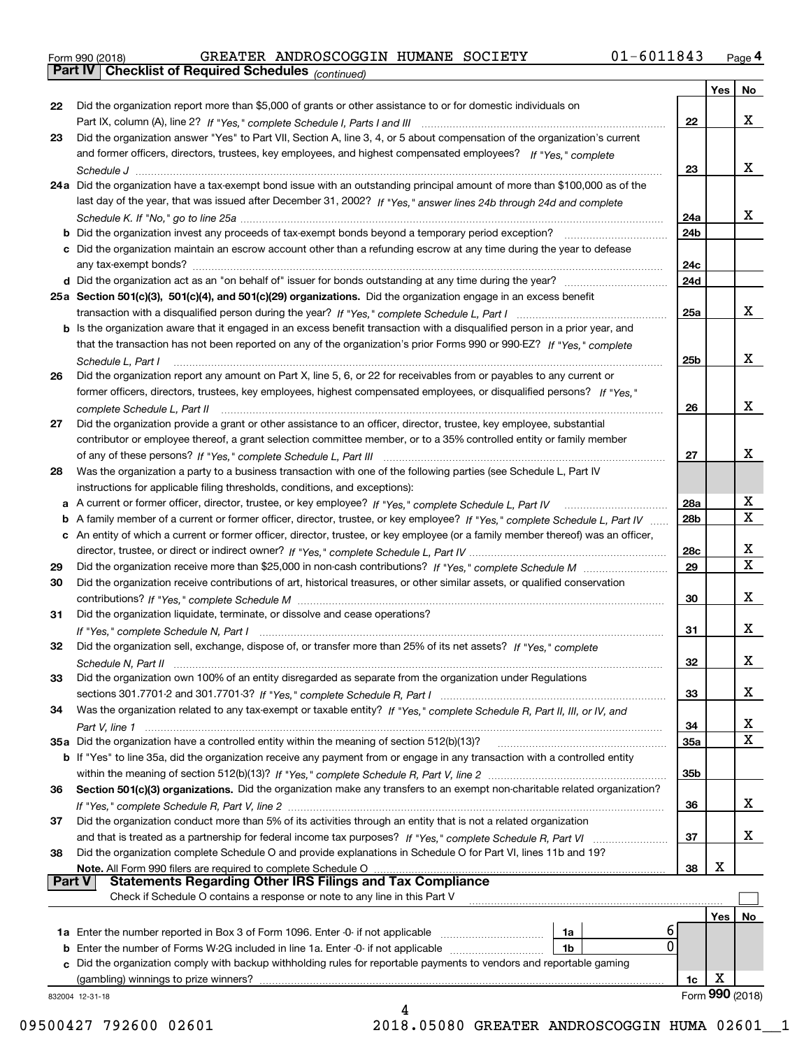Form 990 (2018) GREATER ANDROSCOGGIN HUMANE SOCIETY 01-6011843 Page 4

**Part IV Checklist of Required Schedules** *(continued)*

| | | | Yes | No |
|---|---|---|---|---|
| 22 | Did the organization report more than $5,000 of grants or other assistance to or for domestic individuals on Part IX, column (A), line 2? *If "Yes," complete Schedule I, Parts I and III* | 22 | | X |
| 23 | Did the organization answer "Yes" to Part VII, Section A, line 3, 4, or 5 about compensation of the organization's current and former officers, directors, trustees, key employees, and highest compensated employees? *If "Yes," complete Schedule J* | 23 | | X |
| 24a | Did the organization have a tax-exempt bond issue with an outstanding principal amount of more than $100,000 as of the last day of the year, that was issued after December 31, 2002? *If "Yes," answer lines 24b through 24d and complete Schedule K. If "No," go to line 25a* | 24a | | X |
| b | Did the organization invest any proceeds of tax-exempt bonds beyond a temporary period exception? | 24b | | |
| c | Did the organization maintain an escrow account other than a refunding escrow at any time during the year to defease any tax-exempt bonds? | 24c | | |
| d | Did the organization act as an "on behalf of" issuer for bonds outstanding at any time during the year? | 24d | | |
| 25a | **Section 501(c)(3), 501(c)(4), and 501(c)(29) organizations.** Did the organization engage in an excess benefit transaction with a disqualified person during the year? *If "Yes," complete Schedule L, Part I* | 25a | | X |
| b | Is the organization aware that it engaged in an excess benefit transaction with a disqualified person in a prior year, and that the transaction has not been reported on any of the organization's prior Forms 990 or 990-EZ? *If "Yes," complete Schedule L, Part I* | 25b | | X |
| 26 | Did the organization report any amount on Part X, line 5, 6, or 22 for receivables from or payables to any current or former officers, directors, trustees, key employees, highest compensated employees, or disqualified persons? *If "Yes," complete Schedule L, Part II* | 26 | | X |
| 27 | Did the organization provide a grant or other assistance to an officer, director, trustee, key employee, substantial contributor or employee thereof, a grant selection committee member, or to a 35% controlled entity or family member of any of these persons? *If "Yes," complete Schedule L, Part III* | 27 | | X |
| 28 | Was the organization a party to a business transaction with one of the following parties (see Schedule L, Part IV instructions for applicable filing thresholds, conditions, and exceptions): | | | |
| a | A current or former officer, director, trustee, or key employee? *If "Yes," complete Schedule L, Part IV* | 28a | | X |
| b | A family member of a current or former officer, director, trustee, or key employee? *If "Yes," complete Schedule L, Part IV* | 28b | | X |
| c | An entity of which a current or former officer, director, trustee, or key employee (or a family member thereof) was an officer, director, trustee, or direct or indirect owner? *If "Yes," complete Schedule L, Part IV* | 28c | | X |
| 29 | Did the organization receive more than $25,000 in non-cash contributions? *If "Yes," complete Schedule M* | 29 | | X |
| 30 | Did the organization receive contributions of art, historical treasures, or other similar assets, or qualified conservation contributions? *If "Yes," complete Schedule M* | 30 | | X |
| 31 | Did the organization liquidate, terminate, or dissolve and cease operations? *If "Yes," complete Schedule N, Part I* | 31 | | X |
| 32 | Did the organization sell, exchange, dispose of, or transfer more than 25% of its net assets? *If "Yes," complete Schedule N, Part II* | 32 | | X |
| 33 | Did the organization own 100% of an entity disregarded as separate from the organization under Regulations sections 301.7701-2 and 301.7701-3? *If "Yes," complete Schedule R, Part I* | 33 | | X |
| 34 | Was the organization related to any tax-exempt or taxable entity? *If "Yes," complete Schedule R, Part II, III, or IV, and Part V, line 1* | 34 | | X |
| 35a | Did the organization have a controlled entity within the meaning of section 512(b)(13)? | 35a | | X |
| b | If "Yes" to line 35a, did the organization receive any payment from or engage in any transaction with a controlled entity within the meaning of section 512(b)(13)? *If "Yes," complete Schedule R, Part V, line 2* | 35b | | |
| 36 | **Section 501(c)(3) organizations.** Did the organization make any transfers to an exempt non-charitable related organization? *If "Yes," complete Schedule R, Part V, line 2* | 36 | | X |
| 37 | Did the organization conduct more than 5% of its activities through an entity that is not a related organization and that is treated as a partnership for federal income tax purposes? *If "Yes," complete Schedule R, Part VI* | 37 | | X |
| 38 | Did the organization complete Schedule O and provide explanations in Schedule O for Part VI, lines 11b and 19? **Note.** All Form 990 filers are required to complete Schedule O | 38 | X | |

**Part V Statements Regarding Other IRS Filings and Tax Compliance**

Check if Schedule O contains a response or note to any line in this Part V ☐

| | | | | | Yes | No |
|---|---|---|---|---|---|---|
| 1a | Enter the number reported in Box 3 of Form 1096. Enter -0- if not applicable | 1a | 6 | | | |
| b | Enter the number of Forms W-2G included in line 1a. Enter -0- if not applicable | 1b | 0 | | | |
| c | Did the organization comply with backup withholding rules for reportable payments to vendors and reportable gaming (gambling) winnings to prize winners? | | | 1c | X | |

832004 12-31-18

Form **990** (2018)

09500427 792600 02601 2018.05080 GREATER ANDROSCOGGIN HUMA 02601__1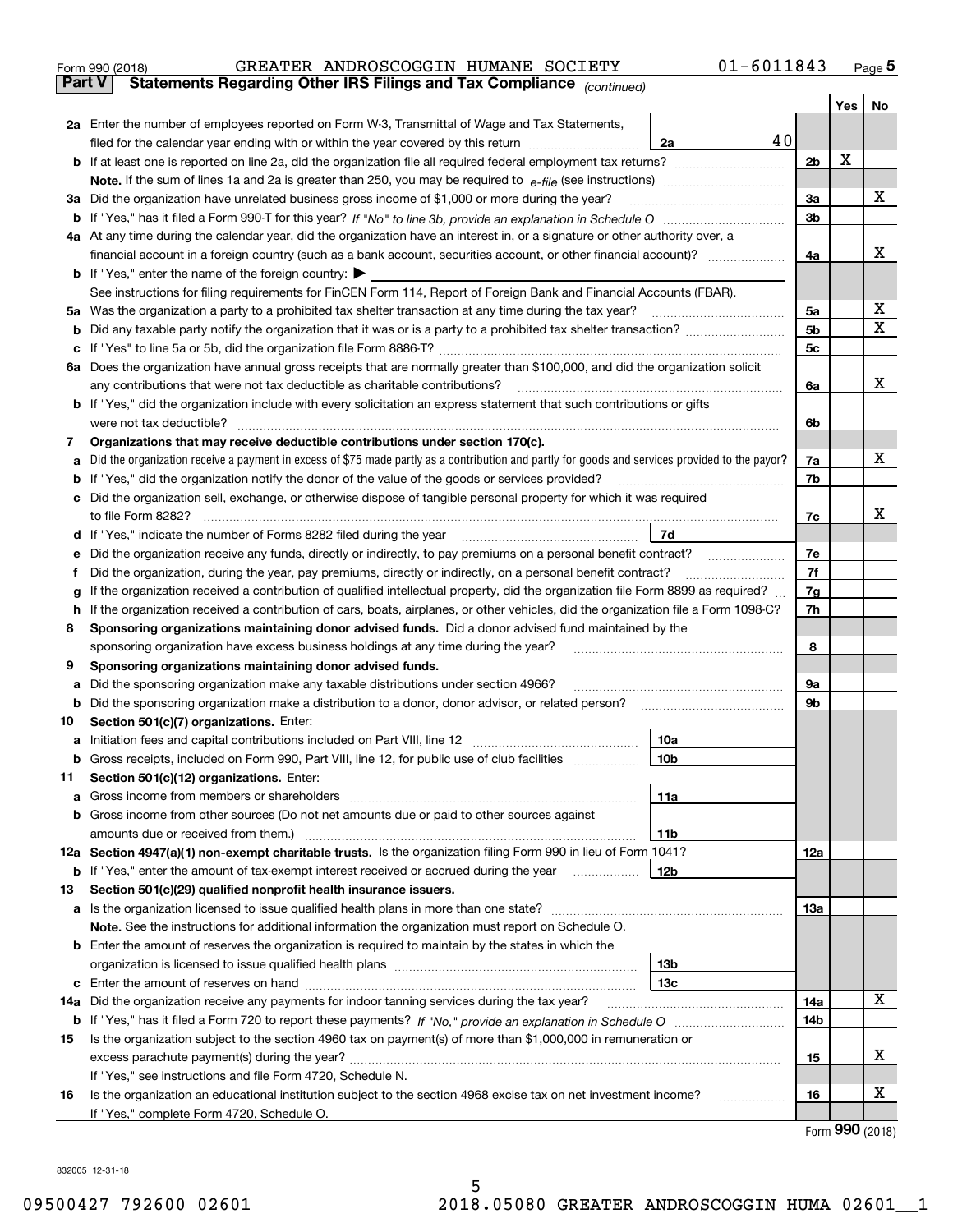Form 990 (2018) GREATER ANDROSCOGGIN HUMANE SOCIETY 01-6011843 Page 5

## Part V Statements Regarding Other IRS Filings and Tax Compliance *(continued)*

| | | | | Yes | No |
|---|---|---|---|---|---|
| **2a** | Enter the number of employees reported on Form W-3, Transmittal of Wage and Tax Statements, filed for the calendar year ending with or within the year covered by this return | 2a | 40 | | |
| **b** | If at least one is reported on line 2a, did the organization file all required federal employment tax returns? | | 2b | X | |
| | **Note.** If the sum of lines 1a and 2a is greater than 250, you may be required to *e-file* (see instructions) | | | | |
| **3a** | Did the organization have unrelated business gross income of $1,000 or more during the year? | | 3a | | X |
| **b** | If "Yes," has it filed a Form 990-T for this year? *If "No" to line 3b, provide an explanation in Schedule O* | | 3b | | |
| **4a** | At any time during the calendar year, did the organization have an interest in, or a signature or other authority over, a financial account in a foreign country (such as a bank account, securities account, or other financial account)? | | 4a | | X |
| **b** | If "Yes," enter the name of the foreign country: ▶ | | | | |
| | See instructions for filing requirements for FinCEN Form 114, Report of Foreign Bank and Financial Accounts (FBAR). | | | | |
| **5a** | Was the organization a party to a prohibited tax shelter transaction at any time during the tax year? | | 5a | | X |
| **b** | Did any taxable party notify the organization that it was or is a party to a prohibited tax shelter transaction? | | 5b | | X |
| **c** | If "Yes" to line 5a or 5b, did the organization file Form 8886-T? | | 5c | | |
| **6a** | Does the organization have annual gross receipts that are normally greater than $100,000, and did the organization solicit any contributions that were not tax deductible as charitable contributions? | | 6a | | X |
| **b** | If "Yes," did the organization include with every solicitation an express statement that such contributions or gifts were not tax deductible? | | 6b | | |
| **7** | **Organizations that may receive deductible contributions under section 170(c).** | | | | |
| **a** | Did the organization receive a payment in excess of $75 made partly as a contribution and partly for goods and services provided to the payor? | | 7a | | X |
| **b** | If "Yes," did the organization notify the donor of the value of the goods or services provided? | | 7b | | |
| **c** | Did the organization sell, exchange, or otherwise dispose of tangible personal property for which it was required to file Form 8282? | | 7c | | X |
| **d** | If "Yes," indicate the number of Forms 8282 filed during the year | 7d | | | |
| **e** | Did the organization receive any funds, directly or indirectly, to pay premiums on a personal benefit contract? | | 7e | | |
| **f** | Did the organization, during the year, pay premiums, directly or indirectly, on a personal benefit contract? | | 7f | | |
| **g** | If the organization received a contribution of qualified intellectual property, did the organization file Form 8899 as required? | | 7g | | |
| **h** | If the organization received a contribution of cars, boats, airplanes, or other vehicles, did the organization file a Form 1098-C? | | 7h | | |
| **8** | **Sponsoring organizations maintaining donor advised funds.** Did a donor advised fund maintained by the sponsoring organization have excess business holdings at any time during the year? | | 8 | | |
| **9** | **Sponsoring organizations maintaining donor advised funds.** | | | | |
| **a** | Did the sponsoring organization make any taxable distributions under section 4966? | | 9a | | |
| **b** | Did the sponsoring organization make a distribution to a donor, donor advisor, or related person? | | 9b | | |
| **10** | **Section 501(c)(7) organizations.** Enter: | | | | |
| **a** | Initiation fees and capital contributions included on Part VIII, line 12 | 10a | | | |
| **b** | Gross receipts, included on Form 990, Part VIII, line 12, for public use of club facilities | 10b | | | |
| **11** | **Section 501(c)(12) organizations.** Enter: | | | | |
| **a** | Gross income from members or shareholders | 11a | | | |
| **b** | Gross income from other sources (Do not net amounts due or paid to other sources against amounts due or received from them.) | 11b | | | |
| **12a** | **Section 4947(a)(1) non-exempt charitable trusts.** Is the organization filing Form 990 in lieu of Form 1041? | | 12a | | |
| **b** | If "Yes," enter the amount of tax-exempt interest received or accrued during the year | 12b | | | |
| **13** | **Section 501(c)(29) qualified nonprofit health insurance issuers.** | | | | |
| **a** | Is the organization licensed to issue qualified health plans in more than one state? | | 13a | | |
| | **Note.** See the instructions for additional information the organization must report on Schedule O. | | | | |
| **b** | Enter the amount of reserves the organization is required to maintain by the states in which the organization is licensed to issue qualified health plans | 13b | | | |
| **c** | Enter the amount of reserves on hand | 13c | | | |
| **14a** | Did the organization receive any payments for indoor tanning services during the tax year? | | 14a | | X |
| **b** | If "Yes," has it filed a Form 720 to report these payments? *If "No," provide an explanation in Schedule O* | | 14b | | |
| **15** | Is the organization subject to the section 4960 tax on payment(s) of more than $1,000,000 in remuneration or excess parachute payment(s) during the year? | | 15 | | X |
| | If "Yes," see instructions and file Form 4720, Schedule N. | | | | |
| **16** | Is the organization an educational institution subject to the section 4968 excise tax on net investment income? | | 16 | | X |
| | If "Yes," complete Form 4720, Schedule O. | | | | |

Form **990** (2018)

832005 12-31-18

09500427 792600 02601 2018.05080 GREATER ANDROSCOGGIN HUMA 02601__1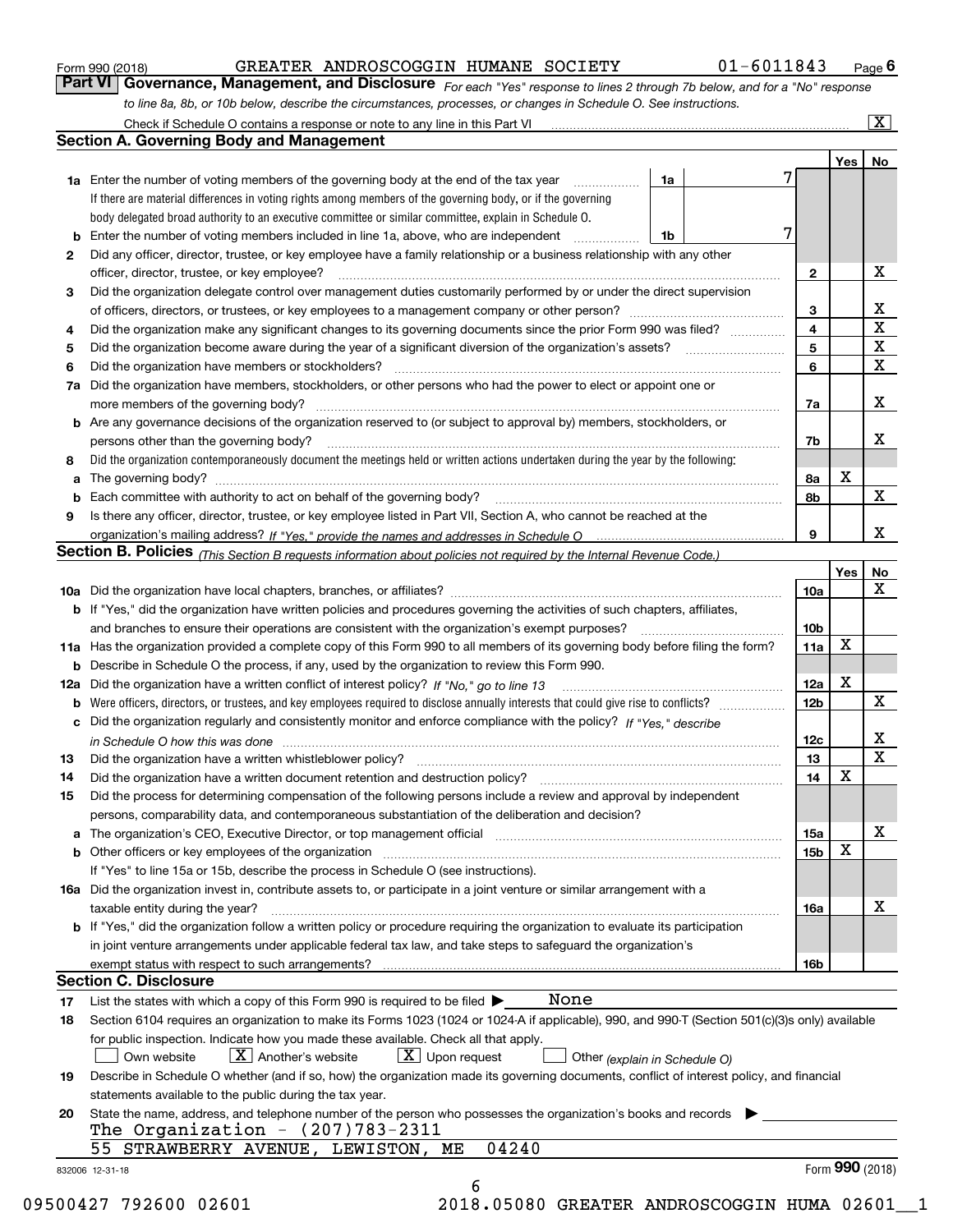Form 990 (2018) GREATER ANDROSCOGGIN HUMANE SOCIETY 01-6011843 Page 6

**Part VI Governance, Management, and Disclosure** *For each "Yes" response to lines 2 through 7b below, and for a "No" response to line 8a, 8b, or 10b below, describe the circumstances, processes, or changes in Schedule O. See instructions.*

Check if Schedule O contains a response or note to any line in this Part VI [X]

## Section A. Governing Body and Management

| | | | | Yes | No |
|---|---|---|---|---|---|
| **1a** | Enter the number of voting members of the governing body at the end of the tax year | 1a | 7 | | |
| | If there are material differences in voting rights among members of the governing body, or if the governing body delegated broad authority to an executive committee or similar committee, explain in Schedule O. | | | | |
| **b** | Enter the number of voting members included in line 1a, above, who are independent | 1b | 7 | | |
| **2** | Did any officer, director, trustee, or key employee have a family relationship or a business relationship with any other officer, director, trustee, or key employee? | 2 | | | X |
| **3** | Did the organization delegate control over management duties customarily performed by or under the direct supervision of officers, directors, or trustees, or key employees to a management company or other person? | 3 | | | X |
| **4** | Did the organization make any significant changes to its governing documents since the prior Form 990 was filed? | 4 | | | X |
| **5** | Did the organization become aware during the year of a significant diversion of the organization's assets? | 5 | | | X |
| **6** | Did the organization have members or stockholders? | 6 | | | X |
| **7a** | Did the organization have members, stockholders, or other persons who had the power to elect or appoint one or more members of the governing body? | 7a | | | X |
| **b** | Are any governance decisions of the organization reserved to (or subject to approval by) members, stockholders, or persons other than the governing body? | 7b | | | X |
| **8** | Did the organization contemporaneously document the meetings held or written actions undertaken during the year by the following: | | | | |
| **a** | The governing body? | 8a | | X | |
| **b** | Each committee with authority to act on behalf of the governing body? | 8b | | | X |
| **9** | Is there any officer, director, trustee, or key employee listed in Part VII, Section A, who cannot be reached at the organization's mailing address? *If "Yes," provide the names and addresses in Schedule O* | 9 | | | X |

## Section B. Policies *(This Section B requests information about policies not required by the Internal Revenue Code.)*

| | | | Yes | No |
|---|---|---|---|---|
| **10a** | Did the organization have local chapters, branches, or affiliates? | 10a | | X |
| **b** | If "Yes," did the organization have written policies and procedures governing the activities of such chapters, affiliates, and branches to ensure their operations are consistent with the organization's exempt purposes? | 10b | | |
| **11a** | Has the organization provided a complete copy of this Form 990 to all members of its governing body before filing the form? | 11a | X | |
| **b** | Describe in Schedule O the process, if any, used by the organization to review this Form 990. | | | |
| **12a** | Did the organization have a written conflict of interest policy? *If "No," go to line 13* | 12a | X | |
| **b** | Were officers, directors, or trustees, and key employees required to disclose annually interests that could give rise to conflicts? | 12b | | X |
| **c** | Did the organization regularly and consistently monitor and enforce compliance with the policy? *If "Yes," describe in Schedule O how this was done* | 12c | | X |
| **13** | Did the organization have a written whistleblower policy? | 13 | | X |
| **14** | Did the organization have a written document retention and destruction policy? | 14 | X | |
| **15** | Did the process for determining compensation of the following persons include a review and approval by independent persons, comparability data, and contemporaneous substantiation of the deliberation and decision? | | | |
| **a** | The organization's CEO, Executive Director, or top management official | 15a | | X |
| **b** | Other officers or key employees of the organization | 15b | X | |
| | If "Yes" to line 15a or 15b, describe the process in Schedule O (see instructions). | | | |
| **16a** | Did the organization invest in, contribute assets to, or participate in a joint venture or similar arrangement with a taxable entity during the year? | 16a | | X |
| **b** | If "Yes," did the organization follow a written policy or procedure requiring the organization to evaluate its participation in joint venture arrangements under applicable federal tax law, and take steps to safeguard the organization's exempt status with respect to such arrangements? | 16b | | |

## Section C. Disclosure

**17** List the states with which a copy of this Form 990 is required to be filed ▶ None

**18** Section 6104 requires an organization to make its Forms 1023 (1024 or 1024-A if applicable), 990, and 990-T (Section 501(c)(3)s only) available for public inspection. Indicate how you made these available. Check all that apply.

[ ] Own website [X] Another's website [X] Upon request [ ] Other *(explain in Schedule O)*

**19** Describe in Schedule O whether (and if so, how) the organization made its governing documents, conflict of interest policy, and financial statements available to the public during the tax year.

**20** State the name, address, and telephone number of the person who possesses the organization's books and records ▶

The Organization - (207)783-2311

55 STRAWBERRY AVENUE, LEWISTON, ME 04240

832006 12-31-18 Form **990** (2018)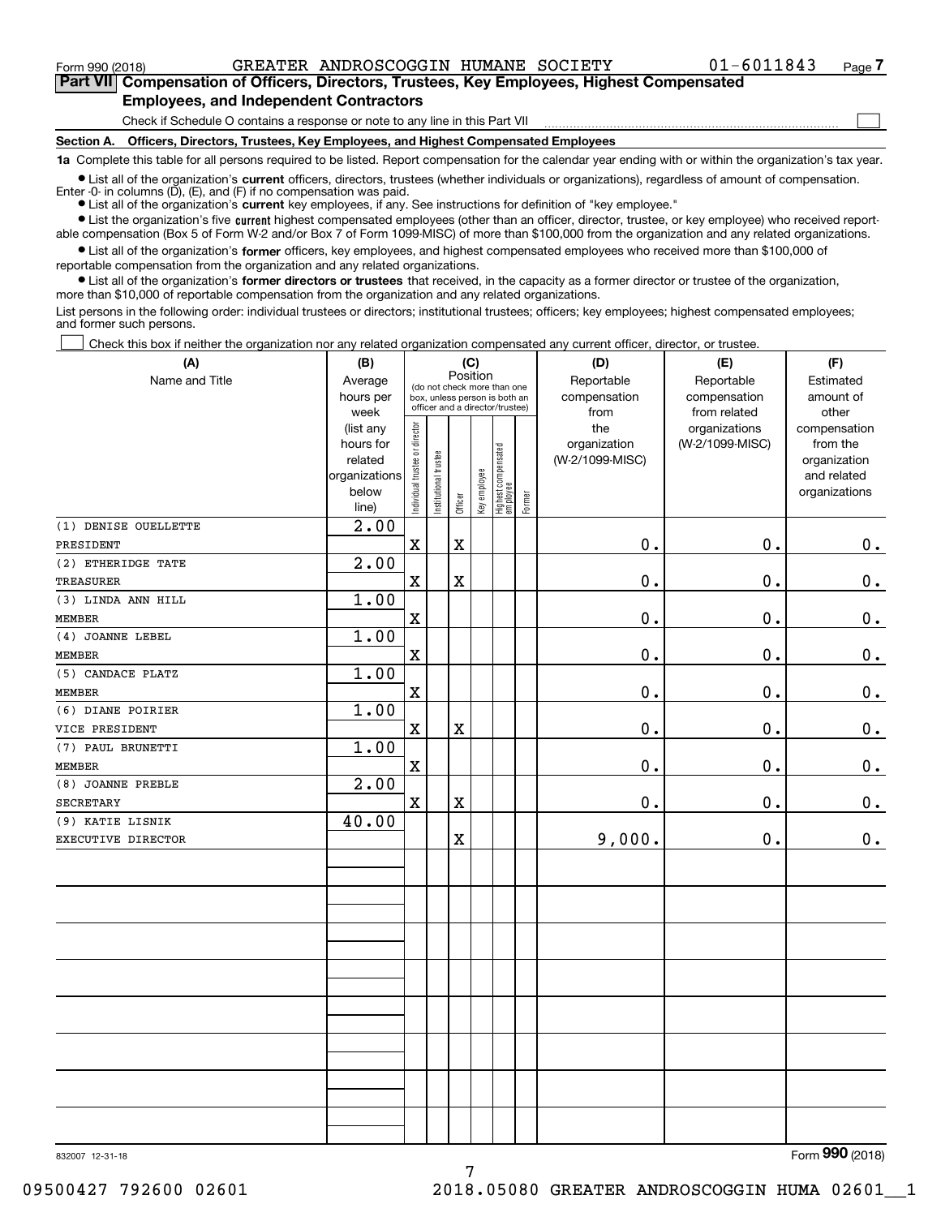Form 990 (2018) GREATER ANDROSCOGGIN HUMANE SOCIETY 01-6011843 Page 7

## Part VII Compensation of Officers, Directors, Trustees, Key Employees, Highest Compensated Employees, and Independent Contractors

Check if Schedule O contains a response or note to any line in this Part VII ☐

**Section A. Officers, Directors, Trustees, Key Employees, and Highest Compensated Employees**

**1a** Complete this table for all persons required to be listed. Report compensation for the calendar year ending with or within the organization's tax year.

- List all of the organization's **current** officers, directors, trustees (whether individuals or organizations), regardless of amount of compensation. Enter -0- in columns (D), (E), and (F) if no compensation was paid.
- List all of the organization's **current** key employees, if any. See instructions for definition of "key employee."
- List the organization's five **current** highest compensated employees (other than an officer, director, trustee, or key employee) who received reportable compensation (Box 5 of Form W-2 and/or Box 7 of Form 1099-MISC) of more than $100,000 from the organization and any related organizations.
- List all of the organization's **former** officers, key employees, and highest compensated employees who received more than $100,000 of reportable compensation from the organization and any related organizations.
- List all of the organization's **former directors or trustees** that received, in the capacity as a former director or trustee of the organization, more than $10,000 of reportable compensation from the organization and any related organizations.

List persons in the following order: individual trustees or directors; institutional trustees; officers; key employees; highest compensated employees; and former such persons.

☐ Check this box if neither the organization nor any related organization compensated any current officer, director, or trustee.

| (A) Name and Title | (B) Average hours per week (list any hours for related organizations below line) | (C) Position: Individual trustee or director | Institutional trustee | Officer | Key employee | Highest compensated employee | Former | (D) Reportable compensation from the organization (W-2/1099-MISC) | (E) Reportable compensation from related organizations (W-2/1099-MISC) | (F) Estimated amount of other compensation from the organization and related organizations |
|---|---|---|---|---|---|---|---|---|---|---|
| (1) DENISE OUELLETTE<br>PRESIDENT | 2.00 | X | | X | | | | 0. | 0. | 0. |
| (2) ETHERIDGE TATE<br>TREASURER | 2.00 | X | | X | | | | 0. | 0. | 0. |
| (3) LINDA ANN HILL<br>MEMBER | 1.00 | X | | | | | | 0. | 0. | 0. |
| (4) JOANNE LEBEL<br>MEMBER | 1.00 | X | | | | | | 0. | 0. | 0. |
| (5) CANDACE PLATZ<br>MEMBER | 1.00 | X | | | | | | 0. | 0. | 0. |
| (6) DIANE POIRIER<br>VICE PRESIDENT | 1.00 | X | | X | | | | 0. | 0. | 0. |
| (7) PAUL BRUNETTI<br>MEMBER | 1.00 | X | | | | | | 0. | 0. | 0. |
| (8) JOANNE PREBLE<br>SECRETARY | 2.00 | X | | X | | | | 0. | 0. | 0. |
| (9) KATIE LISNIK<br>EXECUTIVE DIRECTOR | 40.00 | | | X | | | | 9,000. | 0. | 0. |

832007 12-31-18 Form 990 (2018)

09500427 792600 02601 2018.05080 GREATER ANDROSCOGGIN HUMA 02601__1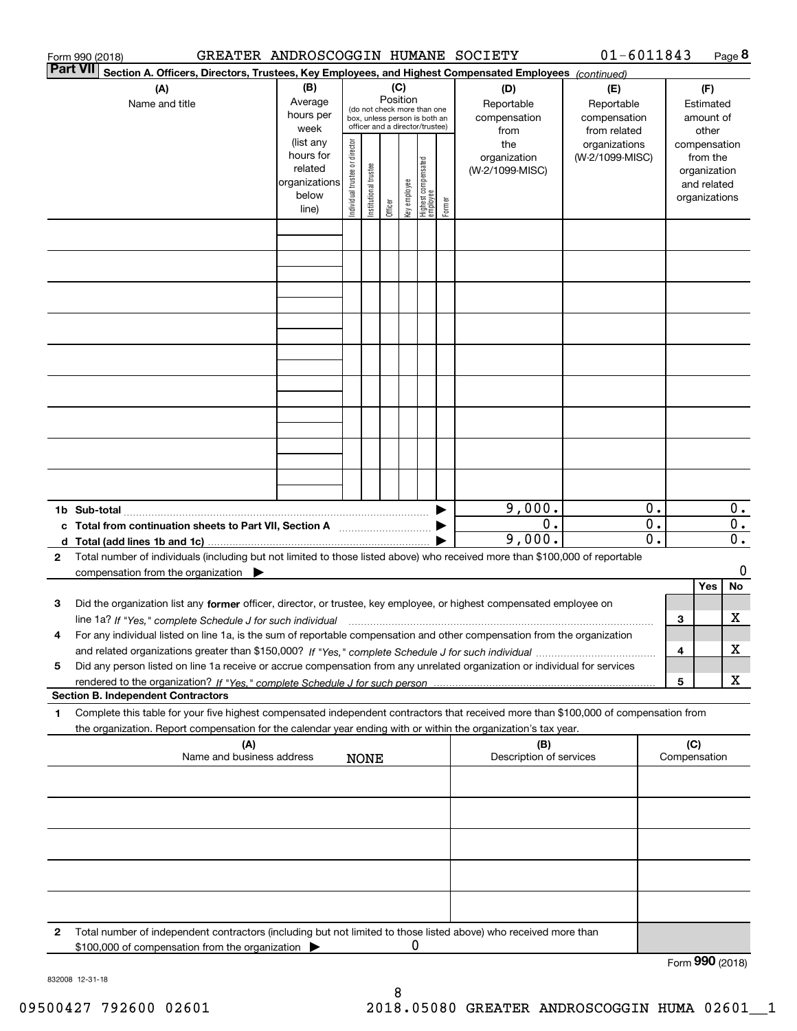Form 990 (2018) GREATER ANDROSCOGGIN HUMANE SOCIETY 01-6011843 Page **8**

**Part VII** **Section A. Officers, Directors, Trustees, Key Employees, and Highest Compensated Employees** *(continued)*

| (A) Name and title | (B) Average hours per week (list any hours for related organizations below line) | (C) Position (do not check more than one box, unless person is both an officer and a director/trustee) Individual trustee or director | Institutional trustee | Officer | Key employee | Highest compensated employee | Former | (D) Reportable compensation from the organization (W-2/1099-MISC) | (E) Reportable compensation from related organizations (W-2/1099-MISC) | (F) Estimated amount of other compensation from the organization and related organizations |
|---|---|---|---|---|---|---|---|---|---|---|
| | | | | | | | | | | |
| | | | | | | | | | | |
| | | | | | | | | | | |
| | | | | | | | | | | |
| | | | | | | | | | | |
| | | | | | | | | | | |
| | | | | | | | | | | |
| | | | | | | | | | | |
| | | | | | | | | | | |
| **1b Sub-total** | | | | | | | ▶ | 9,000. | 0. | 0. |
| **c Total from continuation sheets to Part VII, Section A** | | | | | | | ▶ | 0. | 0. | 0. |
| **d Total (add lines 1b and 1c)** | | | | | | | ▶ | 9,000. | 0. | 0. |

**2** Total number of individuals (including but not limited to those listed above) who received more than $100,000 of reportable compensation from the organization ▶ 0

| | | | Yes | No |
|---|---|---|---|---|
| **3** | Did the organization list any **former** officer, director, or trustee, key employee, or highest compensated employee on line 1a? *If "Yes," complete Schedule J for such individual* | 3 | | X |
| **4** | For any individual listed on line 1a, is the sum of reportable compensation and other compensation from the organization and related organizations greater than $150,000? *If "Yes," complete Schedule J for such individual* | 4 | | X |
| **5** | Did any person listed on line 1a receive or accrue compensation from any unrelated organization or individual for services rendered to the organization? *If "Yes," complete Schedule J for such person* | 5 | | X |

**Section B. Independent Contractors**

**1** Complete this table for your five highest compensated independent contractors that received more than $100,000 of compensation from the organization. Report compensation for the calendar year ending with or within the organization's tax year.

| (A) Name and business address NONE | (B) Description of services | (C) Compensation |
|---|---|---|
| | | |
| | | |
| | | |
| | | |
| | | |

**2** Total number of independent contractors (including but not limited to those listed above) who received more than $100,000 of compensation from the organization ▶ 0

Form **990** (2018)

832008 12-31-18

09500427 792600 02601 2018.05080 GREATER ANDROSCOGGIN HUMA 02601__1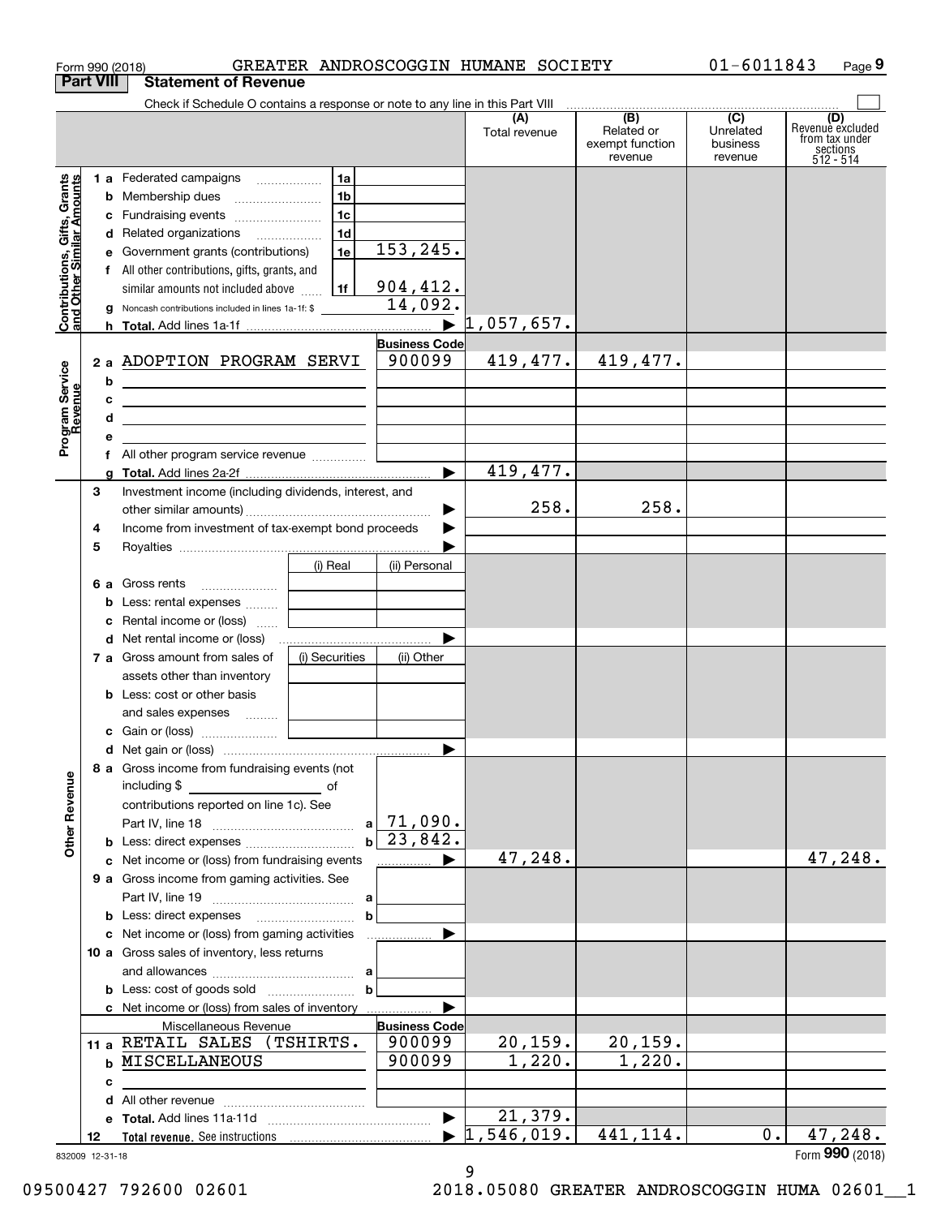Form 990 (2018) GREATER ANDROSCOGGIN HUMANE SOCIETY 01-6011843

## Part VIII Statement of Revenue

Check if Schedule O contains a response or note to any line in this Part VIII

| | | | (A) Total revenue | (B) Related or exempt function revenue | (C) Unrelated business revenue | (D) Revenue excluded from tax under sections 512 - 514 |
|---|---|---|---|---|---|---|
| **Contributions, Gifts, Grants and Other Similar Amounts** | 1a Federated campaigns | 1a | | | | |
| | b Membership dues | 1b | | | | |
| | c Fundraising events | 1c | | | | |
| | d Related organizations | 1d | | | | |
| | e Government grants (contributions) | 1e 153,245. | | | | |
| | f All other contributions, gifts, grants, and similar amounts not included above | 1f 904,412. | | | | |
| | g Noncash contributions included in lines 1a-1f: $ | 14,092. | | | | |
| | h Total. Add lines 1a-1f | ▶ | 1,057,657. | | | |
| **Program Service Revenue** | | Business Code | | | | |
| | 2a ADOPTION PROGRAM SERVI | 900099 | 419,477. | 419,477. | | |
| | b | | | | | |
| | c | | | | | |
| | d | | | | | |
| | e | | | | | |
| | f All other program service revenue | | | | | |
| | g Total. Add lines 2a-2f | ▶ | 419,477. | | | |
| **Other Revenue** | 3 Investment income (including dividends, interest, and other similar amounts) | ▶ | 258. | 258. | | |
| | 4 Income from investment of tax-exempt bond proceeds | ▶ | | | | |
| | 5 Royalties | ▶ | | | | |
| | | (i) Real / (ii) Personal | | | | |
| | 6a Gross rents | | | | | |
| | b Less: rental expenses | | | | | |
| | c Rental income or (loss) | | | | | |
| | d Net rental income or (loss) | ▶ | | | | |
| | 7a Gross amount from sales of assets other than inventory | (i) Securities / (ii) Other | | | | |
| | b Less: cost or other basis and sales expenses | | | | | |
| | c Gain or (loss) | | | | | |
| | d Net gain or (loss) | ▶ | | | | |
| | 8a Gross income from fundraising events (not including $ ______ of contributions reported on line 1c). See Part IV, line 18 | a 71,090. | | | | |
| | b Less: direct expenses | b 23,842. | | | | |
| | c Net income or (loss) from fundraising events | ▶ | 47,248. | | | 47,248. |
| | 9a Gross income from gaming activities. See Part IV, line 19 | a | | | | |
| | b Less: direct expenses | b | | | | |
| | c Net income or (loss) from gaming activities | ▶ | | | | |
| | 10a Gross sales of inventory, less returns and allowances | a | | | | |
| | b Less: cost of goods sold | b | | | | |
| | c Net income or (loss) from sales of inventory | ▶ | | | | |
| | Miscellaneous Revenue | Business Code | | | | |
| | 11a RETAIL SALES (TSHIRTS. | 900099 | 20,159. | 20,159. | | |
| | b MISCELLANEOUS | 900099 | 1,220. | 1,220. | | |
| | c | | | | | |
| | d All other revenue | | | | | |
| | e Total. Add lines 11a-11d | ▶ | 21,379. | | | |
| | 12 Total revenue. See instructions | ▶ | 1,546,019. | 441,114. | 0. | 47,248. |

832009 12-31-18 Form 990 (2018)

09500427 792600 02601 2018.05080 GREATER ANDROSCOGGIN HUMA 02601__1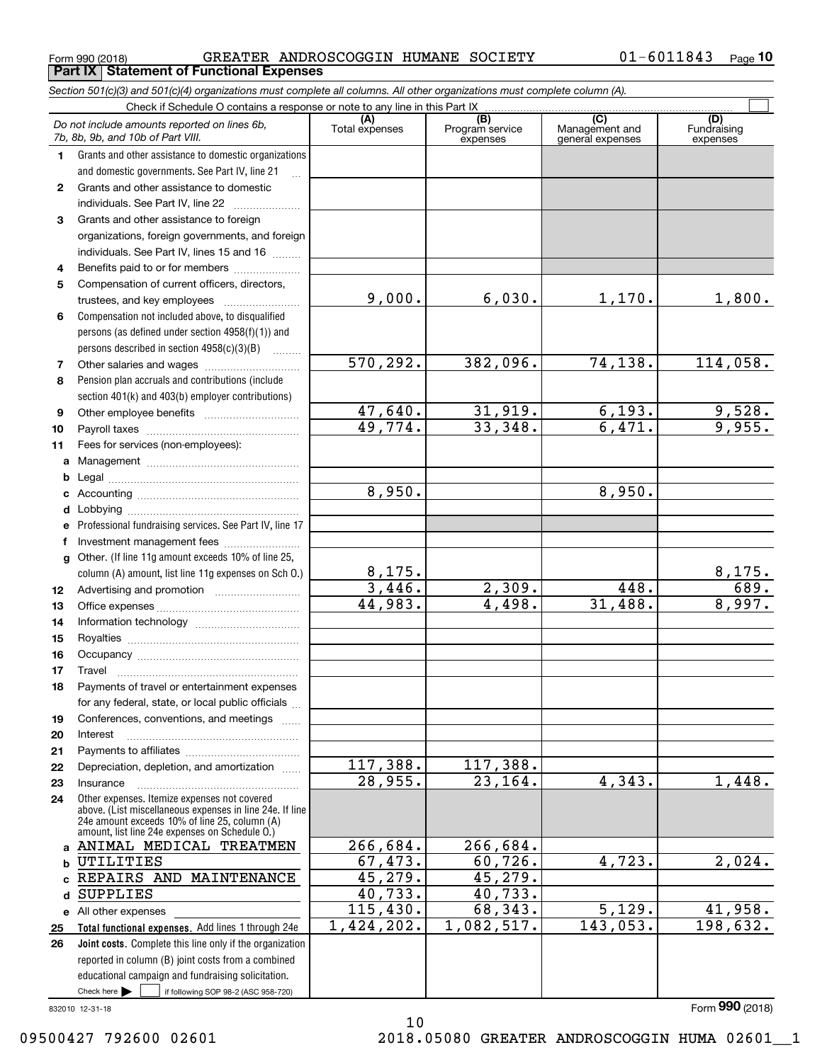Form 990 (2018) GREATER ANDROSCOGGIN HUMANE SOCIETY 01-6011843

## Part IX Statement of Functional Expenses

*Section 501(c)(3) and 501(c)(4) organizations must complete all columns. All other organizations must complete column (A).*

Check if Schedule O contains a response or note to any line in this Part IX

| | *Do not include amounts reported on lines 6b, 7b, 8b, 9b, and 10b of Part VIII.* | (A) Total expenses | (B) Program service expenses | (C) Management and general expenses | (D) Fundraising expenses |
|---|---|---|---|---|---|
| 1 | Grants and other assistance to domestic organizations and domestic governments. See Part IV, line 21 | | | | |
| 2 | Grants and other assistance to domestic individuals. See Part IV, line 22 | | | | |
| 3 | Grants and other assistance to foreign organizations, foreign governments, and foreign individuals. See Part IV, lines 15 and 16 | | | | |
| 4 | Benefits paid to or for members | | | | |
| 5 | Compensation of current officers, directors, trustees, and key employees | 9,000. | 6,030. | 1,170. | 1,800. |
| 6 | Compensation not included above, to disqualified persons (as defined under section 4958(f)(1)) and persons described in section 4958(c)(3)(B) | | | | |
| 7 | Other salaries and wages | 570,292. | 382,096. | 74,138. | 114,058. |
| 8 | Pension plan accruals and contributions (include section 401(k) and 403(b) employer contributions) | | | | |
| 9 | Other employee benefits | 47,640. | 31,919. | 6,193. | 9,528. |
| 10 | Payroll taxes | 49,774. | 33,348. | 6,471. | 9,955. |
| 11 | Fees for services (non-employees): | | | | |
| a | Management | | | | |
| b | Legal | | | | |
| c | Accounting | 8,950. | | 8,950. | |
| d | Lobbying | | | | |
| e | Professional fundraising services. See Part IV, line 17 | | | | |
| f | Investment management fees | | | | |
| g | Other. (If line 11g amount exceeds 10% of line 25, column (A) amount, list line 11g expenses on Sch O.) | 8,175. | | | 8,175. |
| 12 | Advertising and promotion | 3,446. | 2,309. | 448. | 689. |
| 13 | Office expenses | 44,983. | 4,498. | 31,488. | 8,997. |
| 14 | Information technology | | | | |
| 15 | Royalties | | | | |
| 16 | Occupancy | | | | |
| 17 | Travel | | | | |
| 18 | Payments of travel or entertainment expenses for any federal, state, or local public officials | | | | |
| 19 | Conferences, conventions, and meetings | | | | |
| 20 | Interest | | | | |
| 21 | Payments to affiliates | | | | |
| 22 | Depreciation, depletion, and amortization | 117,388. | 117,388. | | |
| 23 | Insurance | 28,955. | 23,164. | 4,343. | 1,448. |
| 24 | Other expenses. Itemize expenses not covered above. (List miscellaneous expenses in line 24e. If line 24e amount exceeds 10% of line 25, column (A) amount, list line 24e expenses on Schedule O.) | | | | |
| a | ANIMAL MEDICAL TREATMEN | 266,684. | 266,684. | | |
| b | UTILITIES | 67,473. | 60,726. | 4,723. | 2,024. |
| c | REPAIRS AND MAINTENANCE | 45,279. | 45,279. | | |
| d | SUPPLIES | 40,733. | 40,733. | | |
| e | All other expenses | 115,430. | 68,343. | 5,129. | 41,958. |
| 25 | **Total functional expenses.** Add lines 1 through 24e | 1,424,202. | 1,082,517. | 143,053. | 198,632. |
| 26 | **Joint costs.** Complete this line only if the organization reported in column (B) joint costs from a combined educational campaign and fundraising solicitation. Check here ☐ if following SOP 98-2 (ASC 958-720) | | | | |

832010 12-31-18

Form **990** (2018)

09500427 792600 02601 2018.05080 GREATER ANDROSCOGGIN HUMA 02601__1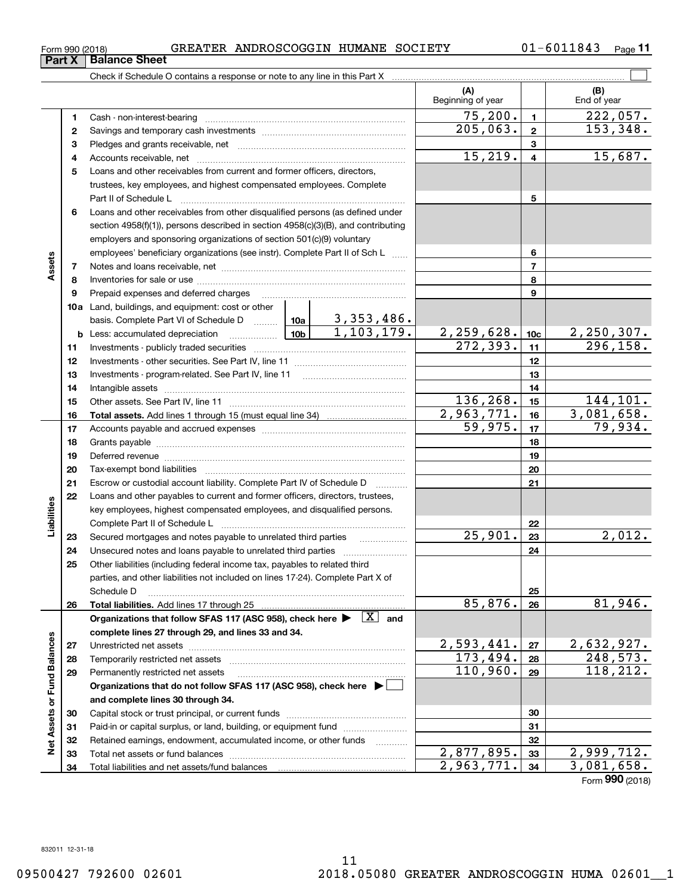Form 990 (2018) GREATER ANDROSCOGGIN HUMANE SOCIETY 01-6011843 Page **11**

## Part X Balance Sheet

Check if Schedule O contains a response or note to any line in this Part X ☐

| | | | | (A) Beginning of year | | (B) End of year |
|---|---|---|---|---|---|---|
| **Assets** | 1 | Cash - non-interest-bearing | | 75,200. | 1 | 222,057. |
| | 2 | Savings and temporary cash investments | | 205,063. | 2 | 153,348. |
| | 3 | Pledges and grants receivable, net | | | 3 | |
| | 4 | Accounts receivable, net | | 15,219. | 4 | 15,687. |
| | 5 | Loans and other receivables from current and former officers, directors, trustees, key employees, and highest compensated employees. Complete Part II of Schedule L | | | 5 | |
| | 6 | Loans and other receivables from other disqualified persons (as defined under section 4958(f)(1)), persons described in section 4958(c)(3)(B), and contributing employers and sponsoring organizations of section 501(c)(9) voluntary employees' beneficiary organizations (see instr). Complete Part II of Sch L | | | 6 | |
| | 7 | Notes and loans receivable, net | | | 7 | |
| | 8 | Inventories for sale or use | | | 8 | |
| | 9 | Prepaid expenses and deferred charges | | | 9 | |
| | 10a | Land, buildings, and equipment: cost or other basis. Complete Part VI of Schedule D | 10a 3,353,486. | | | |
| | b | Less: accumulated depreciation | 10b 1,103,179. | 2,259,628. | 10c | 2,250,307. |
| | 11 | Investments - publicly traded securities | | 272,393. | 11 | 296,158. |
| | 12 | Investments - other securities. See Part IV, line 11 | | | 12 | |
| | 13 | Investments - program-related. See Part IV, line 11 | | | 13 | |
| | 14 | Intangible assets | | | 14 | |
| | 15 | Other assets. See Part IV, line 11 | | 136,268. | 15 | 144,101. |
| | 16 | **Total assets.** Add lines 1 through 15 (must equal line 34) | | 2,963,771. | 16 | 3,081,658. |
| **Liabilities** | 17 | Accounts payable and accrued expenses | | 59,975. | 17 | 79,934. |
| | 18 | Grants payable | | | 18 | |
| | 19 | Deferred revenue | | | 19 | |
| | 20 | Tax-exempt bond liabilities | | | 20 | |
| | 21 | Escrow or custodial account liability. Complete Part IV of Schedule D | | | 21 | |
| | 22 | Loans and other payables to current and former officers, directors, trustees, key employees, highest compensated employees, and disqualified persons. Complete Part II of Schedule L | | | 22 | |
| | 23 | Secured mortgages and notes payable to unrelated third parties | | 25,901. | 23 | 2,012. |
| | 24 | Unsecured notes and loans payable to unrelated third parties | | | 24 | |
| | 25 | Other liabilities (including federal income tax, payables to related third parties, and other liabilities not included on lines 17-24). Complete Part X of Schedule D | | | 25 | |
| | 26 | **Total liabilities.** Add lines 17 through 25 | | 85,876. | 26 | 81,946. |
| **Net Assets or Fund Balances** | | **Organizations that follow SFAS 117 (ASC 958), check here ▶ [X] and complete lines 27 through 29, and lines 33 and 34.** | | | | |
| | 27 | Unrestricted net assets | | 2,593,441. | 27 | 2,632,927. |
| | 28 | Temporarily restricted net assets | | 173,494. | 28 | 248,573. |
| | 29 | Permanently restricted net assets | | 110,960. | 29 | 118,212. |
| | | **Organizations that do not follow SFAS 117 (ASC 958), check here ▶ ☐ and complete lines 30 through 34.** | | | | |
| | 30 | Capital stock or trust principal, or current funds | | | 30 | |
| | 31 | Paid-in or capital surplus, or land, building, or equipment fund | | | 31 | |
| | 32 | Retained earnings, endowment, accumulated income, or other funds | | | 32 | |
| | 33 | Total net assets or fund balances | | 2,877,895. | 33 | 2,999,712. |
| | 34 | Total liabilities and net assets/fund balances | | 2,963,771. | 34 | 3,081,658. |

Form **990** (2018)

832011 12-31-18

09500427 792600 02601 2018.05080 GREATER ANDROSCOGGIN HUMA 02601__1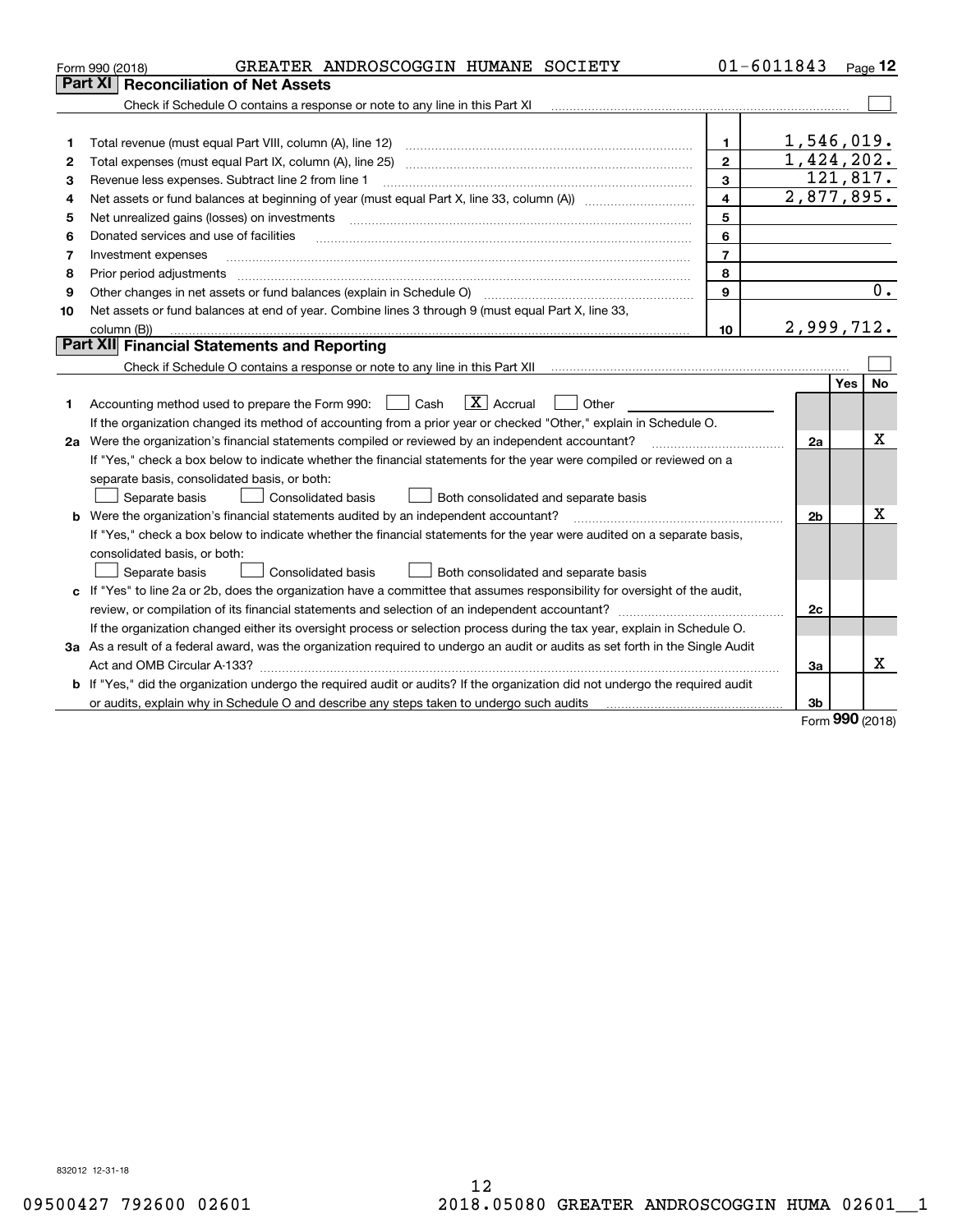Form 990 (2018) GREATER ANDROSCOGGIN HUMANE SOCIETY 01-6011843

## Part XI Reconciliation of Net Assets

Check if Schedule O contains a response or note to any line in this Part XI ☐

| | | | |
|---|---|---|---|
| 1 | Total revenue (must equal Part VIII, column (A), line 12) | 1 | 1,546,019. |
| 2 | Total expenses (must equal Part IX, column (A), line 25) | 2 | 1,424,202. |
| 3 | Revenue less expenses. Subtract line 2 from line 1 | 3 | 121,817. |
| 4 | Net assets or fund balances at beginning of year (must equal Part X, line 33, column (A)) | 4 | 2,877,895. |
| 5 | Net unrealized gains (losses) on investments | 5 | |
| 6 | Donated services and use of facilities | 6 | |
| 7 | Investment expenses | 7 | |
| 8 | Prior period adjustments | 8 | |
| 9 | Other changes in net assets or fund balances (explain in Schedule O) | 9 | 0. |
| 10 | Net assets or fund balances at end of year. Combine lines 3 through 9 (must equal Part X, line 33, column (B)) | 10 | 2,999,712. |

## Part XII Financial Statements and Reporting

Check if Schedule O contains a response or note to any line in this Part XII ☐

| | | | Yes | No |
|---|---|---|---|---|
| 1 | Accounting method used to prepare the Form 990: ☐ Cash ☒ Accrual ☐ Other<br>If the organization changed its method of accounting from a prior year or checked "Other," explain in Schedule O. | | | |
| 2a | Were the organization's financial statements compiled or reviewed by an independent accountant?<br>If "Yes," check a box below to indicate whether the financial statements for the year were compiled or reviewed on a separate basis, consolidated basis, or both:<br>☐ Separate basis ☐ Consolidated basis ☐ Both consolidated and separate basis | 2a | | X |
| b | Were the organization's financial statements audited by an independent accountant?<br>If "Yes," check a box below to indicate whether the financial statements for the year were audited on a separate basis, consolidated basis, or both:<br>☐ Separate basis ☐ Consolidated basis ☐ Both consolidated and separate basis | 2b | | X |
| c | If "Yes" to line 2a or 2b, does the organization have a committee that assumes responsibility for oversight of the audit, review, or compilation of its financial statements and selection of an independent accountant?<br>If the organization changed either its oversight process or selection process during the tax year, explain in Schedule O. | 2c | | |
| 3a | As a result of a federal award, was the organization required to undergo an audit or audits as set forth in the Single Audit Act and OMB Circular A-133? | 3a | | X |
| b | If "Yes," did the organization undergo the required audit or audits? If the organization did not undergo the required audit or audits, explain why in Schedule O and describe any steps taken to undergo such audits | 3b | | |

Form **990** (2018)

832012 12-31-18

09500427 792600 02601 2018.05080 GREATER ANDROSCOGGIN HUMA 02601__1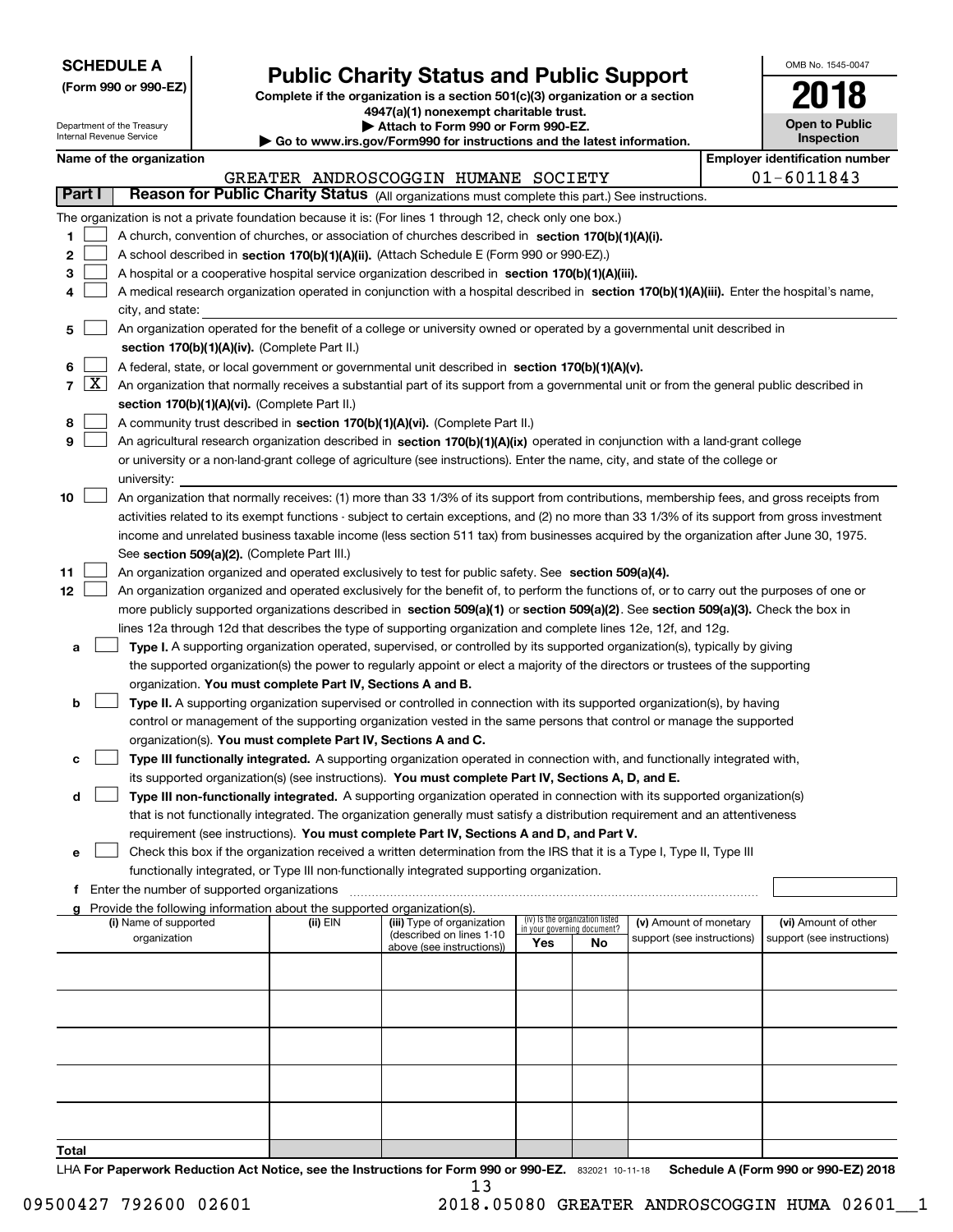**SCHEDULE A**
**(Form 990 or 990-EZ)**

Department of the Treasury
Internal Revenue Service

# Public Charity Status and Public Support

**Complete if the organization is a section 501(c)(3) organization or a section 4947(a)(1) nonexempt charitable trust.**
**▶ Attach to Form 990 or Form 990-EZ.**
**▶ Go to www.irs.gov/Form990 for instructions and the latest information.**

OMB No. 1545-0047
**2018**
**Open to Public Inspection**

**Name of the organization:** GREATER ANDROSCOGGIN HUMANE SOCIETY
**Employer identification number:** 01-6011843

## Part I Reason for Public Charity Status (All organizations must complete this part.) See instructions.

The organization is not a private foundation because it is: (For lines 1 through 12, check only one box.)

1 ☐ A church, convention of churches, or association of churches described in **section 170(b)(1)(A)(i).**

2 ☐ A school described in **section 170(b)(1)(A)(ii).** (Attach Schedule E (Form 990 or 990-EZ).)

3 ☐ A hospital or a cooperative hospital service organization described in **section 170(b)(1)(A)(iii).**

4 ☐ A medical research organization operated in conjunction with a hospital described in **section 170(b)(1)(A)(iii).** Enter the hospital's name, city, and state:

5 ☐ An organization operated for the benefit of a college or university owned or operated by a governmental unit described in **section 170(b)(1)(A)(iv).** (Complete Part II.)

6 ☐ A federal, state, or local government or governmental unit described in **section 170(b)(1)(A)(v).**

7 ☒ An organization that normally receives a substantial part of its support from a governmental unit or from the general public described in **section 170(b)(1)(A)(vi).** (Complete Part II.)

8 ☐ A community trust described in **section 170(b)(1)(A)(vi).** (Complete Part II.)

9 ☐ An agricultural research organization described in **section 170(b)(1)(A)(ix)** operated in conjunction with a land-grant college or university or a non-land-grant college of agriculture (see instructions). Enter the name, city, and state of the college or university:

10 ☐ An organization that normally receives: (1) more than 33 1/3% of its support from contributions, membership fees, and gross receipts from activities related to its exempt functions - subject to certain exceptions, and (2) no more than 33 1/3% of its support from gross investment income and unrelated business taxable income (less section 511 tax) from businesses acquired by the organization after June 30, 1975. See **section 509(a)(2).** (Complete Part III.)

11 ☐ An organization organized and operated exclusively to test for public safety. See **section 509(a)(4).**

12 ☐ An organization organized and operated exclusively for the benefit of, to perform the functions of, or to carry out the purposes of one or more publicly supported organizations described in **section 509(a)(1)** or **section 509(a)(2)**. See **section 509(a)(3).** Check the box in lines 12a through 12d that describes the type of supporting organization and complete lines 12e, 12f, and 12g.

a ☐ **Type I.** A supporting organization operated, supervised, or controlled by its supported organization(s), typically by giving the supported organization(s) the power to regularly appoint or elect a majority of the directors or trustees of the supporting organization. **You must complete Part IV, Sections A and B.**

b ☐ **Type II.** A supporting organization supervised or controlled in connection with its supported organization(s), by having control or management of the supporting organization vested in the same persons that control or manage the supported organization(s). **You must complete Part IV, Sections A and C.**

c ☐ **Type III functionally integrated.** A supporting organization operated in connection with, and functionally integrated with, its supported organization(s) (see instructions). **You must complete Part IV, Sections A, D, and E.**

d ☐ **Type III non-functionally integrated.** A supporting organization operated in connection with its supported organization(s) that is not functionally integrated. The organization generally must satisfy a distribution requirement and an attentiveness requirement (see instructions). **You must complete Part IV, Sections A and D, and Part V.**

e ☐ Check this box if the organization received a written determination from the IRS that it is a Type I, Type II, Type III functionally integrated, or Type III non-functionally integrated supporting organization.

f Enter the number of supported organizations

g Provide the following information about the supported organization(s).

| (i) Name of supported organization | (ii) EIN | (iii) Type of organization (described on lines 1-10 above (see instructions)) | (iv) Is the organization listed in your governing document? Yes | No | (v) Amount of monetary support (see instructions) | (vi) Amount of other support (see instructions) |
|---|---|---|---|---|---|---|
| | | | | | | |
| | | | | | | |
| | | | | | | |
| | | | | | | |
| | | | | | | |
| **Total** | | | | | | |

LHA **For Paperwork Reduction Act Notice, see the Instructions for Form 990 or 990-EZ.** 832021 10-11-18 **Schedule A (Form 990 or 990-EZ) 2018**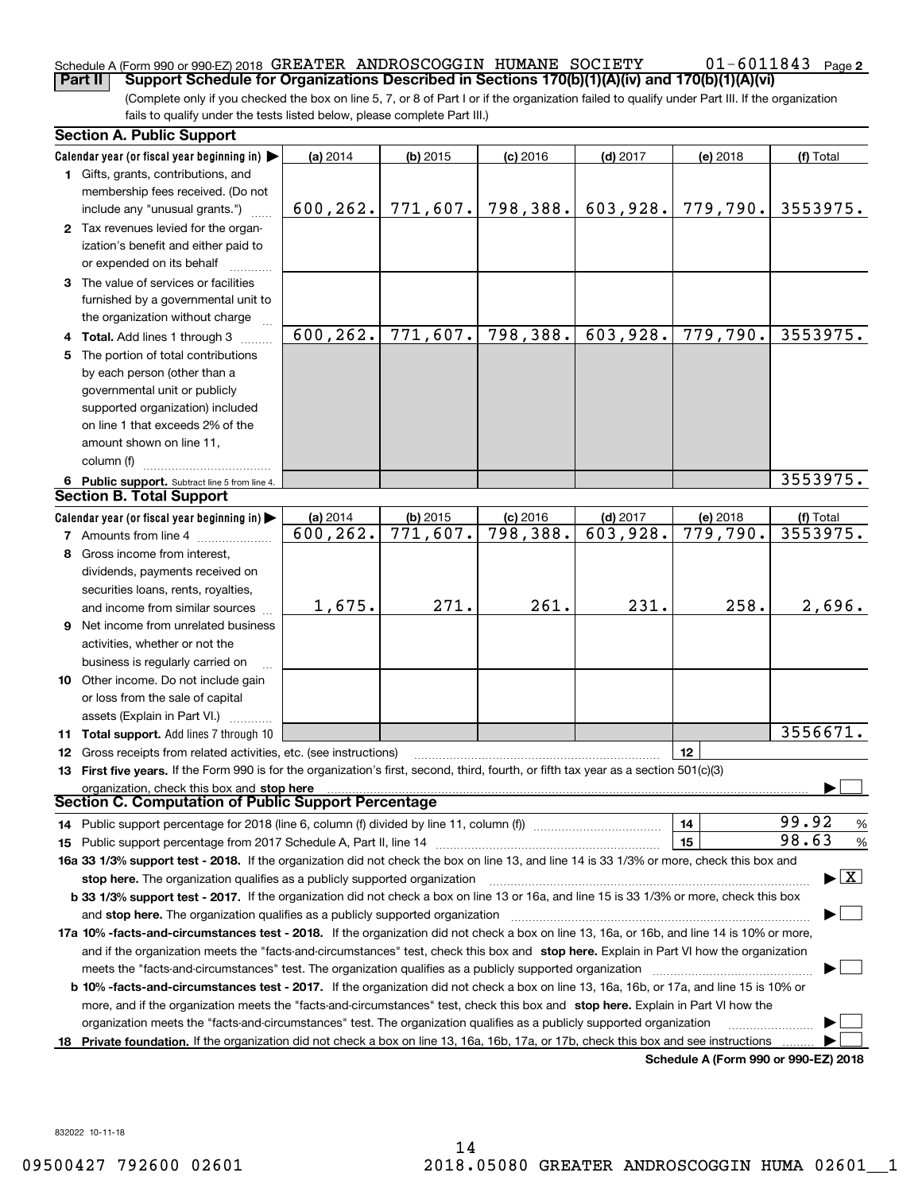Schedule A (Form 990 or 990-EZ) 2018 GREATER ANDROSCOGGIN HUMANE SOCIETY 01-6011843 Page 2

**Part II Support Schedule for Organizations Described in Sections 170(b)(1)(A)(iv) and 170(b)(1)(A)(vi)**

(Complete only if you checked the box on line 5, 7, or 8 of Part I or if the organization failed to qualify under Part III. If the organization fails to qualify under the tests listed below, please complete Part III.)

**Section A. Public Support**

| Calendar year (or fiscal year beginning in) ▶ | (a) 2014 | (b) 2015 | (c) 2016 | (d) 2017 | (e) 2018 | (f) Total |
|---|---|---|---|---|---|---|
| 1 Gifts, grants, contributions, and membership fees received. (Do not include any "unusual grants.") | 600,262. | 771,607. | 798,388. | 603,928. | 779,790. | 3553975. |
| 2 Tax revenues levied for the organization's benefit and either paid to or expended on its behalf | | | | | | |
| 3 The value of services or facilities furnished by a governmental unit to the organization without charge | | | | | | |
| 4 **Total.** Add lines 1 through 3 | 600,262. | 771,607. | 798,388. | 603,928. | 779,790. | 3553975. |
| 5 The portion of total contributions by each person (other than a governmental unit or publicly supported organization) included on line 1 that exceeds 2% of the amount shown on line 11, column (f) | | | | | | |
| 6 **Public support.** Subtract line 5 from line 4. | | | | | | 3553975. |

**Section B. Total Support**

| Calendar year (or fiscal year beginning in) ▶ | (a) 2014 | (b) 2015 | (c) 2016 | (d) 2017 | (e) 2018 | (f) Total |
|---|---|---|---|---|---|---|
| 7 Amounts from line 4 | 600,262. | 771,607. | 798,388. | 603,928. | 779,790. | 3553975. |
| 8 Gross income from interest, dividends, payments received on securities loans, rents, royalties, and income from similar sources | 1,675. | 271. | 261. | 231. | 258. | 2,696. |
| 9 Net income from unrelated business activities, whether or not the business is regularly carried on | | | | | | |
| 10 Other income. Do not include gain or loss from the sale of capital assets (Explain in Part VI.) | | | | | | |
| 11 **Total support.** Add lines 7 through 10 | | | | | | 3556671. |

12 Gross receipts from related activities, etc. (see instructions) | 12 |

13 **First five years.** If the Form 990 is for the organization's first, second, third, fourth, or fifth tax year as a section 501(c)(3) organization, check this box and **stop here** ▶ ☐

**Section C. Computation of Public Support Percentage**

14 Public support percentage for 2018 (line 6, column (f) divided by line 11, column (f)) | 14 | 99.92 %

15 Public support percentage from 2017 Schedule A, Part II, line 14 | 15 | 98.63 %

**16a 33 1/3% support test - 2018.** If the organization did not check the box on line 13, and line 14 is 33 1/3% or more, check this box and **stop here.** The organization qualifies as a publicly supported organization ▶ ☒

**b 33 1/3% support test - 2017.** If the organization did not check a box on line 13 or 16a, and line 15 is 33 1/3% or more, check this box and **stop here.** The organization qualifies as a publicly supported organization ▶ ☐

**17a 10% -facts-and-circumstances test - 2018.** If the organization did not check a box on line 13, 16a, or 16b, and line 14 is 10% or more, and if the organization meets the "facts-and-circumstances" test, check this box and **stop here.** Explain in Part VI how the organization meets the "facts-and-circumstances" test. The organization qualifies as a publicly supported organization ▶ ☐

**b 10% -facts-and-circumstances test - 2017.** If the organization did not check a box on line 13, 16a, 16b, or 17a, and line 15 is 10% or more, and if the organization meets the "facts-and-circumstances" test, check this box and **stop here.** Explain in Part VI how the organization meets the "facts-and-circumstances" test. The organization qualifies as a publicly supported organization ▶ ☐

**18 Private foundation.** If the organization did not check a box on line 13, 16a, 16b, 17a, or 17b, check this box and see instructions ▶ ☐

**Schedule A (Form 990 or 990-EZ) 2018**

832022 10-11-18

09500427 792600 02601 2018.05080 GREATER ANDROSCOGGIN HUMA 02601__1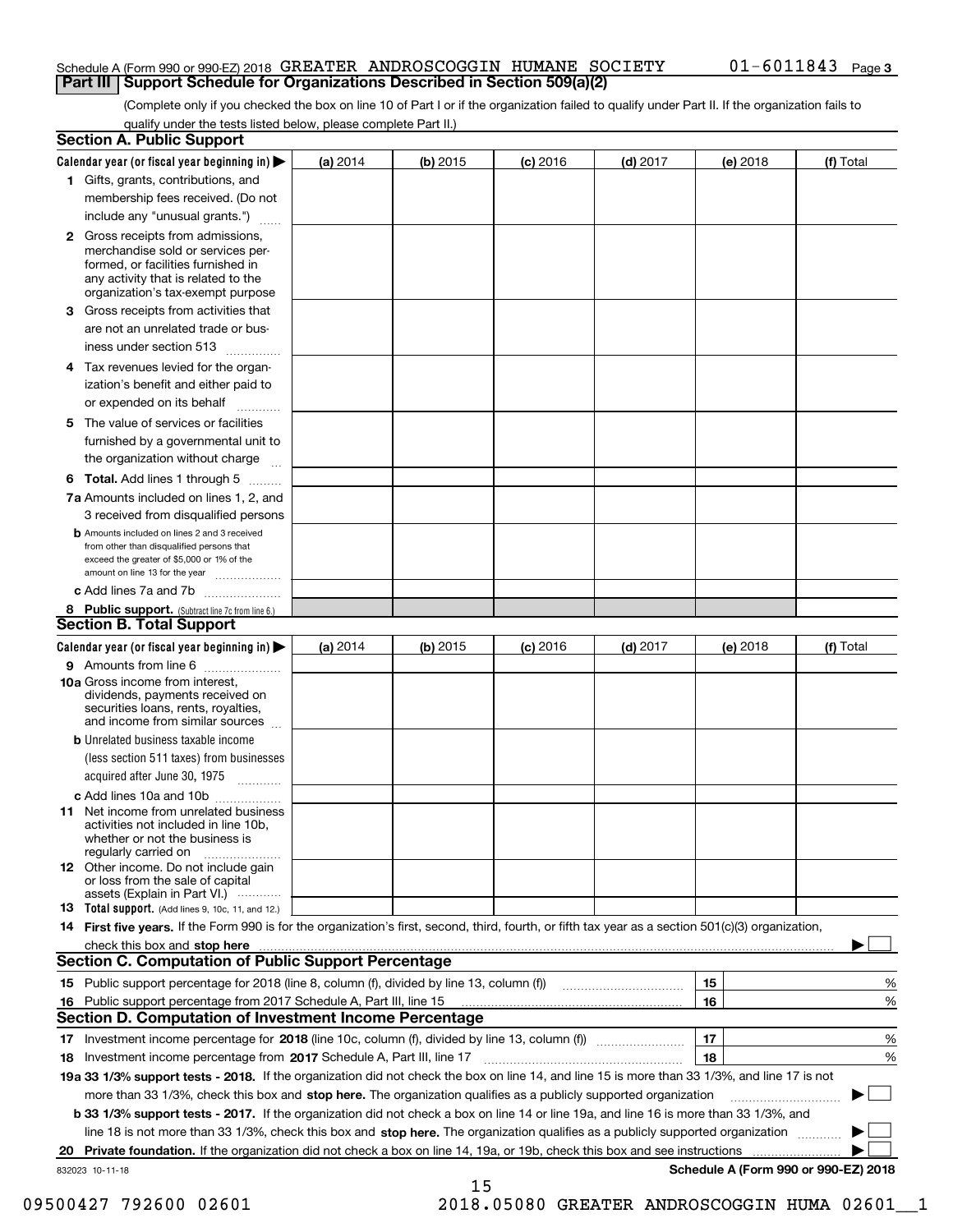Schedule A (Form 990 or 990-EZ) 2018 GREATER ANDROSCOGGIN HUMANE SOCIETY 01-6011843 Page 3

## Part III Support Schedule for Organizations Described in Section 509(a)(2)

(Complete only if you checked the box on line 10 of Part I or if the organization failed to qualify under Part II. If the organization fails to qualify under the tests listed below, please complete Part II.)

### Section A. Public Support

| Calendar year (or fiscal year beginning in) ▶ | (a) 2014 | (b) 2015 | (c) 2016 | (d) 2017 | (e) 2018 | (f) Total |
|---|---|---|---|---|---|---|
| **1** Gifts, grants, contributions, and membership fees received. (Do not include any "unusual grants.") | | | | | | |
| **2** Gross receipts from admissions, merchandise sold or services performed, or facilities furnished in any activity that is related to the organization's tax-exempt purpose | | | | | | |
| **3** Gross receipts from activities that are not an unrelated trade or business under section 513 | | | | | | |
| **4** Tax revenues levied for the organization's benefit and either paid to or expended on its behalf | | | | | | |
| **5** The value of services or facilities furnished by a governmental unit to the organization without charge | | | | | | |
| **6 Total.** Add lines 1 through 5 | | | | | | |
| **7a** Amounts included on lines 1, 2, and 3 received from disqualified persons | | | | | | |
| **b** Amounts included on lines 2 and 3 received from other than disqualified persons that exceed the greater of $5,000 or 1% of the amount on line 13 for the year | | | | | | |
| **c** Add lines 7a and 7b | | | | | | |
| **8 Public support.** (Subtract line 7c from line 6.) | | | | | | |

### Section B. Total Support

| Calendar year (or fiscal year beginning in) ▶ | (a) 2014 | (b) 2015 | (c) 2016 | (d) 2017 | (e) 2018 | (f) Total |
|---|---|---|---|---|---|---|
| **9** Amounts from line 6 | | | | | | |
| **10a** Gross income from interest, dividends, payments received on securities loans, rents, royalties, and income from similar sources | | | | | | |
| **b** Unrelated business taxable income (less section 511 taxes) from businesses acquired after June 30, 1975 | | | | | | |
| **c** Add lines 10a and 10b | | | | | | |
| **11** Net income from unrelated business activities not included in line 10b, whether or not the business is regularly carried on | | | | | | |
| **12** Other income. Do not include gain or loss from the sale of capital assets (Explain in Part VI.) | | | | | | |
| **13 Total support.** (Add lines 9, 10c, 11, and 12.) | | | | | | |

**14 First five years.** If the Form 990 is for the organization's first, second, third, fourth, or fifth tax year as a section 501(c)(3) organization, check this box and **stop here** ▶ ☐

### Section C. Computation of Public Support Percentage

| | | | |
|---|---|---|---|
| **15** Public support percentage for 2018 (line 8, column (f), divided by line 13, column (f)) | 15 | | % |
| **16** Public support percentage from 2017 Schedule A, Part III, line 15 | 16 | | % |

### Section D. Computation of Investment Income Percentage

| | | | |
|---|---|---|---|
| **17** Investment income percentage for **2018** (line 10c, column (f), divided by line 13, column (f)) | 17 | | % |
| **18** Investment income percentage from **2017** Schedule A, Part III, line 17 | 18 | | % |

**19a 33 1/3% support tests - 2018.** If the organization did not check the box on line 14, and line 15 is more than 33 1/3%, and line 17 is not more than 33 1/3%, check this box and **stop here.** The organization qualifies as a publicly supported organization ▶ ☐

**b 33 1/3% support tests - 2017.** If the organization did not check a box on line 14 or line 19a, and line 16 is more than 33 1/3%, and line 18 is not more than 33 1/3%, check this box and **stop here.** The organization qualifies as a publicly supported organization ▶ ☐

**20 Private foundation.** If the organization did not check a box on line 14, 19a, or 19b, check this box and see instructions ▶ ☐

832023 10-11-18 **Schedule A (Form 990 or 990-EZ) 2018**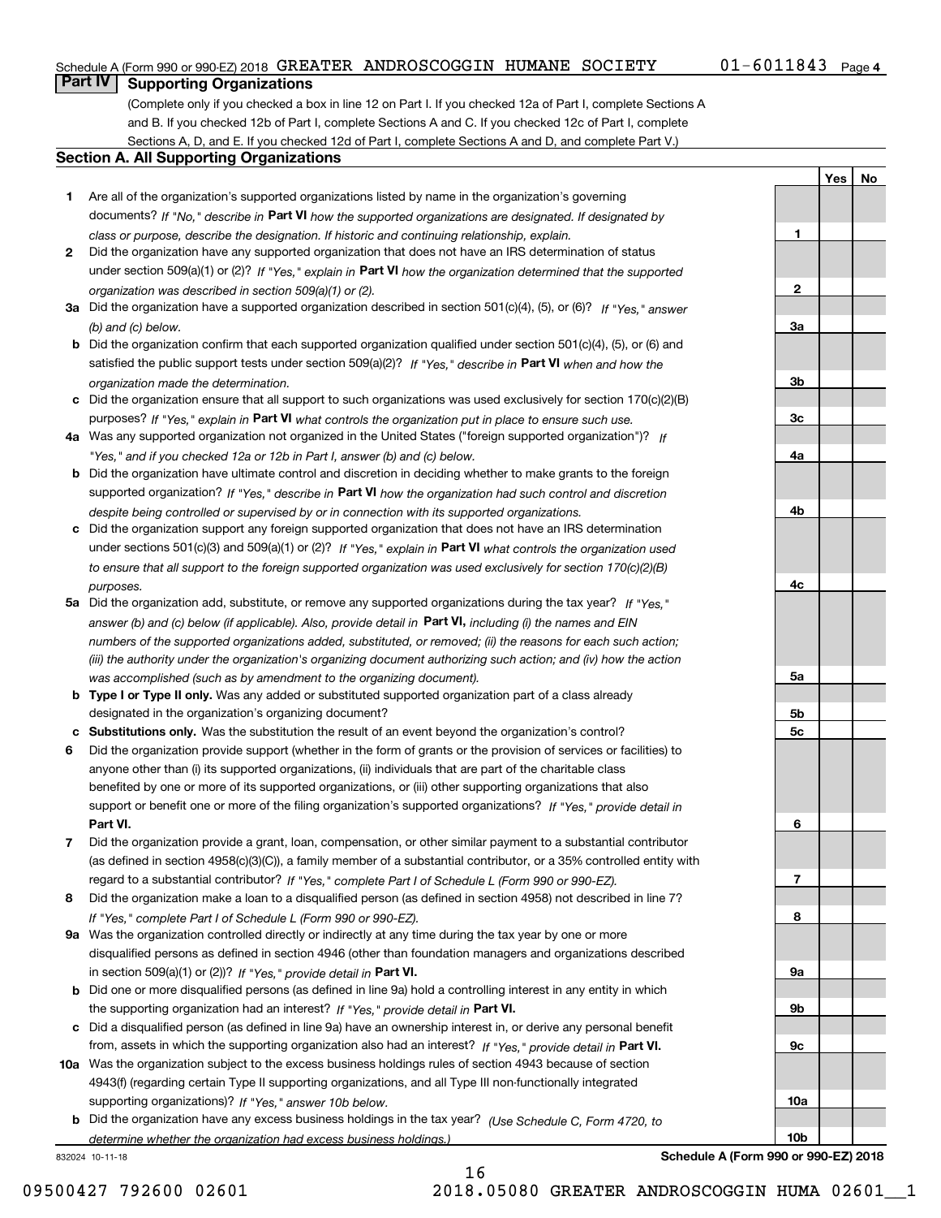Schedule A (Form 990 or 990-EZ) 2018 GREATER ANDROSCOGGIN HUMANE SOCIETY 01-6011843 Page 4

## Part IV Supporting Organizations

(Complete only if you checked a box in line 12 on Part I. If you checked 12a of Part I, complete Sections A and B. If you checked 12b of Part I, complete Sections A and C. If you checked 12c of Part I, complete Sections A, D, and E. If you checked 12d of Part I, complete Sections A and D, and complete Part V.)

### Section A. All Supporting Organizations

| | | | Yes | No |
|---|---|---|---|---|
| **1** | Are all of the organization's supported organizations listed by name in the organization's governing documents? *If "No," describe in* **Part VI** *how the supported organizations are designated. If designated by class or purpose, describe the designation. If historic and continuing relationship, explain.* | 1 | | |
| **2** | Did the organization have any supported organization that does not have an IRS determination of status under section 509(a)(1) or (2)? *If "Yes," explain in* **Part VI** *how the organization determined that the supported organization was described in section 509(a)(1) or (2).* | 2 | | |
| **3a** | Did the organization have a supported organization described in section 501(c)(4), (5), or (6)? *If "Yes," answer (b) and (c) below.* | 3a | | |
| **b** | Did the organization confirm that each supported organization qualified under section 501(c)(4), (5), or (6) and satisfied the public support tests under section 509(a)(2)? *If "Yes," describe in* **Part VI** *when and how the organization made the determination.* | 3b | | |
| **c** | Did the organization ensure that all support to such organizations was used exclusively for section 170(c)(2)(B) purposes? *If "Yes," explain in* **Part VI** *what controls the organization put in place to ensure such use.* | 3c | | |
| **4a** | Was any supported organization not organized in the United States ("foreign supported organization")? *If "Yes," and if you checked 12a or 12b in Part I, answer (b) and (c) below.* | 4a | | |
| **b** | Did the organization have ultimate control and discretion in deciding whether to make grants to the foreign supported organization? *If "Yes," describe in* **Part VI** *how the organization had such control and discretion despite being controlled or supervised by or in connection with its supported organizations.* | 4b | | |
| **c** | Did the organization support any foreign supported organization that does not have an IRS determination under sections 501(c)(3) and 509(a)(1) or (2)? *If "Yes," explain in* **Part VI** *what controls the organization used to ensure that all support to the foreign supported organization was used exclusively for section 170(c)(2)(B) purposes.* | 4c | | |
| **5a** | Did the organization add, substitute, or remove any supported organizations during the tax year? *If "Yes," answer (b) and (c) below (if applicable). Also, provide detail in* **Part VI,** *including (i) the names and EIN numbers of the supported organizations added, substituted, or removed; (ii) the reasons for each such action; (iii) the authority under the organization's organizing document authorizing such action; and (iv) how the action was accomplished (such as by amendment to the organizing document).* | 5a | | |
| **b** | **Type I or Type II only.** Was any added or substituted supported organization part of a class already designated in the organization's organizing document? | 5b | | |
| **c** | **Substitutions only.** Was the substitution the result of an event beyond the organization's control? | 5c | | |
| **6** | Did the organization provide support (whether in the form of grants or the provision of services or facilities) to anyone other than (i) its supported organizations, (ii) individuals that are part of the charitable class benefited by one or more of its supported organizations, or (iii) other supporting organizations that also support or benefit one or more of the filing organization's supported organizations? *If "Yes," provide detail in* **Part VI.** | 6 | | |
| **7** | Did the organization provide a grant, loan, compensation, or other similar payment to a substantial contributor (as defined in section 4958(c)(3)(C)), a family member of a substantial contributor, or a 35% controlled entity with regard to a substantial contributor? *If "Yes," complete Part I of Schedule L (Form 990 or 990-EZ).* | 7 | | |
| **8** | Did the organization make a loan to a disqualified person (as defined in section 4958) not described in line 7? *If "Yes," complete Part I of Schedule L (Form 990 or 990-EZ).* | 8 | | |
| **9a** | Was the organization controlled directly or indirectly at any time during the tax year by one or more disqualified persons as defined in section 4946 (other than foundation managers and organizations described in section 509(a)(1) or (2))? *If "Yes," provide detail in* **Part VI.** | 9a | | |
| **b** | Did one or more disqualified persons (as defined in line 9a) hold a controlling interest in any entity in which the supporting organization had an interest? *If "Yes," provide detail in* **Part VI.** | 9b | | |
| **c** | Did a disqualified person (as defined in line 9a) have an ownership interest in, or derive any personal benefit from, assets in which the supporting organization also had an interest? *If "Yes," provide detail in* **Part VI.** | 9c | | |
| **10a** | Was the organization subject to the excess business holdings rules of section 4943 because of section 4943(f) (regarding certain Type II supporting organizations, and all Type III non-functionally integrated supporting organizations)? *If "Yes," answer 10b below.* | 10a | | |
| **b** | Did the organization have any excess business holdings in the tax year? *(Use Schedule C, Form 4720, to determine whether the organization had excess business holdings.)* | 10b | | |

832024 10-11-18 **Schedule A (Form 990 or 990-EZ) 2018**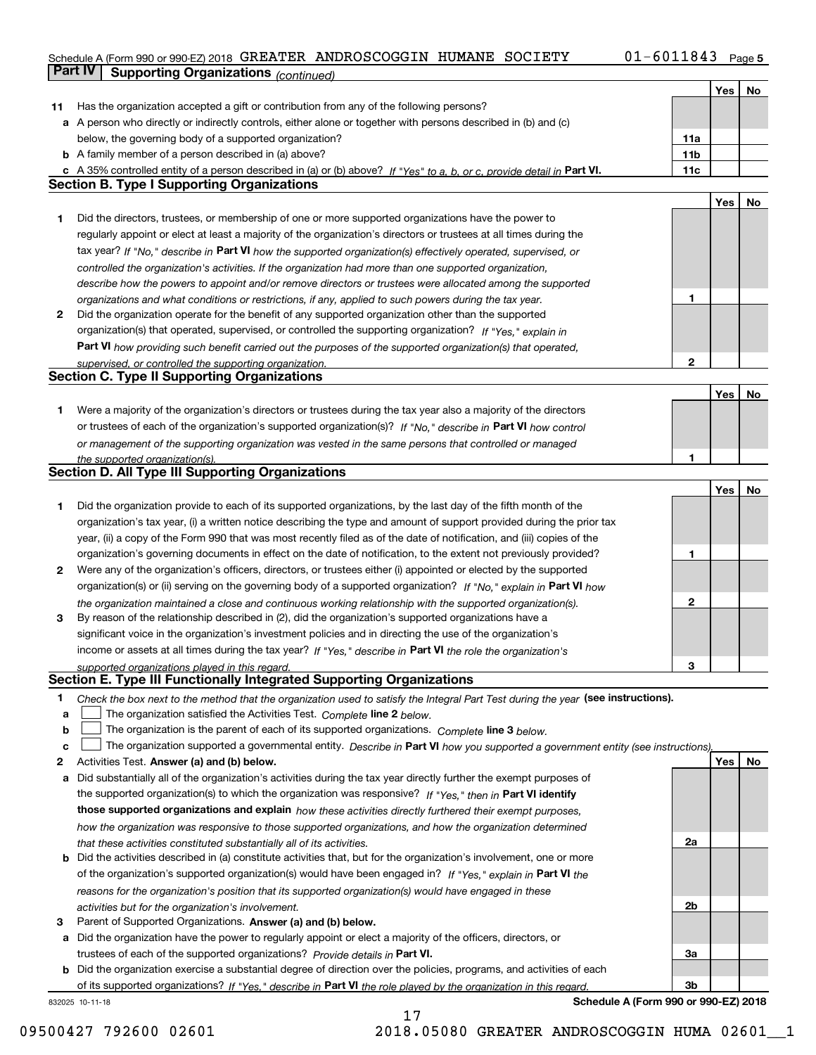Schedule A (Form 990 or 990-EZ) 2018 GREATER ANDROSCOGGIN HUMANE SOCIETY 01-6011843 Page 5

## Part IV Supporting Organizations *(continued)*

| | | | Yes | No |
|---|---|---|---|---|
| **11** | Has the organization accepted a gift or contribution from any of the following persons? | | | |
| **a** | A person who directly or indirectly controls, either alone or together with persons described in (b) and (c) below, the governing body of a supported organization? | **11a** | | |
| **b** | A family member of a person described in (a) above? | **11b** | | |
| **c** | A 35% controlled entity of a person described in (a) or (b) above? *If "Yes" to a, b, or c, provide detail in* **Part VI.** | **11c** | | |

### Section B. Type I Supporting Organizations

| | | | Yes | No |
|---|---|---|---|---|
| **1** | Did the directors, trustees, or membership of one or more supported organizations have the power to regularly appoint or elect at least a majority of the organization's directors or trustees at all times during the tax year? *If "No," describe in* **Part VI** *how the supported organization(s) effectively operated, supervised, or controlled the organization's activities. If the organization had more than one supported organization, describe how the powers to appoint and/or remove directors or trustees were allocated among the supported organizations and what conditions or restrictions, if any, applied to such powers during the tax year.* | **1** | | |
| **2** | Did the organization operate for the benefit of any supported organization other than the supported organization(s) that operated, supervised, or controlled the supporting organization? *If "Yes," explain in* **Part VI** *how providing such benefit carried out the purposes of the supported organization(s) that operated, supervised, or controlled the supporting organization.* | **2** | | |

### Section C. Type II Supporting Organizations

| | | | Yes | No |
|---|---|---|---|---|
| **1** | Were a majority of the organization's directors or trustees during the tax year also a majority of the directors or trustees of each of the organization's supported organization(s)? *If "No," describe in* **Part VI** *how control or management of the supporting organization was vested in the same persons that controlled or managed the supported organization(s).* | **1** | | |

### Section D. All Type III Supporting Organizations

| | | | Yes | No |
|---|---|---|---|---|
| **1** | Did the organization provide to each of its supported organizations, by the last day of the fifth month of the organization's tax year, (i) a written notice describing the type and amount of support provided during the prior tax year, (ii) a copy of the Form 990 that was most recently filed as of the date of notification, and (iii) copies of the organization's governing documents in effect on the date of notification, to the extent not previously provided? | **1** | | |
| **2** | Were any of the organization's officers, directors, or trustees either (i) appointed or elected by the supported organization(s) or (ii) serving on the governing body of a supported organization? *If "No," explain in* **Part VI** *how the organization maintained a close and continuous working relationship with the supported organization(s).* | **2** | | |
| **3** | By reason of the relationship described in (2), did the organization's supported organizations have a significant voice in the organization's investment policies and in directing the use of the organization's income or assets at all times during the tax year? *If "Yes," describe in* **Part VI** *the role the organization's supported organizations played in this regard.* | **3** | | |

### Section E. Type III Functionally Integrated Supporting Organizations

**1** *Check the box next to the method that the organization used to satisfy the Integral Part Test during the year* **(see instructions).**

- **a** ☐ The organization satisfied the Activities Test. *Complete* **line 2** *below.*
- **b** ☐ The organization is the parent of each of its supported organizations. *Complete* **line 3** *below.*
- **c** ☐ The organization supported a governmental entity. *Describe in* **Part VI** *how you supported a government entity (see instructions).*

| | | | Yes | No |
|---|---|---|---|---|
| **2** | Activities Test. **Answer (a) and (b) below.** | | | |
| **a** | Did substantially all of the organization's activities during the tax year directly further the exempt purposes of the supported organization(s) to which the organization was responsive? *If "Yes," then in* **Part VI identify those supported organizations and explain** *how these activities directly furthered their exempt purposes, how the organization was responsive to those supported organizations, and how the organization determined that these activities constituted substantially all of its activities.* | **2a** | | |
| **b** | Did the activities described in (a) constitute activities that, but for the organization's involvement, one or more of the organization's supported organization(s) would have been engaged in? *If "Yes," explain in* **Part VI** *the reasons for the organization's position that its supported organization(s) would have engaged in these activities but for the organization's involvement.* | **2b** | | |
| **3** | Parent of Supported Organizations. **Answer (a) and (b) below.** | | | |
| **a** | Did the organization have the power to regularly appoint or elect a majority of the officers, directors, or trustees of each of the supported organizations? *Provide details in* **Part VI.** | **3a** | | |
| **b** | Did the organization exercise a substantial degree of direction over the policies, programs, and activities of each of its supported organizations? *If "Yes," describe in* **Part VI** *the role played by the organization in this regard.* | **3b** | | |

832025 10-11-18 **Schedule A (Form 990 or 990-EZ) 2018**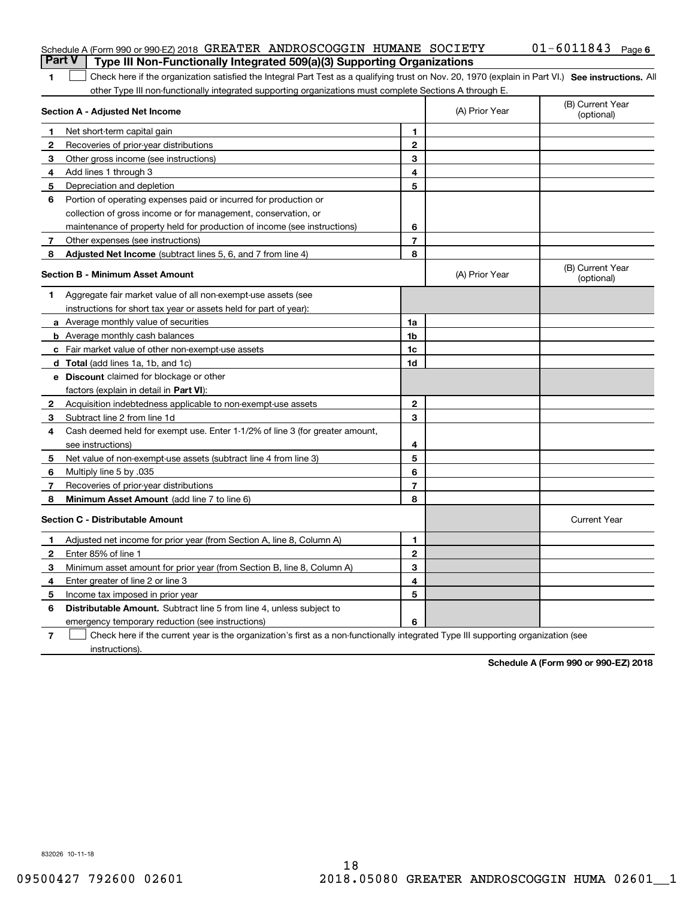Schedule A (Form 990 or 990-EZ) 2018 GREATER ANDROSCOGGIN HUMANE SOCIETY 01-6011843 Page 6

## Part V Type III Non-Functionally Integrated 509(a)(3) Supporting Organizations

1 ☐ Check here if the organization satisfied the Integral Part Test as a qualifying trust on Nov. 20, 1970 (explain in Part VI.) **See instructions.** All other Type III non-functionally integrated supporting organizations must complete Sections A through E.

| **Section A - Adjusted Net Income** | | | (A) Prior Year | (B) Current Year (optional) |
|---|---|---|---|---|
| 1 | Net short-term capital gain | 1 | | |
| 2 | Recoveries of prior-year distributions | 2 | | |
| 3 | Other gross income (see instructions) | 3 | | |
| 4 | Add lines 1 through 3 | 4 | | |
| 5 | Depreciation and depletion | 5 | | |
| 6 | Portion of operating expenses paid or incurred for production or collection of gross income or for management, conservation, or maintenance of property held for production of income (see instructions) | 6 | | |
| 7 | Other expenses (see instructions) | 7 | | |
| 8 | **Adjusted Net Income** (subtract lines 5, 6, and 7 from line 4) | 8 | | |

| **Section B - Minimum Asset Amount** | | | (A) Prior Year | (B) Current Year (optional) |
|---|---|---|---|---|
| 1 | Aggregate fair market value of all non-exempt-use assets (see instructions for short tax year or assets held for part of year): | | | |
| a | Average monthly value of securities | 1a | | |
| b | Average monthly cash balances | 1b | | |
| c | Fair market value of other non-exempt-use assets | 1c | | |
| d | **Total** (add lines 1a, 1b, and 1c) | 1d | | |
| e | **Discount** claimed for blockage or other factors (explain in detail in **Part VI**): | | | |
| 2 | Acquisition indebtedness applicable to non-exempt-use assets | 2 | | |
| 3 | Subtract line 2 from line 1d | 3 | | |
| 4 | Cash deemed held for exempt use. Enter 1-1/2% of line 3 (for greater amount, see instructions) | 4 | | |
| 5 | Net value of non-exempt-use assets (subtract line 4 from line 3) | 5 | | |
| 6 | Multiply line 5 by .035 | 6 | | |
| 7 | Recoveries of prior-year distributions | 7 | | |
| 8 | **Minimum Asset Amount** (add line 7 to line 6) | 8 | | |

| **Section C - Distributable Amount** | | | | Current Year |
|---|---|---|---|---|
| 1 | Adjusted net income for prior year (from Section A, line 8, Column A) | 1 | | |
| 2 | Enter 85% of line 1 | 2 | | |
| 3 | Minimum asset amount for prior year (from Section B, line 8, Column A) | 3 | | |
| 4 | Enter greater of line 2 or line 3 | 4 | | |
| 5 | Income tax imposed in prior year | 5 | | |
| 6 | **Distributable Amount.** Subtract line 5 from line 4, unless subject to emergency temporary reduction (see instructions) | 6 | | |

7 ☐ Check here if the current year is the organization's first as a non-functionally integrated Type III supporting organization (see instructions).

**Schedule A (Form 990 or 990-EZ) 2018**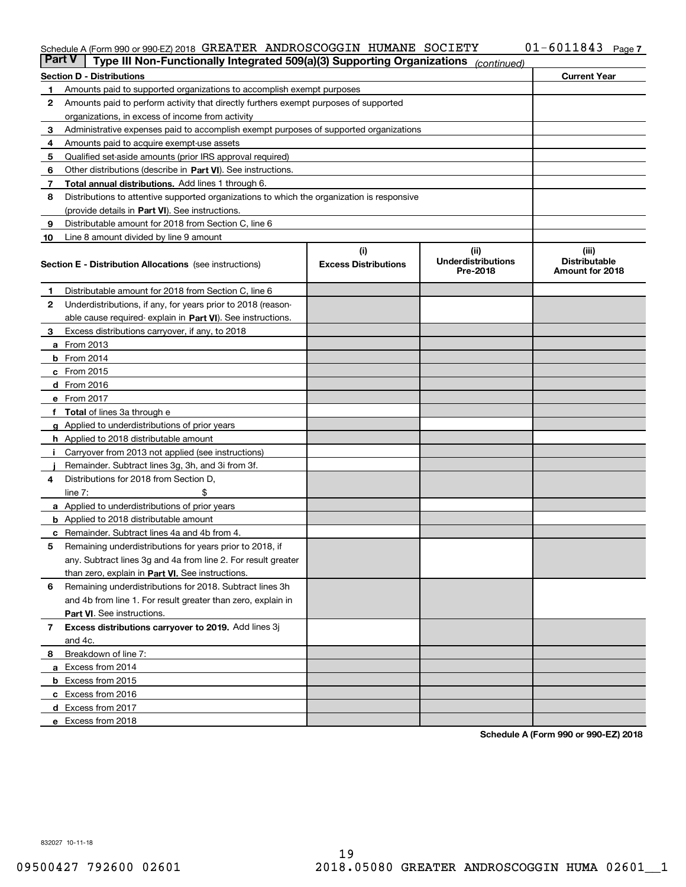Schedule A (Form 990 or 990-EZ) 2018 GREATER ANDROSCOGGIN HUMANE SOCIETY 01-6011843 Page 7

## Part V Type III Non-Functionally Integrated 509(a)(3) Supporting Organizations *(continued)*

| Section D - Distributions | | Current Year |
|---|---|---|
| 1 | Amounts paid to supported organizations to accomplish exempt purposes | |
| 2 | Amounts paid to perform activity that directly furthers exempt purposes of supported organizations, in excess of income from activity | |
| 3 | Administrative expenses paid to accomplish exempt purposes of supported organizations | |
| 4 | Amounts paid to acquire exempt-use assets | |
| 5 | Qualified set-aside amounts (prior IRS approval required) | |
| 6 | Other distributions (describe in **Part VI**). See instructions. | |
| 7 | **Total annual distributions.** Add lines 1 through 6. | |
| 8 | Distributions to attentive supported organizations to which the organization is responsive (provide details in **Part VI**). See instructions. | |
| 9 | Distributable amount for 2018 from Section C, line 6 | |
| 10 | Line 8 amount divided by line 9 amount | |

| Section E - Distribution Allocations (see instructions) | | (i) Excess Distributions | (ii) Underdistributions Pre-2018 | (iii) Distributable Amount for 2018 |
|---|---|---|---|---|
| 1 | Distributable amount for 2018 from Section C, line 6 | | | |
| 2 | Underdistributions, if any, for years prior to 2018 (reasonable cause required- explain in **Part VI**). See instructions. | | | |
| 3 | Excess distributions carryover, if any, to 2018 | | | |
| a | From 2013 | | | |
| b | From 2014 | | | |
| c | From 2015 | | | |
| d | From 2016 | | | |
| e | From 2017 | | | |
| f | **Total** of lines 3a through e | | | |
| g | Applied to underdistributions of prior years | | | |
| h | Applied to 2018 distributable amount | | | |
| i | Carryover from 2013 not applied (see instructions) | | | |
| j | Remainder. Subtract lines 3g, 3h, and 3i from 3f. | | | |
| 4 | Distributions for 2018 from Section D, line 7: $ | | | |
| a | Applied to underdistributions of prior years | | | |
| b | Applied to 2018 distributable amount | | | |
| c | Remainder. Subtract lines 4a and 4b from 4. | | | |
| 5 | Remaining underdistributions for years prior to 2018, if any. Subtract lines 3g and 4a from line 2. For result greater than zero, explain in **Part VI.** See instructions. | | | |
| 6 | Remaining underdistributions for 2018. Subtract lines 3h and 4b from line 1. For result greater than zero, explain in **Part VI**. See instructions. | | | |
| 7 | **Excess distributions carryover to 2019.** Add lines 3j and 4c. | | | |
| 8 | Breakdown of line 7: | | | |
| a | Excess from 2014 | | | |
| b | Excess from 2015 | | | |
| c | Excess from 2016 | | | |
| d | Excess from 2017 | | | |
| e | Excess from 2018 | | | |

**Schedule A (Form 990 or 990-EZ) 2018**

832027 10-11-18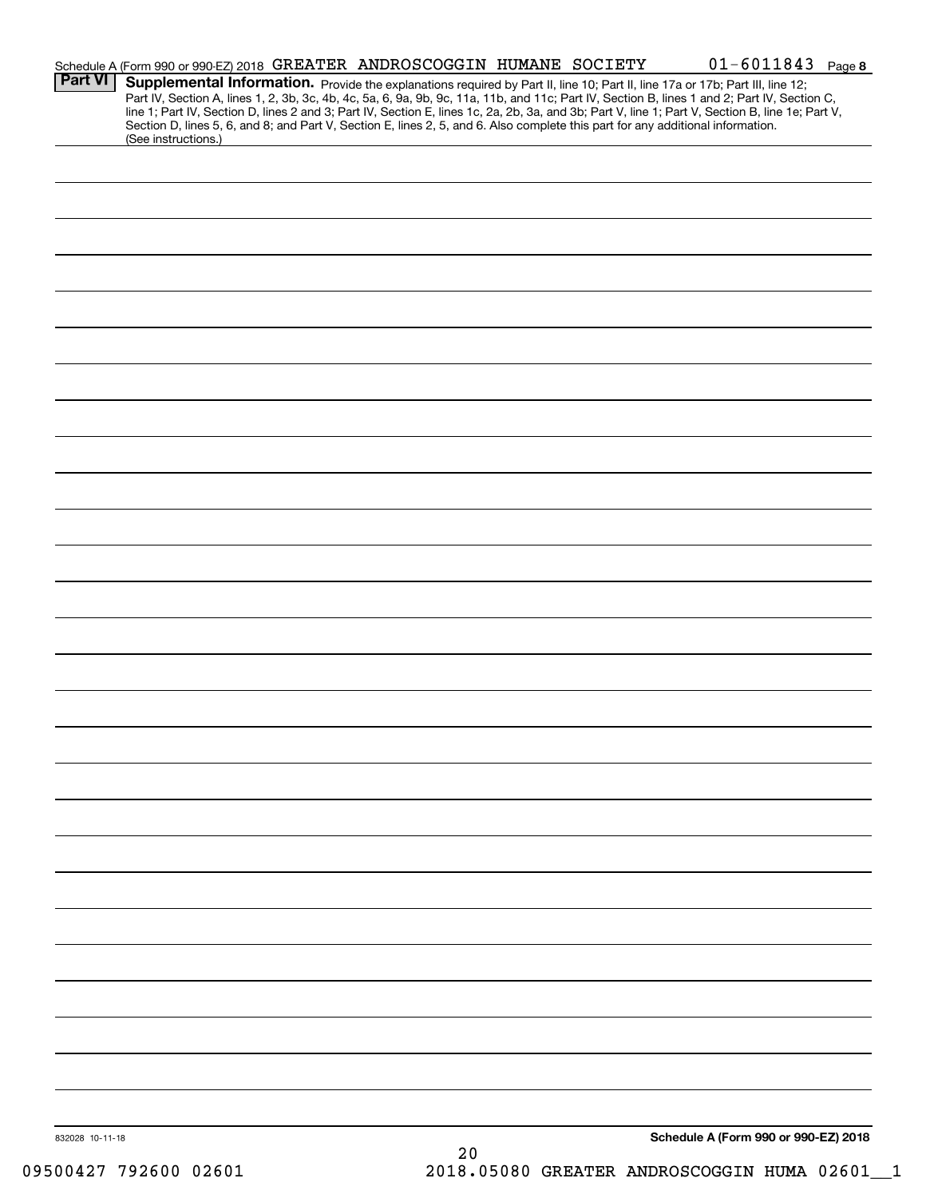Schedule A (Form 990 or 990-EZ) 2018 GREATER ANDROSCOGGIN HUMANE SOCIETY 01-6011843 Page 8

**Part VI** **Supplemental Information.** Provide the explanations required by Part II, line 10; Part II, line 17a or 17b; Part III, line 12; Part IV, Section A, lines 1, 2, 3b, 3c, 4b, 4c, 5a, 6, 9a, 9b, 9c, 11a, 11b, and 11c; Part IV, Section B, lines 1 and 2; Part IV, Section C, line 1; Part IV, Section D, lines 2 and 3; Part IV, Section E, lines 1c, 2a, 2b, 3a, and 3b; Part V, line 1; Part V, Section B, line 1e; Part V, Section D, lines 5, 6, and 8; and Part V, Section E, lines 2, 5, and 6. Also complete this part for any additional information. (See instructions.)

832028 10-11-18

**Schedule A (Form 990 or 990-EZ) 2018**

09500427 792600 02601 2018.05080 GREATER ANDROSCOGGIN HUMA 02601__1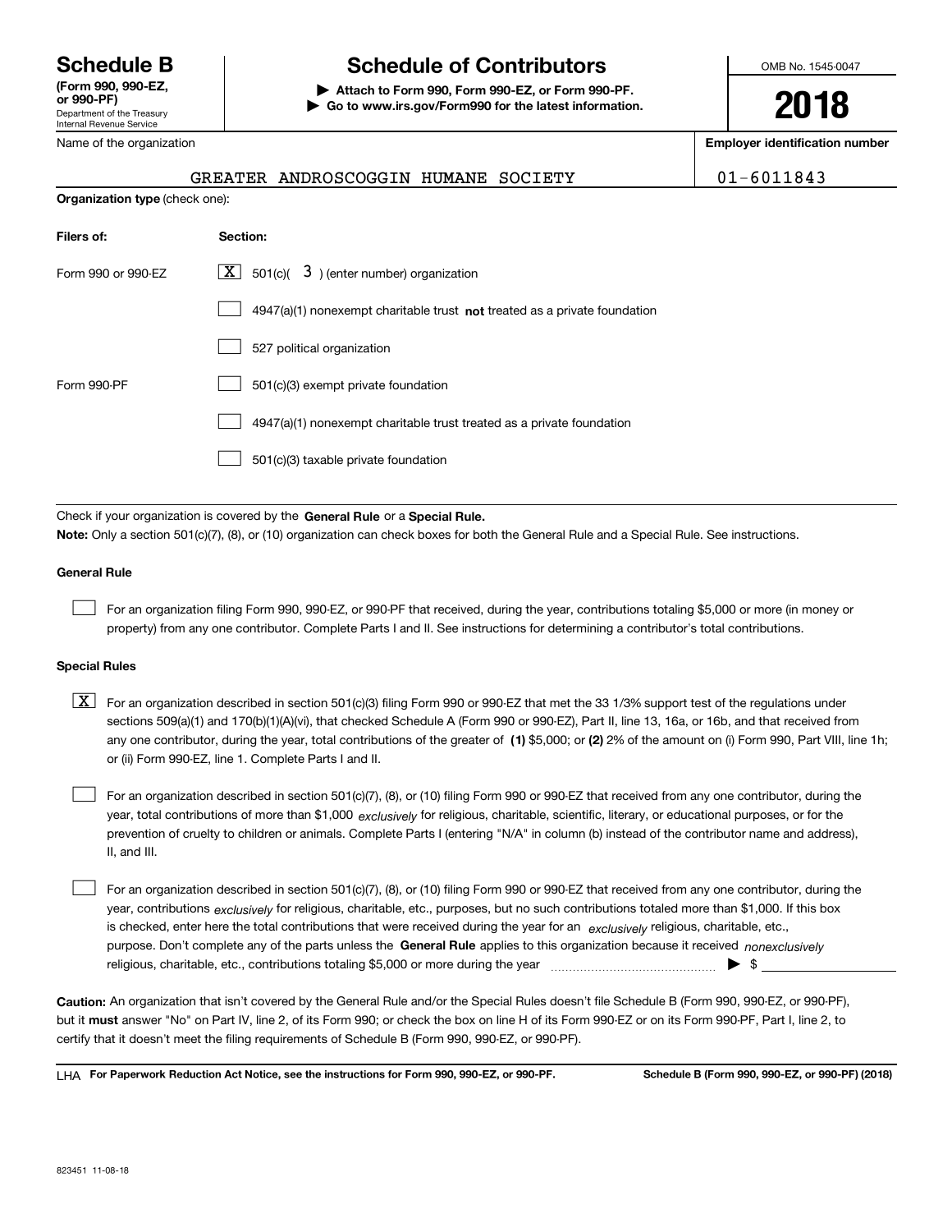# Schedule B

**(Form 990, 990-EZ, or 990-PF)**
Department of the Treasury
Internal Revenue Service

# Schedule of Contributors

**▶ Attach to Form 990, Form 990-EZ, or Form 990-PF.**
**▶ Go to www.irs.gov/Form990 for the latest information.**

OMB No. 1545-0047

**2018**

Name of the organization: GREATER ANDROSCOGGIN HUMANE SOCIETY

**Employer identification number:** 01-6011843

**Organization type** (check one):

| Filers of: | Section: |
|---|---|
| Form 990 or 990-EZ | [X] 501(c)( 3 ) (enter number) organization |
| | [ ] 4947(a)(1) nonexempt charitable trust **not** treated as a private foundation |
| | [ ] 527 political organization |
| Form 990-PF | [ ] 501(c)(3) exempt private foundation |
| | [ ] 4947(a)(1) nonexempt charitable trust treated as a private foundation |
| | [ ] 501(c)(3) taxable private foundation |

Check if your organization is covered by the **General Rule** or a **Special Rule.**

**Note:** Only a section 501(c)(7), (8), or (10) organization can check boxes for both the General Rule and a Special Rule. See instructions.

**General Rule**

[ ] For an organization filing Form 990, 990-EZ, or 990-PF that received, during the year, contributions totaling $5,000 or more (in money or property) from any one contributor. Complete Parts I and II. See instructions for determining a contributor's total contributions.

**Special Rules**

[X] For an organization described in section 501(c)(3) filing Form 990 or 990-EZ that met the 33 1/3% support test of the regulations under sections 509(a)(1) and 170(b)(1)(A)(vi), that checked Schedule A (Form 990 or 990-EZ), Part II, line 13, 16a, or 16b, and that received from any one contributor, during the year, total contributions of the greater of **(1)** $5,000; or **(2)** 2% of the amount on (i) Form 990, Part VIII, line 1h; or (ii) Form 990-EZ, line 1. Complete Parts I and II.

[ ] For an organization described in section 501(c)(7), (8), or (10) filing Form 990 or 990-EZ that received from any one contributor, during the year, total contributions of more than $1,000 *exclusively* for religious, charitable, scientific, literary, or educational purposes, or for the prevention of cruelty to children or animals. Complete Parts I (entering "N/A" in column (b) instead of the contributor name and address), II, and III.

[ ] For an organization described in section 501(c)(7), (8), or (10) filing Form 990 or 990-EZ that received from any one contributor, during the year, contributions *exclusively* for religious, charitable, etc., purposes, but no such contributions totaled more than $1,000. If this box is checked, enter here the total contributions that were received during the year for an *exclusively* religious, charitable, etc., purpose. Don't complete any of the parts unless the **General Rule** applies to this organization because it received *nonexclusively* religious, charitable, etc., contributions totaling $5,000 or more during the year ▶ $ ____________

**Caution:** An organization that isn't covered by the General Rule and/or the Special Rules doesn't file Schedule B (Form 990, 990-EZ, or 990-PF), but it **must** answer "No" on Part IV, line 2, of its Form 990; or check the box on line H of its Form 990-EZ or on its Form 990-PF, Part I, line 2, to certify that it doesn't meet the filing requirements of Schedule B (Form 990, 990-EZ, or 990-PF).

LHA **For Paperwork Reduction Act Notice, see the instructions for Form 990, 990-EZ, or 990-PF.** **Schedule B (Form 990, 990-EZ, or 990-PF) (2018)**

823451 11-08-18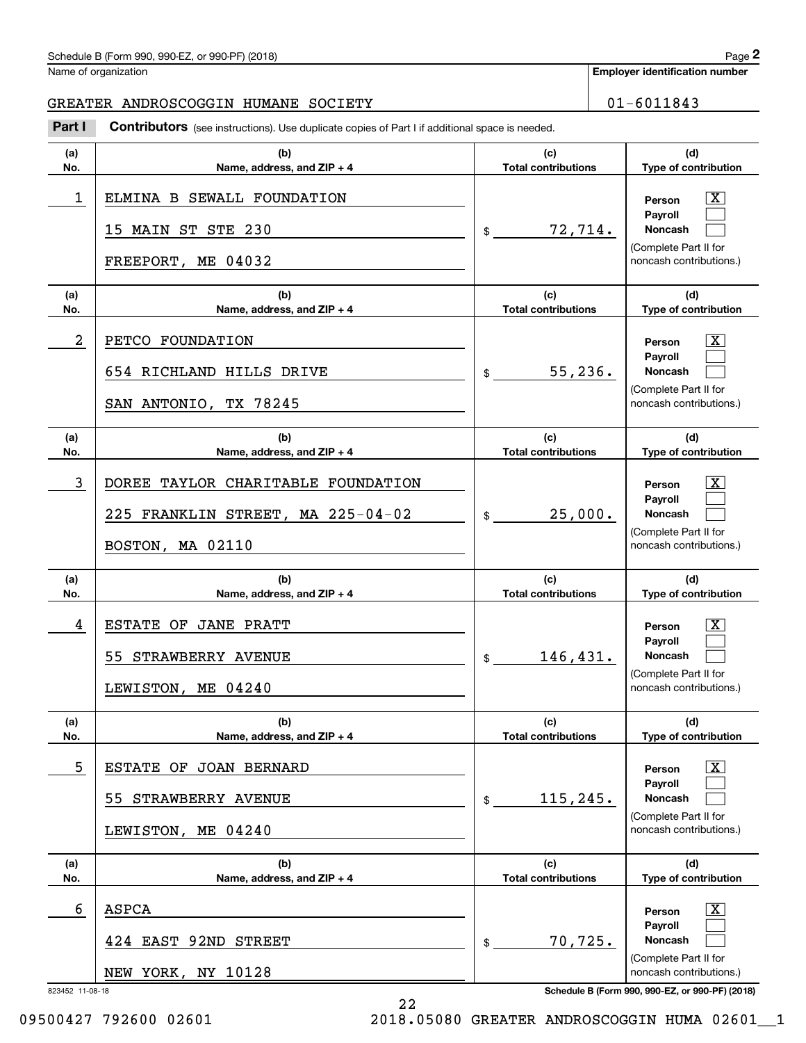Name of organization

**Employer identification number**

GREATER ANDROSCOGGIN HUMANE SOCIETY | 01-6011843

**Part I** **Contributors** (see instructions). Use duplicate copies of Part I if additional space is needed.

| (a) No. | (b) Name, address, and ZIP + 4 | (c) Total contributions | (d) Type of contribution |
|---|---|---|---|
| 1 | ELMINA B SEWALL FOUNDATION<br>15 MAIN ST STE 230<br>FREEPORT, ME 04032 | $ 72,714. | Person [X]<br>Payroll [ ]<br>Noncash [ ]<br>(Complete Part II for noncash contributions.) |
| 2 | PETCO FOUNDATION<br>654 RICHLAND HILLS DRIVE<br>SAN ANTONIO, TX 78245 | $ 55,236. | Person [X]<br>Payroll [ ]<br>Noncash [ ]<br>(Complete Part II for noncash contributions.) |
| 3 | DOREE TAYLOR CHARITABLE FOUNDATION<br>225 FRANKLIN STREET, MA 225-04-02<br>BOSTON, MA 02110 | $ 25,000. | Person [X]<br>Payroll [ ]<br>Noncash [ ]<br>(Complete Part II for noncash contributions.) |
| 4 | ESTATE OF JANE PRATT<br>55 STRAWBERRY AVENUE<br>LEWISTON, ME 04240 | $ 146,431. | Person [X]<br>Payroll [ ]<br>Noncash [ ]<br>(Complete Part II for noncash contributions.) |
| 5 | ESTATE OF JOAN BERNARD<br>55 STRAWBERRY AVENUE<br>LEWISTON, ME 04240 | $ 115,245. | Person [X]<br>Payroll [ ]<br>Noncash [ ]<br>(Complete Part II for noncash contributions.) |
| 6 | ASPCA<br>424 EAST 92ND STREET<br>NEW YORK, NY 10128 | $ 70,725. | Person [X]<br>Payroll [ ]<br>Noncash [ ]<br>(Complete Part II for noncash contributions.) |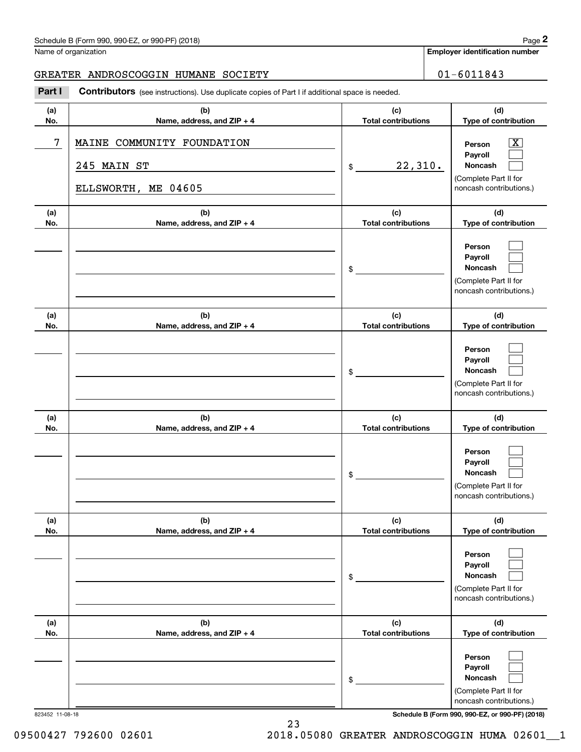Name of organization

**Employer identification number**

GREATER ANDROSCOGGIN HUMANE SOCIETY

01-6011843

**Part I** **Contributors** (see instructions). Use duplicate copies of Part I if additional space is needed.

| (a) No. | (b) Name, address, and ZIP + 4 | (c) Total contributions | (d) Type of contribution |
|---|---|---|---|
| 7 | MAINE COMMUNITY FOUNDATION<br>245 MAIN ST<br>ELLSWORTH, ME 04605 | $ 22,310. | Person [X]<br>Payroll [ ]<br>Noncash [ ]<br>(Complete Part II for noncash contributions.) |
| | | $ | Person [ ]<br>Payroll [ ]<br>Noncash [ ]<br>(Complete Part II for noncash contributions.) |
| | | $ | Person [ ]<br>Payroll [ ]<br>Noncash [ ]<br>(Complete Part II for noncash contributions.) |
| | | $ | Person [ ]<br>Payroll [ ]<br>Noncash [ ]<br>(Complete Part II for noncash contributions.) |
| | | $ | Person [ ]<br>Payroll [ ]<br>Noncash [ ]<br>(Complete Part II for noncash contributions.) |
| | | $ | Person [ ]<br>Payroll [ ]<br>Noncash [ ]<br>(Complete Part II for noncash contributions.) |

823452 11-08-18

09500427 792600 02601    2018.05080 GREATER ANDROSCOGGIN HUMA 02601__1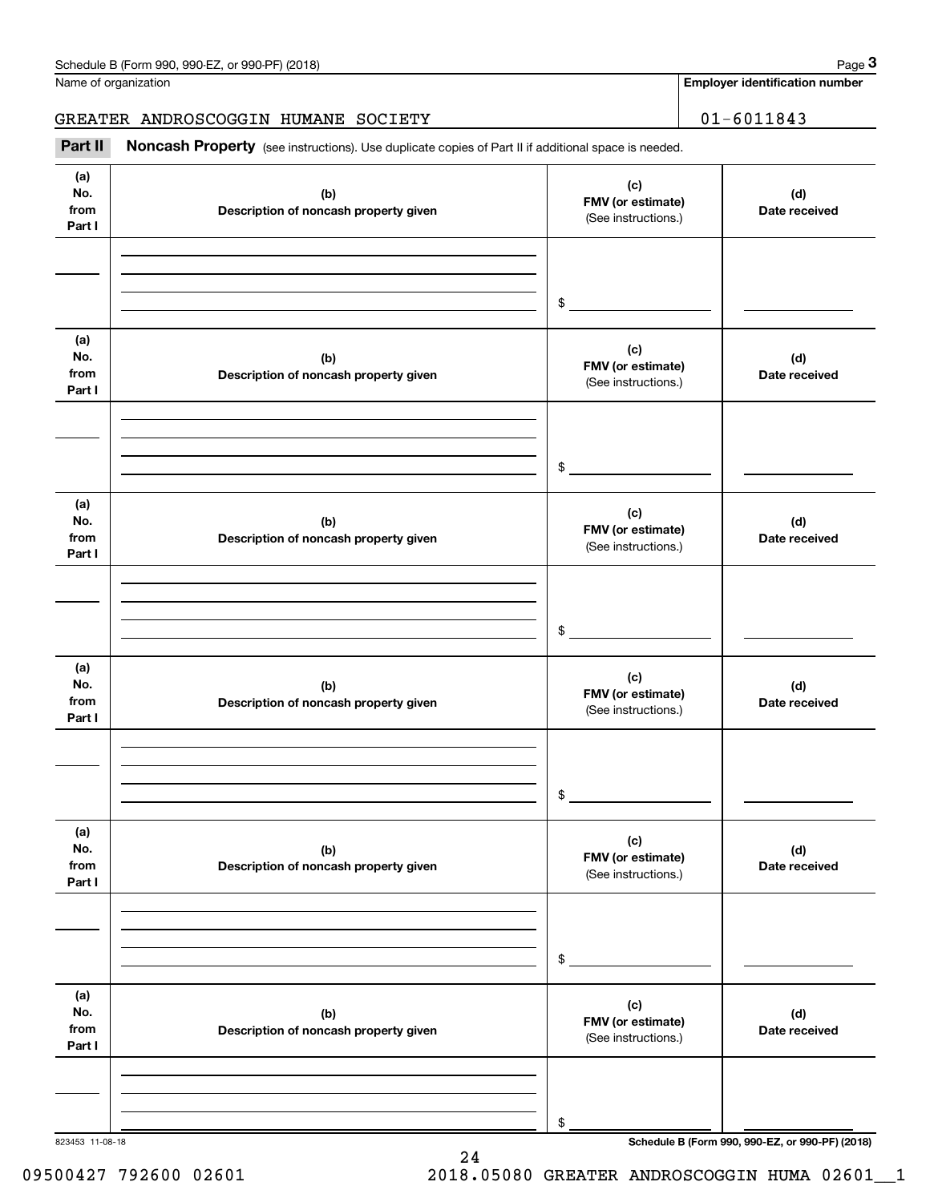Name of organization

**Employer identification number**

GREATER ANDROSCOGGIN HUMANE SOCIETY

01-6011843

**Part II** **Noncash Property** (see instructions). Use duplicate copies of Part II if additional space is needed.

| (a) No. from Part I | (b) Description of noncash property given | (c) FMV (or estimate) (See instructions.) | (d) Date received |
|---|---|---|---|
| | | $ | |

| (a) No. from Part I | (b) Description of noncash property given | (c) FMV (or estimate) (See instructions.) | (d) Date received |
|---|---|---|---|
| | | $ | |

| (a) No. from Part I | (b) Description of noncash property given | (c) FMV (or estimate) (See instructions.) | (d) Date received |
|---|---|---|---|
| | | $ | |

| (a) No. from Part I | (b) Description of noncash property given | (c) FMV (or estimate) (See instructions.) | (d) Date received |
|---|---|---|---|
| | | $ | |

| (a) No. from Part I | (b) Description of noncash property given | (c) FMV (or estimate) (See instructions.) | (d) Date received |
|---|---|---|---|
| | | $ | |

| (a) No. from Part I | (b) Description of noncash property given | (c) FMV (or estimate) (See instructions.) | (d) Date received |
|---|---|---|---|
| | | $ | |

823453 11-08-18

**Schedule B (Form 990, 990-EZ, or 990-PF) (2018)**

09500427 792600 02601 2018.05080 GREATER ANDROSCOGGIN HUMA 02601__1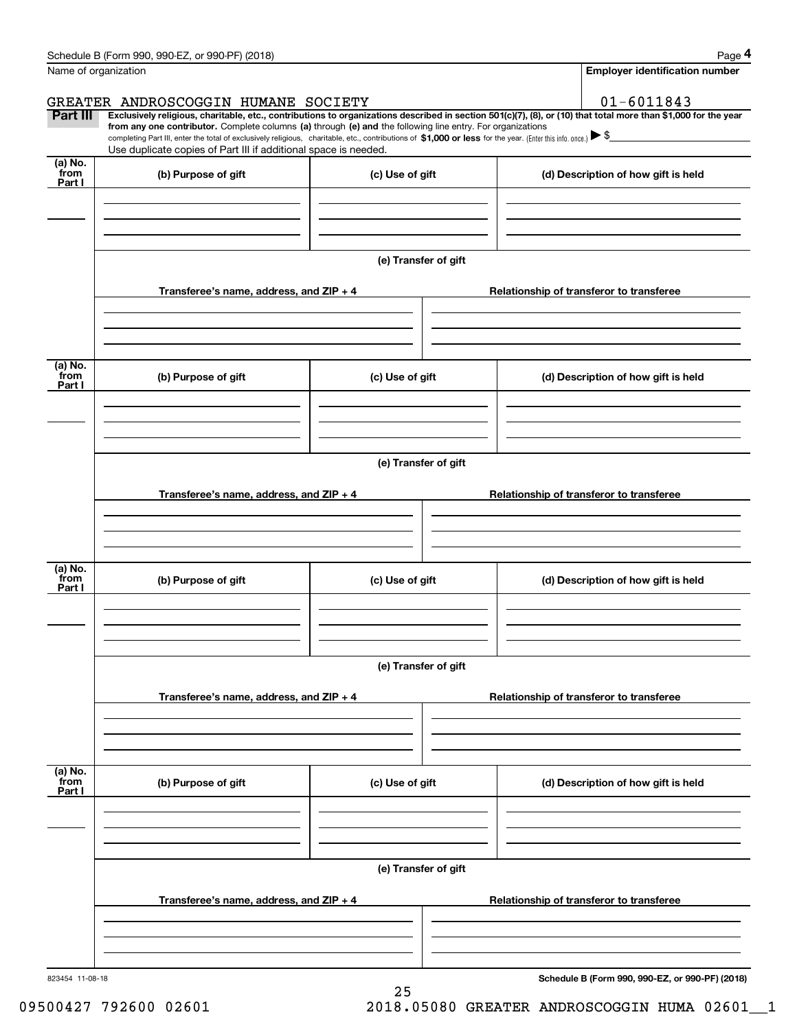Name of organization

GREATER ANDROSCOGGIN HUMANE SOCIETY

Employer identification number

01-6011843

**Part III** **Exclusively religious, charitable, etc., contributions to organizations described in section 501(c)(7), (8), or (10) that total more than $1,000 for the year from any one contributor.** Complete columns **(a)** through **(e) and** the following line entry. For organizations completing Part III, enter the total of exclusively religious, charitable, etc., contributions of **$1,000 or less** for the year. (Enter this info. once.) ▶ $

Use duplicate copies of Part III if additional space is needed.

| (a) No. from Part I | (b) Purpose of gift | (c) Use of gift | (d) Description of how gift is held |
|---|---|---|---|
| | | | |

(e) Transfer of gift

| Transferee's name, address, and ZIP + 4 | Relationship of transferor to transferee |
|---|---|
| | |

| (a) No. from Part I | (b) Purpose of gift | (c) Use of gift | (d) Description of how gift is held |
|---|---|---|---|
| | | | |

(e) Transfer of gift

| Transferee's name, address, and ZIP + 4 | Relationship of transferor to transferee |
|---|---|
| | |

| (a) No. from Part I | (b) Purpose of gift | (c) Use of gift | (d) Description of how gift is held |
|---|---|---|---|
| | | | |

(e) Transfer of gift

| Transferee's name, address, and ZIP + 4 | Relationship of transferor to transferee |
|---|---|
| | |

| (a) No. from Part I | (b) Purpose of gift | (c) Use of gift | (d) Description of how gift is held |
|---|---|---|---|
| | | | |

(e) Transfer of gift

| Transferee's name, address, and ZIP + 4 | Relationship of transferor to transferee |
|---|---|
| | |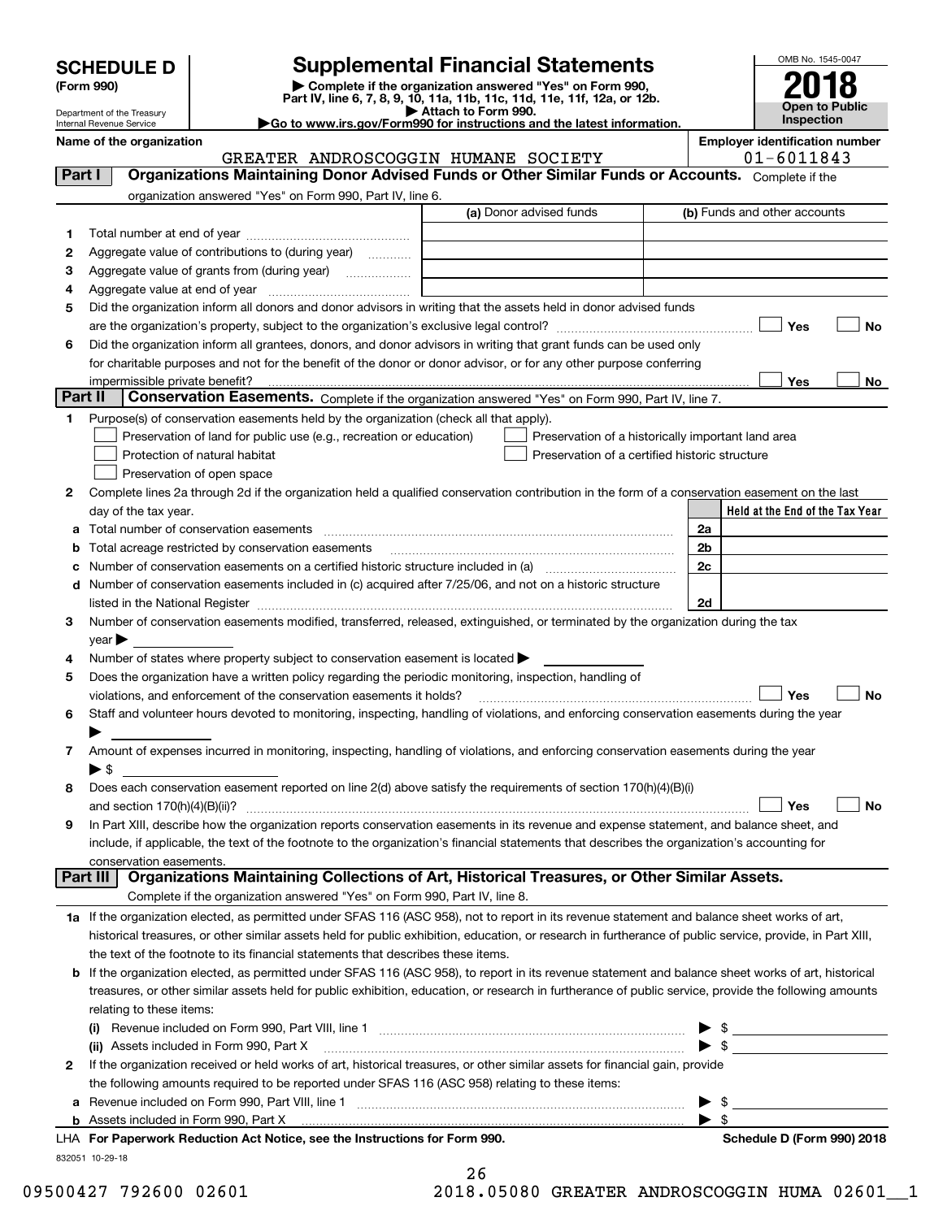# SCHEDULE D (Form 990)

Department of the Treasury
Internal Revenue Service

## Supplemental Financial Statements

▶ Complete if the organization answered "Yes" on Form 990, Part IV, line 6, 7, 8, 9, 10, 11a, 11b, 11c, 11d, 11e, 11f, 12a, or 12b.
▶ Attach to Form 990.
▶Go to www.irs.gov/Form990 for instructions and the latest information.

OMB No. 1545-0047

**2018**

**Open to Public Inspection**

**Name of the organization:** GREATER ANDROSCOGGIN HUMANE SOCIETY

**Employer identification number:** 01-6011843

## Part I — Organizations Maintaining Donor Advised Funds or Other Similar Funds or Accounts. 

Complete if the organization answered "Yes" on Form 990, Part IV, line 6.

| | | (a) Donor advised funds | (b) Funds and other accounts |
|---|---|---|---|
| 1 | Total number at end of year | | |
| 2 | Aggregate value of contributions to (during year) | | |
| 3 | Aggregate value of grants from (during year) | | |
| 4 | Aggregate value at end of year | | |

5. Did the organization inform all donors and donor advisors in writing that the assets held in donor advised funds are the organization's property, subject to the organization's exclusive legal control? ☐ Yes ☐ No
6. Did the organization inform all grantees, donors, and donor advisors in writing that grant funds can be used only for charitable purposes and not for the benefit of the donor or donor advisor, or for any other purpose conferring impermissible private benefit? ☐ Yes ☐ No

## Part II — Conservation Easements. 

Complete if the organization answered "Yes" on Form 990, Part IV, line 7.

1. Purpose(s) of conservation easements held by the organization (check all that apply).
   - ☐ Preservation of land for public use (e.g., recreation or education)
   - ☐ Protection of natural habitat
   - ☐ Preservation of open space
   - ☐ Preservation of a historically important land area
   - ☐ Preservation of a certified historic structure
2. Complete lines 2a through 2d if the organization held a qualified conservation contribution in the form of a conservation easement on the last day of the tax year.

| | | | Held at the End of the Tax Year |
|---|---|---|---|
| a | Total number of conservation easements | 2a | |
| b | Total acreage restricted by conservation easements | 2b | |
| c | Number of conservation easements on a certified historic structure included in (a) | 2c | |
| d | Number of conservation easements included in (c) acquired after 7/25/06, and not on a historic structure listed in the National Register | 2d | |

3. Number of conservation easements modified, transferred, released, extinguished, or terminated by the organization during the tax year ▶
4. Number of states where property subject to conservation easement is located ▶
5. Does the organization have a written policy regarding the periodic monitoring, inspection, handling of violations, and enforcement of the conservation easements it holds? ☐ Yes ☐ No
6. Staff and volunteer hours devoted to monitoring, inspecting, handling of violations, and enforcing conservation easements during the year ▶
7. Amount of expenses incurred in monitoring, inspecting, handling of violations, and enforcing conservation easements during the year ▶ $
8. Does each conservation easement reported on line 2(d) above satisfy the requirements of section 170(h)(4)(B)(i) and section 170(h)(4)(B)(ii)? ☐ Yes ☐ No
9. In Part XIII, describe how the organization reports conservation easements in its revenue and expense statement, and balance sheet, and include, if applicable, the text of the footnote to the organization's financial statements that describes the organization's accounting for conservation easements.

## Part III — Organizations Maintaining Collections of Art, Historical Treasures, or Other Similar Assets.

Complete if the organization answered "Yes" on Form 990, Part IV, line 8.

1a. If the organization elected, as permitted under SFAS 116 (ASC 958), not to report in its revenue statement and balance sheet works of art, historical treasures, or other similar assets held for public exhibition, education, or research in furtherance of public service, provide, in Part XIII, the text of the footnote to its financial statements that describes these items.

b. If the organization elected, as permitted under SFAS 116 (ASC 958), to report in its revenue statement and balance sheet works of art, historical treasures, or other similar assets held for public exhibition, education, or research in furtherance of public service, provide the following amounts relating to these items:
   - (i) Revenue included on Form 990, Part VIII, line 1 ▶ $
   - (ii) Assets included in Form 990, Part X ▶ $

2. If the organization received or held works of art, historical treasures, or other similar assets for financial gain, provide the following amounts required to be reported under SFAS 116 (ASC 958) relating to these items:
   - a Revenue included on Form 990, Part VIII, line 1 ▶ $
   - b Assets included in Form 990, Part X ▶ $

LHA For Paperwork Reduction Act Notice, see the Instructions for Form 990. Schedule D (Form 990) 2018

832051 10-29-18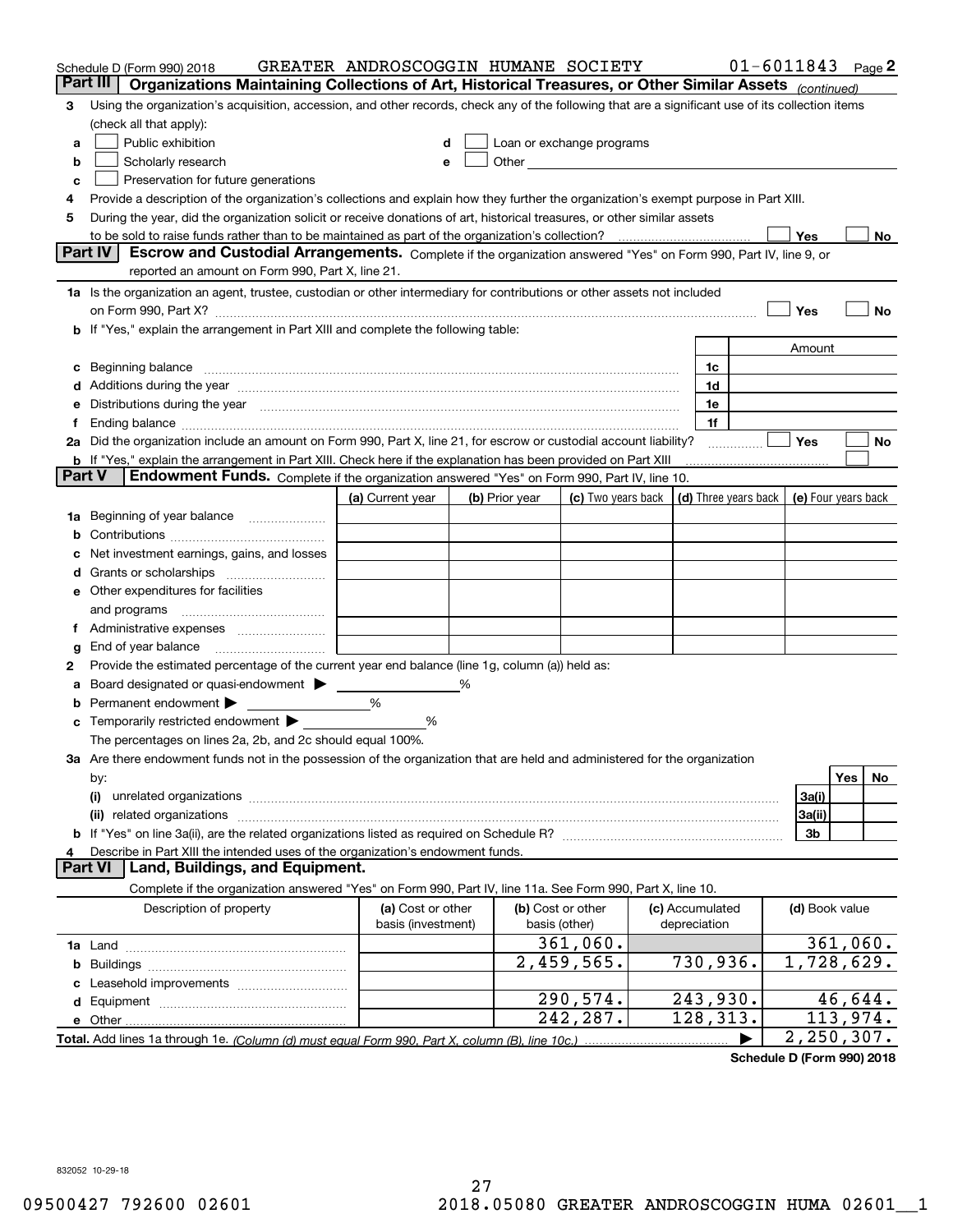Schedule D (Form 990) 2018 GREATER ANDROSCOGGIN HUMANE SOCIETY 01-6011843 Page 2

## Part III Organizations Maintaining Collections of Art, Historical Treasures, or Other Similar Assets *(continued)*

3 Using the organization's acquisition, accession, and other records, check any of the following that are a significant use of its collection items (check all that apply):

- a ☐ Public exhibition
- b ☐ Scholarly research
- c ☐ Preservation for future generations
- d ☐ Loan or exchange programs
- e ☐ Other

4 Provide a description of the organization's collections and explain how they further the organization's exempt purpose in Part XIII.

5 During the year, did the organization solicit or receive donations of art, historical treasures, or other similar assets to be sold to raise funds rather than to be maintained as part of the organization's collection? ☐ Yes ☐ No

## Part IV Escrow and Custodial Arrangements.

Complete if the organization answered "Yes" on Form 990, Part IV, line 9, or reported an amount on Form 990, Part X, line 21.

1a Is the organization an agent, trustee, custodian or other intermediary for contributions or other assets not included on Form 990, Part X? ☐ Yes ☐ No

b If "Yes," explain the arrangement in Part XIII and complete the following table:

| | | Amount |
|---|---|---|
| c Beginning balance | 1c | |
| d Additions during the year | 1d | |
| e Distributions during the year | 1e | |
| f Ending balance | 1f | |

2a Did the organization include an amount on Form 990, Part X, line 21, for escrow or custodial account liability? ☐ Yes ☐ No

b If "Yes," explain the arrangement in Part XIII. Check here if the explanation has been provided on Part XIII ☐

## Part V Endowment Funds.

Complete if the organization answered "Yes" on Form 990, Part IV, line 10.

| | (a) Current year | (b) Prior year | (c) Two years back | (d) Three years back | (e) Four years back |
|---|---|---|---|---|---|
| 1a Beginning of year balance | | | | | |
| b Contributions | | | | | |
| c Net investment earnings, gains, and losses | | | | | |
| d Grants or scholarships | | | | | |
| e Other expenditures for facilities and programs | | | | | |
| f Administrative expenses | | | | | |
| g End of year balance | | | | | |

2 Provide the estimated percentage of the current year end balance (line 1g, column (a)) held as:

a Board designated or quasi-endowment ▶ %

b Permanent endowment ▶ %

c Temporarily restricted endowment ▶ %

The percentages on lines 2a, 2b, and 2c should equal 100%.

3a Are there endowment funds not in the possession of the organization that are held and administered for the organization by:

| | | Yes | No |
|---|---|---|---|
| (i) unrelated organizations | 3a(i) | | |
| (ii) related organizations | 3a(ii) | | |
| b If "Yes" on line 3a(ii), are the related organizations listed as required on Schedule R? | 3b | | |

4 Describe in Part XIII the intended uses of the organization's endowment funds.

## Part VI Land, Buildings, and Equipment.

Complete if the organization answered "Yes" on Form 990, Part IV, line 11a. See Form 990, Part X, line 10.

| Description of property | (a) Cost or other basis (investment) | (b) Cost or other basis (other) | (c) Accumulated depreciation | (d) Book value |
|---|---|---|---|---|
| 1a Land | | 361,060. | | 361,060. |
| b Buildings | | 2,459,565. | 730,936. | 1,728,629. |
| c Leasehold improvements | | | | |
| d Equipment | | 290,574. | 243,930. | 46,644. |
| e Other | | 242,287. | 128,313. | 113,974. |
| **Total.** Add lines 1a through 1e. *(Column (d) must equal Form 990, Part X, column (B), line 10c.)* | | | ▶ | 2,250,307. |

**Schedule D (Form 990) 2018**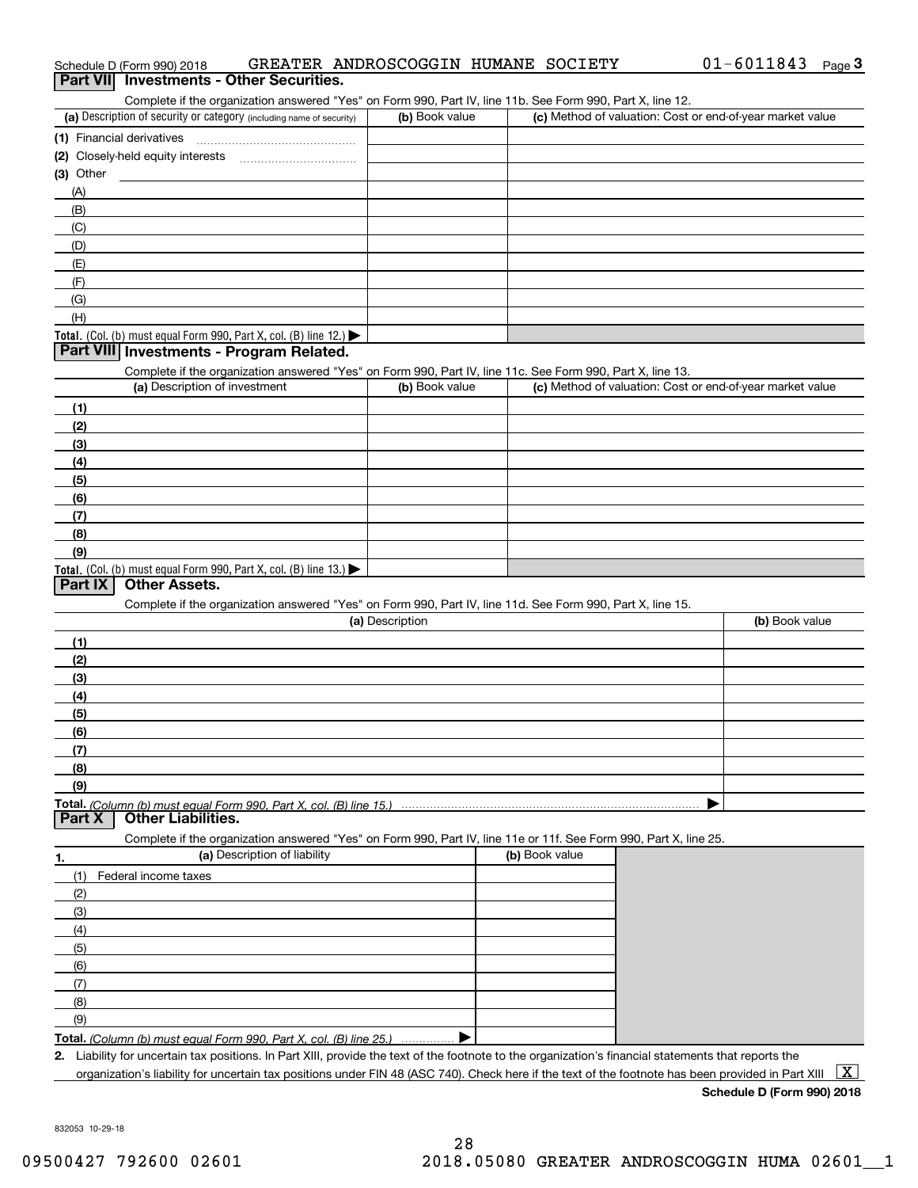Schedule D (Form 990) 2018 GREATER ANDROSCOGGIN HUMANE SOCIETY 01-6011843

## Part VII Investments - Other Securities.

Complete if the organization answered "Yes" on Form 990, Part IV, line 11b. See Form 990, Part X, line 12.

| (a) Description of security or category (including name of security) | (b) Book value | (c) Method of valuation: Cost or end-of-year market value |
|---|---|---|
| (1) Financial derivatives | | |
| (2) Closely-held equity interests | | |
| (3) Other | | |
| (A) | | |
| (B) | | |
| (C) | | |
| (D) | | |
| (E) | | |
| (F) | | |
| (G) | | |
| (H) | | |
| **Total.** (Col. (b) must equal Form 990, Part X, col. (B) line 12.) ▶ | | |

## Part VIII Investments - Program Related.

Complete if the organization answered "Yes" on Form 990, Part IV, line 11c. See Form 990, Part X, line 13.

| (a) Description of investment | (b) Book value | (c) Method of valuation: Cost or end-of-year market value |
|---|---|---|
| (1) | | |
| (2) | | |
| (3) | | |
| (4) | | |
| (5) | | |
| (6) | | |
| (7) | | |
| (8) | | |
| (9) | | |
| **Total.** (Col. (b) must equal Form 990, Part X, col. (B) line 13.) ▶ | | |

## Part IX Other Assets.

Complete if the organization answered "Yes" on Form 990, Part IV, line 11d. See Form 990, Part X, line 15.

| (a) Description | (b) Book value |
|---|---|
| (1) | |
| (2) | |
| (3) | |
| (4) | |
| (5) | |
| (6) | |
| (7) | |
| (8) | |
| (9) | |
| **Total.** *(Column (b) must equal Form 990, Part X, col. (B) line 15.)* ▶ | |

## Part X Other Liabilities.

Complete if the organization answered "Yes" on Form 990, Part IV, line 11e or 11f. See Form 990, Part X, line 25.

| 1. (a) Description of liability | (b) Book value |
|---|---|
| (1) Federal income taxes | |
| (2) | |
| (3) | |
| (4) | |
| (5) | |
| (6) | |
| (7) | |
| (8) | |
| (9) | |
| **Total.** *(Column (b) must equal Form 990, Part X, col. (B) line 25.)* ▶ | |

**2.** Liability for uncertain tax positions. In Part XIII, provide the text of the footnote to the organization's financial statements that reports the organization's liability for uncertain tax positions under FIN 48 (ASC 740). Check here if the text of the footnote has been provided in Part XIII [X]

**Schedule D (Form 990) 2018**

832053 10-29-18

09500427 792600 02601 2018.05080 GREATER ANDROSCOGGIN HUMA 02601__1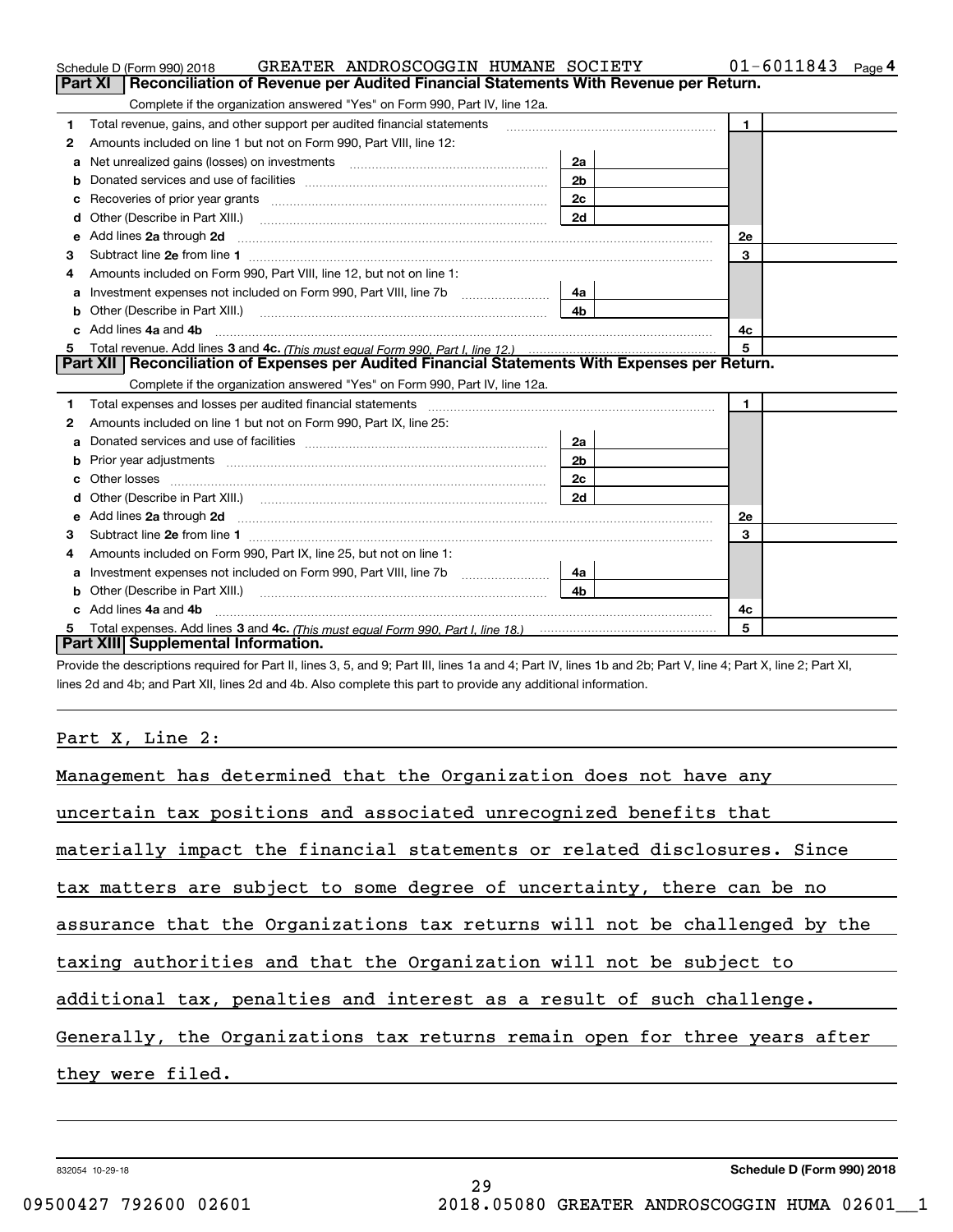Schedule D (Form 990) 2018 GREATER ANDROSCOGGIN HUMANE SOCIETY 01-6011843 Page 4

## Part XI Reconciliation of Revenue per Audited Financial Statements With Revenue per Return.

Complete if the organization answered "Yes" on Form 990, Part IV, line 12a.

| | | | | | |
|---|---|---|---|---|---|
| 1 | Total revenue, gains, and other support per audited financial statements | | | 1 | |
| 2 | Amounts included on line 1 but not on Form 990, Part VIII, line 12: | | | | |
| a | Net unrealized gains (losses) on investments | 2a | | | |
| b | Donated services and use of facilities | 2b | | | |
| c | Recoveries of prior year grants | 2c | | | |
| d | Other (Describe in Part XIII.) | 2d | | | |
| e | Add lines 2a through 2d | | | 2e | |
| 3 | Subtract line 2e from line 1 | | | 3 | |
| 4 | Amounts included on Form 990, Part VIII, line 12, but not on line 1: | | | | |
| a | Investment expenses not included on Form 990, Part VIII, line 7b | 4a | | | |
| b | Other (Describe in Part XIII.) | 4b | | | |
| c | Add lines 4a and 4b | | | 4c | |
| 5 | Total revenue. Add lines 3 and 4c. *(This must equal Form 990, Part I, line 12.)* | | | 5 | |

## Part XII Reconciliation of Expenses per Audited Financial Statements With Expenses per Return.

Complete if the organization answered "Yes" on Form 990, Part IV, line 12a.

| | | | | | |
|---|---|---|---|---|---|
| 1 | Total expenses and losses per audited financial statements | | | 1 | |
| 2 | Amounts included on line 1 but not on Form 990, Part IX, line 25: | | | | |
| a | Donated services and use of facilities | 2a | | | |
| b | Prior year adjustments | 2b | | | |
| c | Other losses | 2c | | | |
| d | Other (Describe in Part XIII.) | 2d | | | |
| e | Add lines 2a through 2d | | | 2e | |
| 3 | Subtract line 2e from line 1 | | | 3 | |
| 4 | Amounts included on Form 990, Part IX, line 25, but not on line 1: | | | | |
| a | Investment expenses not included on Form 990, Part VIII, line 7b | 4a | | | |
| b | Other (Describe in Part XIII.) | 4b | | | |
| c | Add lines 4a and 4b | | | 4c | |
| 5 | Total expenses. Add lines 3 and 4c. *(This must equal Form 990, Part I, line 18.)* | | | 5 | |

## Part XIII Supplemental Information.

Provide the descriptions required for Part II, lines 3, 5, and 9; Part III, lines 1a and 4; Part IV, lines 1b and 2b; Part V, line 4; Part X, line 2; Part XI, lines 2d and 4b; and Part XII, lines 2d and 4b. Also complete this part to provide any additional information.

Part X, Line 2:

Management has determined that the Organization does not have any uncertain tax positions and associated unrecognized benefits that materially impact the financial statements or related disclosures. Since tax matters are subject to some degree of uncertainty, there can be no assurance that the Organizations tax returns will not be challenged by the taxing authorities and that the Organization will not be subject to additional tax, penalties and interest as a result of such challenge. Generally, the Organizations tax returns remain open for three years after they were filed.

832054 10-29-18 Schedule D (Form 990) 2018

09500427 792600 02601 2018.05080 GREATER ANDROSCOGGIN HUMA 02601__1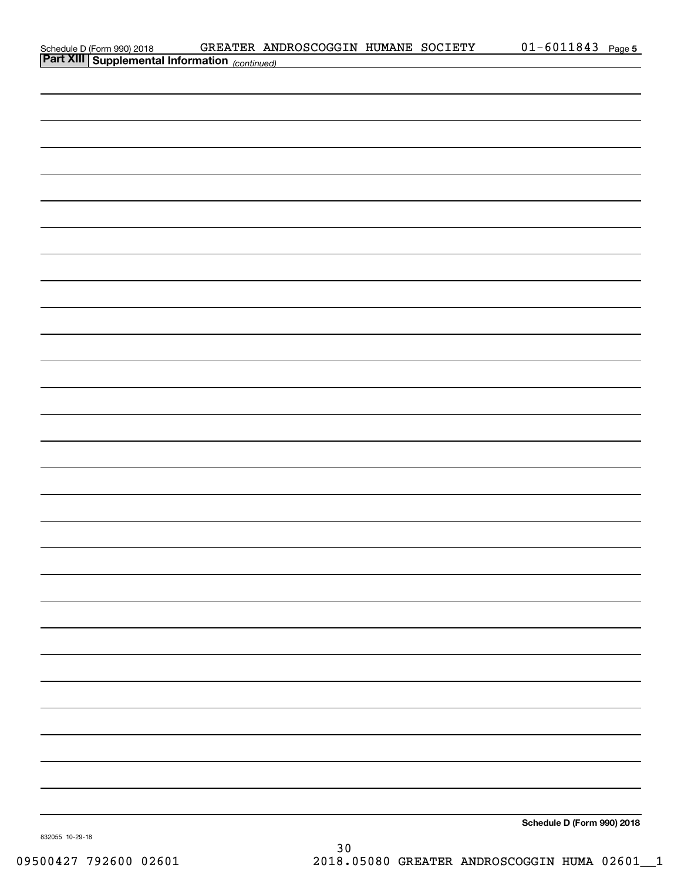Schedule D (Form 990) 2018 GREATER ANDROSCOGGIN HUMANE SOCIETY 01-6011843 Page 5

**Part XIII | Supplemental Information** *(continued)*

**Schedule D (Form 990) 2018**

832055 10-29-18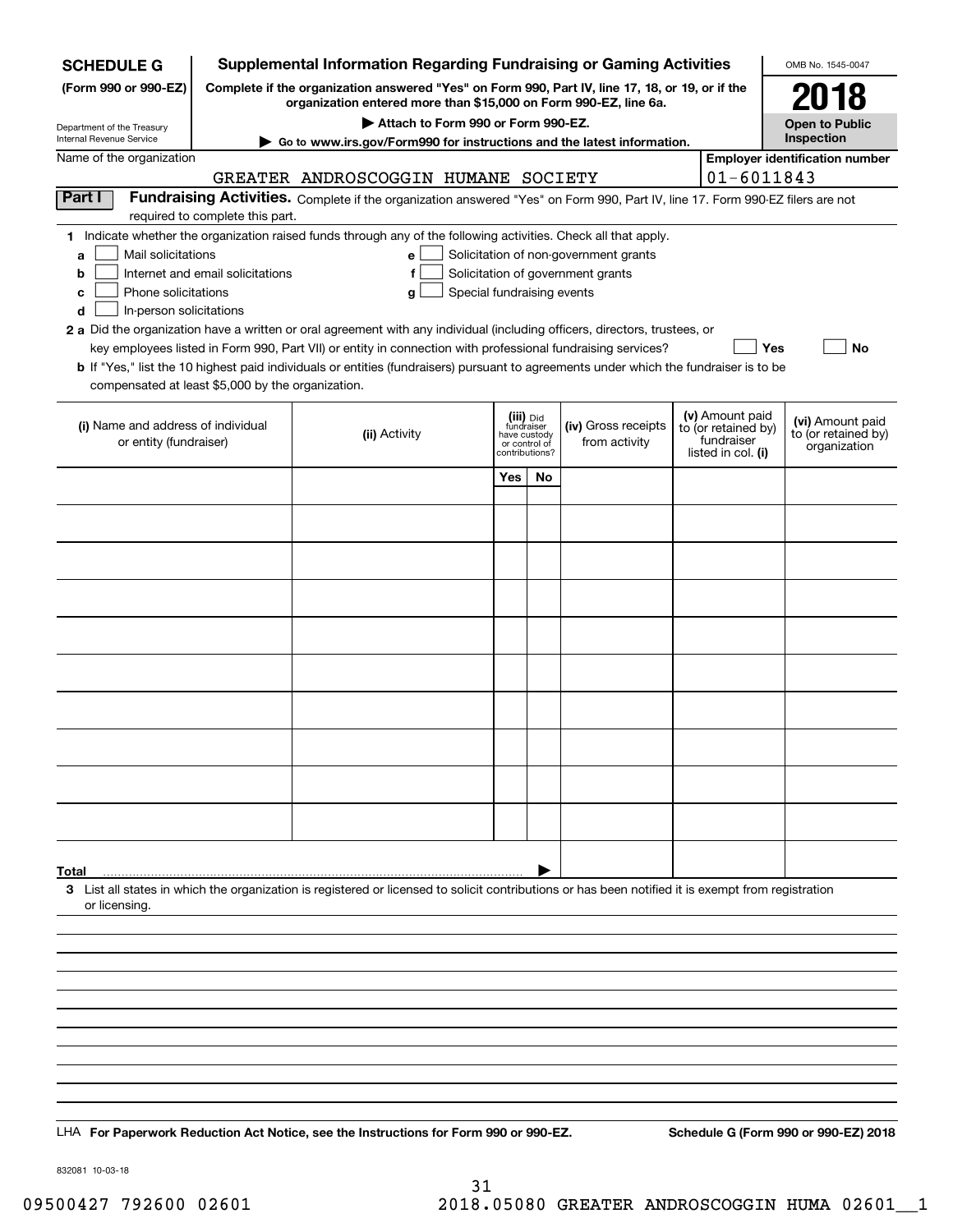**SCHEDULE G**
**(Form 990 or 990-EZ)**

Department of the Treasury
Internal Revenue Service

# Supplemental Information Regarding Fundraising or Gaming Activities

**Complete if the organization answered "Yes" on Form 990, Part IV, line 17, 18, or 19, or if the organization entered more than $15,000 on Form 990-EZ, line 6a.**

▶ **Attach to Form 990 or Form 990-EZ.**

▶ **Go to www.irs.gov/Form990 for instructions and the latest information.**

OMB No. 1545-0047

**2018**

**Open to Public Inspection**

Name of the organization: GREATER ANDROSCOGGIN HUMANE SOCIETY

**Employer identification number:** 01-6011843

## Part I Fundraising Activities.

Complete if the organization answered "Yes" on Form 990, Part IV, line 17. Form 990-EZ filers are not required to complete this part.

**1** Indicate whether the organization raised funds through any of the following activities. Check all that apply.

- **a** ☐ Mail solicitations
- **b** ☐ Internet and email solicitations
- **c** ☐ Phone solicitations
- **d** ☐ In-person solicitations
- **e** ☐ Solicitation of non-government grants
- **f** ☐ Solicitation of government grants
- **g** ☐ Special fundraising events

**2 a** Did the organization have a written or oral agreement with any individual (including officers, directors, trustees, or key employees listed in Form 990, Part VII) or entity in connection with professional fundraising services? ☐ **Yes** ☐ **No**

**b** If "Yes," list the 10 highest paid individuals or entities (fundraisers) pursuant to agreements under which the fundraiser is to be compensated at least $5,000 by the organization.

| (i) Name and address of individual or entity (fundraiser) | (ii) Activity | (iii) Did fundraiser have custody or control of contributions? | | (iv) Gross receipts from activity | (v) Amount paid to (or retained by) fundraiser listed in col. (i) | (vi) Amount paid to (or retained by) organization |
|---|---|---|---|---|---|---|
| | | Yes | No | | | |
| | | | | | | |
| | | | | | | |
| | | | | | | |
| | | | | | | |
| | | | | | | |
| | | | | | | |
| | | | | | | |
| | | | | | | |
| | | | | | | |
| | | | | | | |
| **Total** | | | | | | |

**3** List all states in which the organization is registered or licensed to solicit contributions or has been notified it is exempt from registration or licensing.

LHA **For Paperwork Reduction Act Notice, see the Instructions for Form 990 or 990-EZ.** **Schedule G (Form 990 or 990-EZ) 2018**

832081 10-03-18

09500427 792600 02601 2018.05080 GREATER ANDROSCOGGIN HUMA 02601__1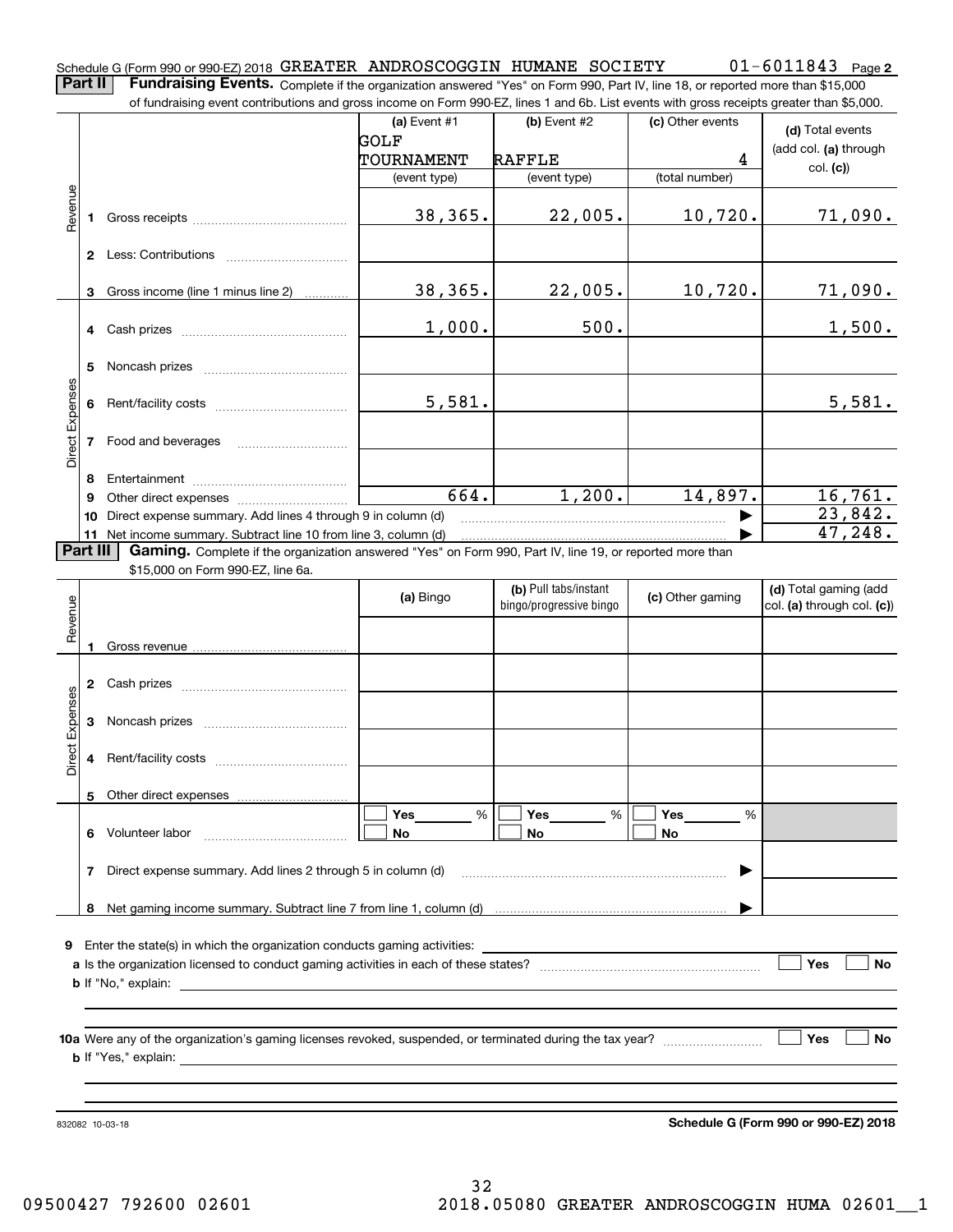Schedule G (Form 990 or 990-EZ) 2018 GREATER ANDROSCOGGIN HUMANE SOCIETY 01-6011843 Page **2**

**Part II** **Fundraising Events.** Complete if the organization answered "Yes" on Form 990, Part IV, line 18, or reported more than $15,000 of fundraising event contributions and gross income on Form 990-EZ, lines 1 and 6b. List events with gross receipts greater than $5,000.

| | | (a) Event #1 GOLF TOURNAMENT (event type) | (b) Event #2 RAFFLE (event type) | (c) Other events 4 (total number) | (d) Total events (add col. (a) through col. (c)) |
|---|---|---|---|---|---|
| Revenue | 1 Gross receipts | 38,365. | 22,005. | 10,720. | 71,090. |
| | 2 Less: Contributions | | | | |
| | 3 Gross income (line 1 minus line 2) | 38,365. | 22,005. | 10,720. | 71,090. |
| Direct Expenses | 4 Cash prizes | 1,000. | 500. | | 1,500. |
| | 5 Noncash prizes | | | | |
| | 6 Rent/facility costs | 5,581. | | | 5,581. |
| | 7 Food and beverages | | | | |
| | 8 Entertainment | | | | |
| | 9 Other direct expenses | 664. | 1,200. | 14,897. | 16,761. |
| | 10 Direct expense summary. Add lines 4 through 9 in column (d) | | | | 23,842. |
| | 11 Net income summary. Subtract line 10 from line 3, column (d) | | | | 47,248. |

**Part III** **Gaming.** Complete if the organization answered "Yes" on Form 990, Part IV, line 19, or reported more than $15,000 on Form 990-EZ, line 6a.

| | | (a) Bingo | (b) Pull tabs/instant bingo/progressive bingo | (c) Other gaming | (d) Total gaming (add col. (a) through col. (c)) |
|---|---|---|---|---|---|
| Revenue | 1 Gross revenue | | | | |
| Direct Expenses | 2 Cash prizes | | | | |
| | 3 Noncash prizes | | | | |
| | 4 Rent/facility costs | | | | |
| | 5 Other direct expenses | | | | |
| | 6 Volunteer labor | ☐ Yes ____ % ☐ No | ☐ Yes ____ % ☐ No | ☐ Yes ____ % ☐ No | |
| | 7 Direct expense summary. Add lines 2 through 5 in column (d) | | | | |
| | 8 Net gaming income summary. Subtract line 7 from line 1, column (d) | | | | |

**9** Enter the state(s) in which the organization conducts gaming activities:

**a** Is the organization licensed to conduct gaming activities in each of these states? ☐ Yes ☐ No

**b** If "No," explain:

**10a** Were any of the organization's gaming licenses revoked, suspended, or terminated during the tax year? ☐ Yes ☐ No

**b** If "Yes," explain:

832082 10-03-18

**Schedule G (Form 990 or 990-EZ) 2018**

09500427 792600 02601 2018.05080 GREATER ANDROSCOGGIN HUMA 02601__1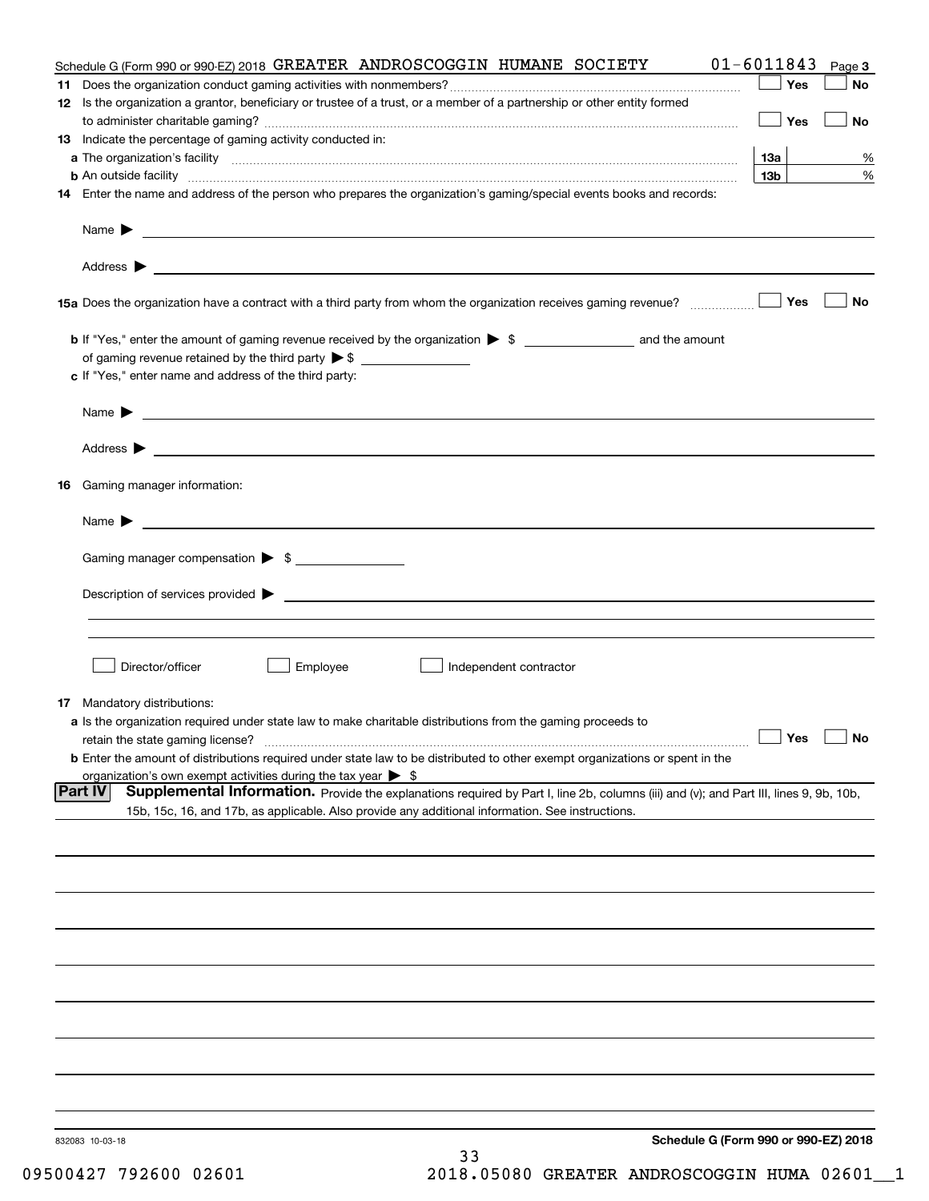Schedule G (Form 990 or 990-EZ) 2018 GREATER ANDROSCOGGIN HUMANE SOCIETY 01-6011843 Page 3

**11** Does the organization conduct gaming activities with nonmembers? ☐ Yes ☐ No

**12** Is the organization a grantor, beneficiary or trustee of a trust, or a member of a partnership or other entity formed to administer charitable gaming? ☐ Yes ☐ No

**13** Indicate the percentage of gaming activity conducted in:

**a** The organization's facility **13a** %

**b** An outside facility **13b** %

**14** Enter the name and address of the person who prepares the organization's gaming/special events books and records:

Name ▶

Address ▶

**15a** Does the organization have a contract with a third party from whom the organization receives gaming revenue? ☐ Yes ☐ No

**b** If "Yes," enter the amount of gaming revenue received by the organization ▶ $ ________ and the amount of gaming revenue retained by the third party ▶ $ ________

**c** If "Yes," enter name and address of the third party:

Name ▶

Address ▶

**16** Gaming manager information:

Name ▶

Gaming manager compensation ▶ $

Description of services provided ▶

☐ Director/officer ☐ Employee ☐ Independent contractor

**17** Mandatory distributions:

**a** Is the organization required under state law to make charitable distributions from the gaming proceeds to retain the state gaming license? ☐ Yes ☐ No

**b** Enter the amount of distributions required under state law to be distributed to other exempt organizations or spent in the organization's own exempt activities during the tax year ▶ $

**Part IV** **Supplemental Information.** Provide the explanations required by Part I, line 2b, columns (iii) and (v); and Part III, lines 9, 9b, 10b, 15b, 15c, 16, and 17b, as applicable. Also provide any additional information. See instructions.

832083 10-03-18

**Schedule G (Form 990 or 990-EZ) 2018**

09500427 792600 02601 2018.05080 GREATER ANDROSCOGGIN HUMA 02601__1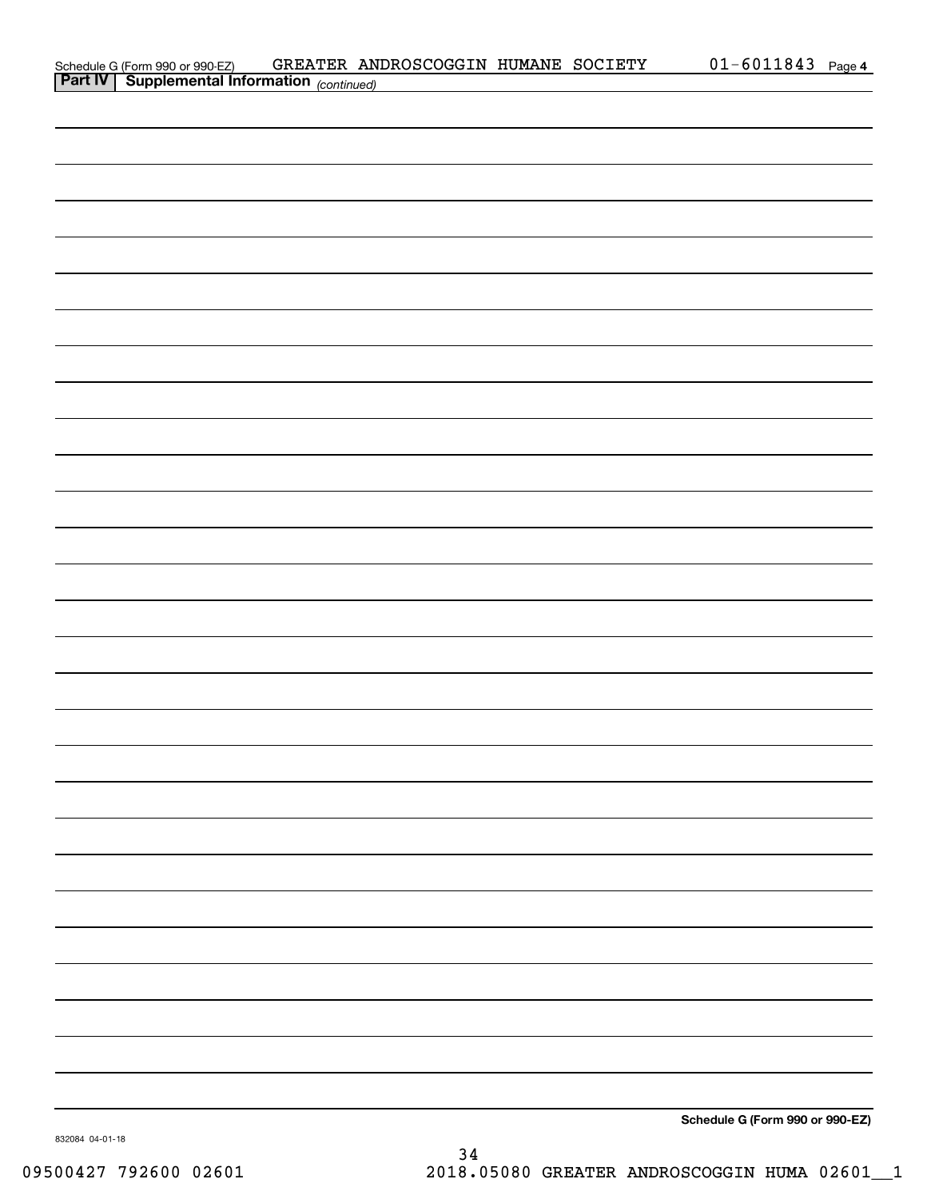Schedule G (Form 990 or 990-EZ) GREATER ANDROSCOGGIN HUMANE SOCIETY 01-6011843 Page 4

**Part IV | Supplemental Information** *(continued)*

**Schedule G (Form 990 or 990-EZ)**

832084 04-01-18

09500427 792600 02601 2018.05080 GREATER ANDROSCOGGIN HUMA 02601__1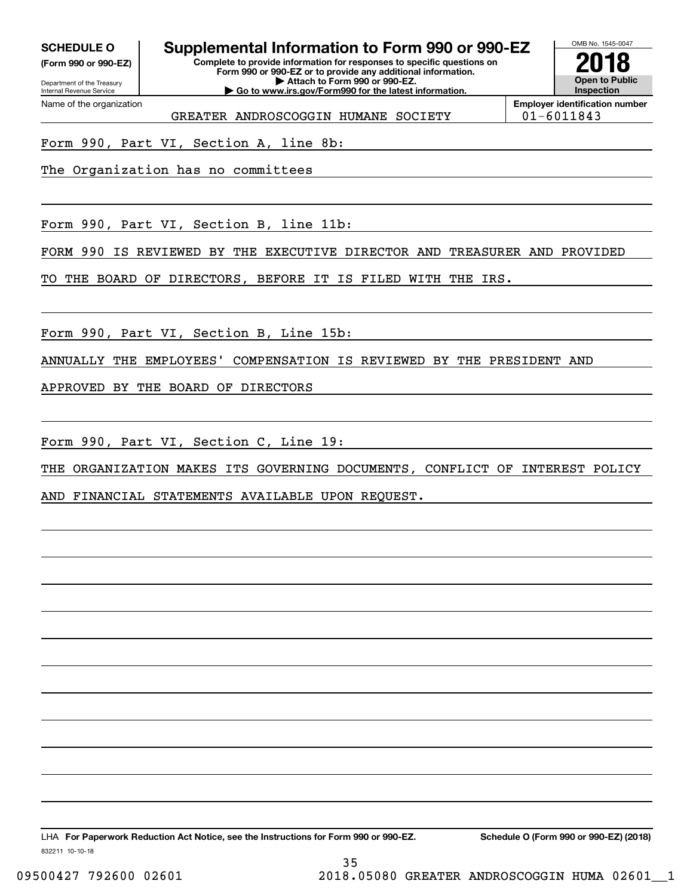**SCHEDULE O**
**(Form 990 or 990-EZ)**

Department of the Treasury
Internal Revenue Service

# Supplemental Information to Form 990 or 990-EZ

**Complete to provide information for responses to specific questions on Form 990 or 990-EZ or to provide any additional information.**
**▶ Attach to Form 990 or 990-EZ.**
**▶ Go to www.irs.gov/Form990 for the latest information.**

OMB No. 1545-0047
**2018**
**Open to Public Inspection**

Name of the organization: GREATER ANDROSCOGGIN HUMANE SOCIETY
**Employer identification number:** 01-6011843

Form 990, Part VI, Section A, line 8b:

The Organization has no committees

Form 990, Part VI, Section B, line 11b:

FORM 990 IS REVIEWED BY THE EXECUTIVE DIRECTOR AND TREASURER AND PROVIDED TO THE BOARD OF DIRECTORS, BEFORE IT IS FILED WITH THE IRS.

Form 990, Part VI, Section B, Line 15b:

ANNUALLY THE EMPLOYEES' COMPENSATION IS REVIEWED BY THE PRESIDENT AND APPROVED BY THE BOARD OF DIRECTORS

Form 990, Part VI, Section C, Line 19:

THE ORGANIZATION MAKES ITS GOVERNING DOCUMENTS, CONFLICT OF INTEREST POLICY AND FINANCIAL STATEMENTS AVAILABLE UPON REQUEST.

LHA **For Paperwork Reduction Act Notice, see the Instructions for Form 990 or 990-EZ.** **Schedule O (Form 990 or 990-EZ) (2018)**

832211 10-10-18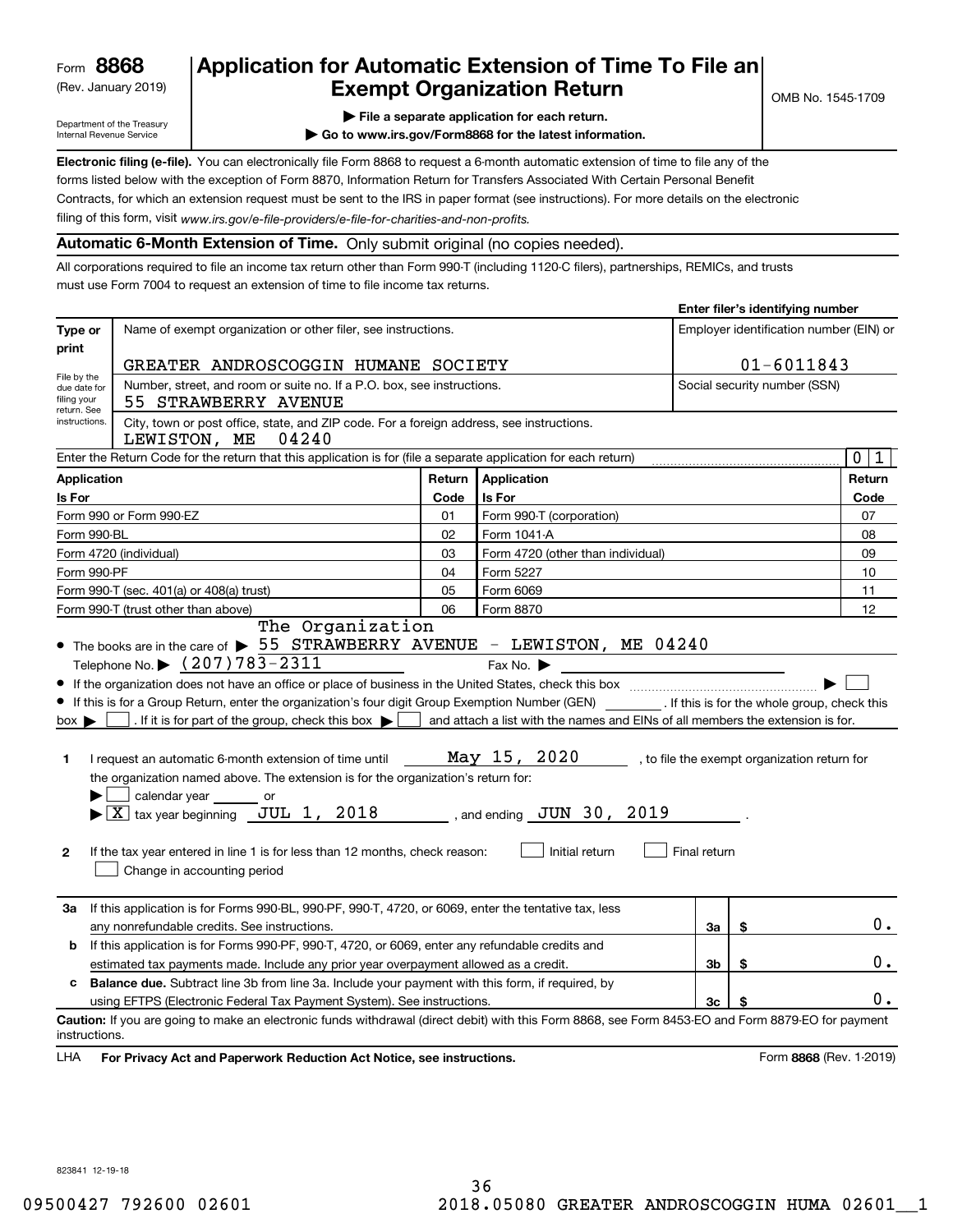Form **8868**
(Rev. January 2019)

Department of the Treasury
Internal Revenue Service

# Application for Automatic Extension of Time To File an Exempt Organization Return

▶ File a separate application for each return.

▶ Go to www.irs.gov/Form8868 for the latest information.

OMB No. 1545-1709

**Electronic filing (e-file).** You can electronically file Form 8868 to request a 6-month automatic extension of time to file any of the forms listed below with the exception of Form 8870, Information Return for Transfers Associated With Certain Personal Benefit Contracts, for which an extension request must be sent to the IRS in paper format (see instructions). For more details on the electronic filing of this form, visit *www.irs.gov/e-file-providers/e-file-for-charities-and-non-profits.*

**Automatic 6-Month Extension of Time.** Only submit original (no copies needed).

All corporations required to file an income tax return other than Form 990-T (including 1120-C filers), partnerships, REMICs, and trusts must use Form 7004 to request an extension of time to file income tax returns.

| | | Enter filer's identifying number |
|---|---|---|
| **Type or print** | Name of exempt organization or other filer, see instructions. GREATER ANDROSCOGGIN HUMANE SOCIETY | Employer identification number (EIN) or 01-6011843 |
| File by the due date for filing your return. See instructions. | Number, street, and room or suite no. If a P.O. box, see instructions. 55 STRAWBERRY AVENUE | Social security number (SSN) |
| | City, town or post office, state, and ZIP code. For a foreign address, see instructions. LEWISTON, ME 04240 | |

Enter the Return Code for the return that this application is for (file a separate application for each return) .......... 0 1

| Application Is For | Return Code | Application Is For | Return Code |
|---|---|---|---|
| Form 990 or Form 990-EZ | 01 | Form 990-T (corporation) | 07 |
| Form 990-BL | 02 | Form 1041-A | 08 |
| Form 4720 (individual) | 03 | Form 4720 (other than individual) | 09 |
| Form 990-PF | 04 | Form 5227 | 10 |
| Form 990-T (sec. 401(a) or 408(a) trust) | 05 | Form 6069 | 11 |
| Form 990-T (trust other than above) | 06 | Form 8870 | 12 |

- The books are in the care of ▶ The Organization 55 STRAWBERRY AVENUE - LEWISTON, ME 04240
  Telephone No. ▶ (207)783-2311 Fax No. ▶
- If the organization does not have an office or place of business in the United States, check this box ▶ ☐
- If this is for a Group Return, enter the organization's four digit Group Exemption Number (GEN) ______ . If this is for the whole group, check this box ▶ ☐ . If it is for part of the group, check this box ▶ ☐ and attach a list with the names and EINs of all members the extension is for.

**1** I request an automatic 6-month extension of time until May 15, 2020 , to file the exempt organization return for the organization named above. The extension is for the organization's return for:
▶ ☐ calendar year ______ or
▶ ☒ tax year beginning JUL 1, 2018 , and ending JUN 30, 2019 .

**2** If the tax year entered in line 1 is for less than 12 months, check reason: ☐ Initial return ☐ Final return
☐ Change in accounting period

| | | | | |
|---|---|---|---|---|
| **3a** | If this application is for Forms 990-BL, 990-PF, 990-T, 4720, or 6069, enter the tentative tax, less any nonrefundable credits. See instructions. | 3a | $ | 0. |
| **b** | If this application is for Forms 990-PF, 990-T, 4720, or 6069, enter any refundable credits and estimated tax payments made. Include any prior year overpayment allowed as a credit. | 3b | $ | 0. |
| **c** | **Balance due.** Subtract line 3b from line 3a. Include your payment with this form, if required, by using EFTPS (Electronic Federal Tax Payment System). See instructions. | 3c | $ | 0. |

**Caution:** If you are going to make an electronic funds withdrawal (direct debit) with this Form 8868, see Form 8453-EO and Form 8879-EO for payment instructions.

LHA **For Privacy Act and Paperwork Reduction Act Notice, see instructions.** Form **8868** (Rev. 1-2019)

823841 12-19-18

09500427 792600 02601 2018.05080 GREATER ANDROSCOGGIN HUMA 02601__1